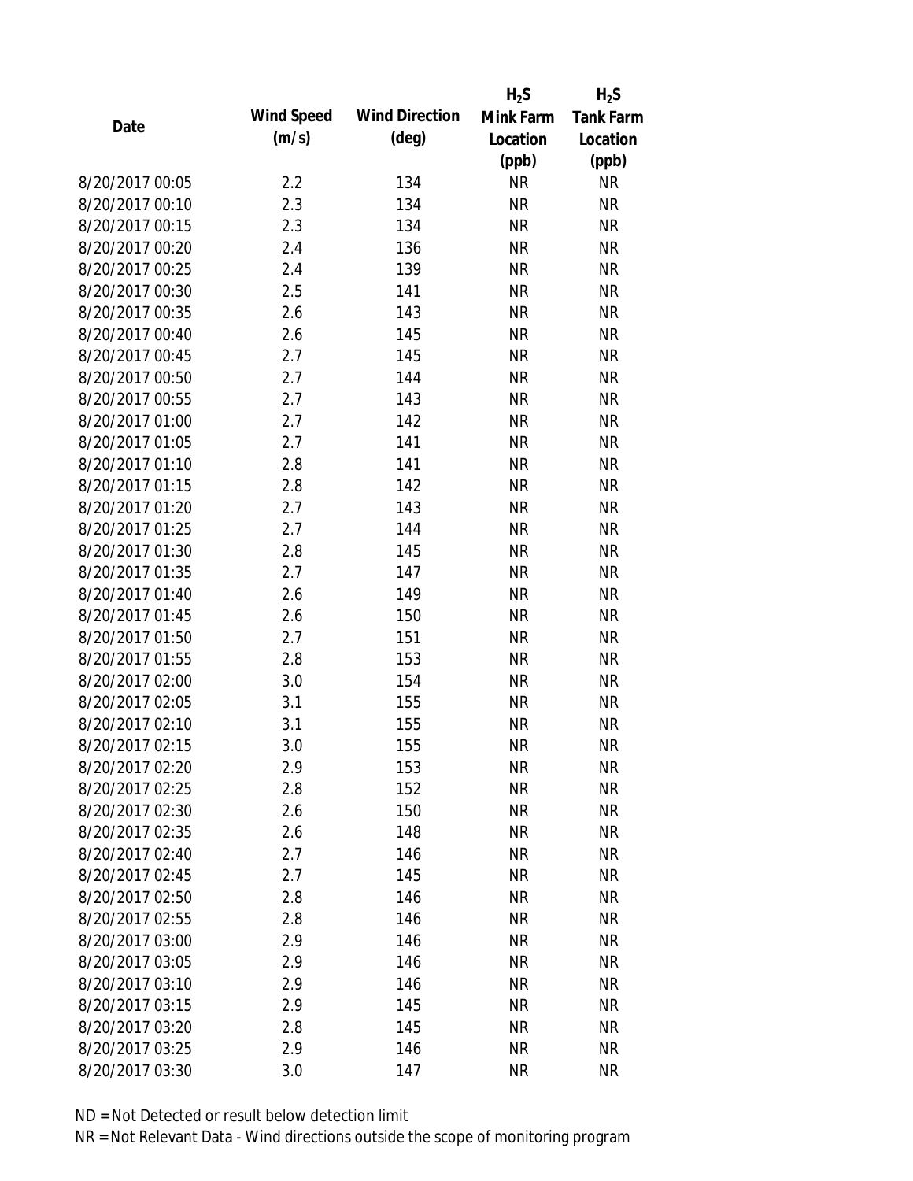| Date | Wind Speed (m/s) | Wind Direction (deg) | $H_2S$ Mink Farm Location (ppb) | $H_2S$ Tank Farm Location (ppb) |
| --- | --- | --- | --- | --- |
| 8/20/2017 00:05 | 2.2 | 134 | NR | NR |
| 8/20/2017 00:10 | 2.3 | 134 | NR | NR |
| 8/20/2017 00:15 | 2.3 | 134 | NR | NR |
| 8/20/2017 00:20 | 2.4 | 136 | NR | NR |
| 8/20/2017 00:25 | 2.4 | 139 | NR | NR |
| 8/20/2017 00:30 | 2.5 | 141 | NR | NR |
| 8/20/2017 00:35 | 2.6 | 143 | NR | NR |
| 8/20/2017 00:40 | 2.6 | 145 | NR | NR |
| 8/20/2017 00:45 | 2.7 | 145 | NR | NR |
| 8/20/2017 00:50 | 2.7 | 144 | NR | NR |
| 8/20/2017 00:55 | 2.7 | 143 | NR | NR |
| 8/20/2017 01:00 | 2.7 | 142 | NR | NR |
| 8/20/2017 01:05 | 2.7 | 141 | NR | NR |
| 8/20/2017 01:10 | 2.8 | 141 | NR | NR |
| 8/20/2017 01:15 | 2.8 | 142 | NR | NR |
| 8/20/2017 01:20 | 2.7 | 143 | NR | NR |
| 8/20/2017 01:25 | 2.7 | 144 | NR | NR |
| 8/20/2017 01:30 | 2.8 | 145 | NR | NR |
| 8/20/2017 01:35 | 2.7 | 147 | NR | NR |
| 8/20/2017 01:40 | 2.6 | 149 | NR | NR |
| 8/20/2017 01:45 | 2.6 | 150 | NR | NR |
| 8/20/2017 01:50 | 2.7 | 151 | NR | NR |
| 8/20/2017 01:55 | 2.8 | 153 | NR | NR |
| 8/20/2017 02:00 | 3.0 | 154 | NR | NR |
| 8/20/2017 02:05 | 3.1 | 155 | NR | NR |
| 8/20/2017 02:10 | 3.1 | 155 | NR | NR |
| 8/20/2017 02:15 | 3.0 | 155 | NR | NR |
| 8/20/2017 02:20 | 2.9 | 153 | NR | NR |
| 8/20/2017 02:25 | 2.8 | 152 | NR | NR |
| 8/20/2017 02:30 | 2.6 | 150 | NR | NR |
| 8/20/2017 02:35 | 2.6 | 148 | NR | NR |
| 8/20/2017 02:40 | 2.7 | 146 | NR | NR |
| 8/20/2017 02:45 | 2.7 | 145 | NR | NR |
| 8/20/2017 02:50 | 2.8 | 146 | NR | NR |
| 8/20/2017 02:55 | 2.8 | 146 | NR | NR |
| 8/20/2017 03:00 | 2.9 | 146 | NR | NR |
| 8/20/2017 03:05 | 2.9 | 146 | NR | NR |
| 8/20/2017 03:10 | 2.9 | 146 | NR | NR |
| 8/20/2017 03:15 | 2.9 | 145 | NR | NR |
| 8/20/2017 03:20 | 2.8 | 145 | NR | NR |
| 8/20/2017 03:25 | 2.9 | 146 | NR | NR |
| 8/20/2017 03:30 | 3.0 | 147 | NR | NR |

ND = Not Detected or result below detection limit

NR = Not Relevant Data - Wind directions outside the scope of monitoring program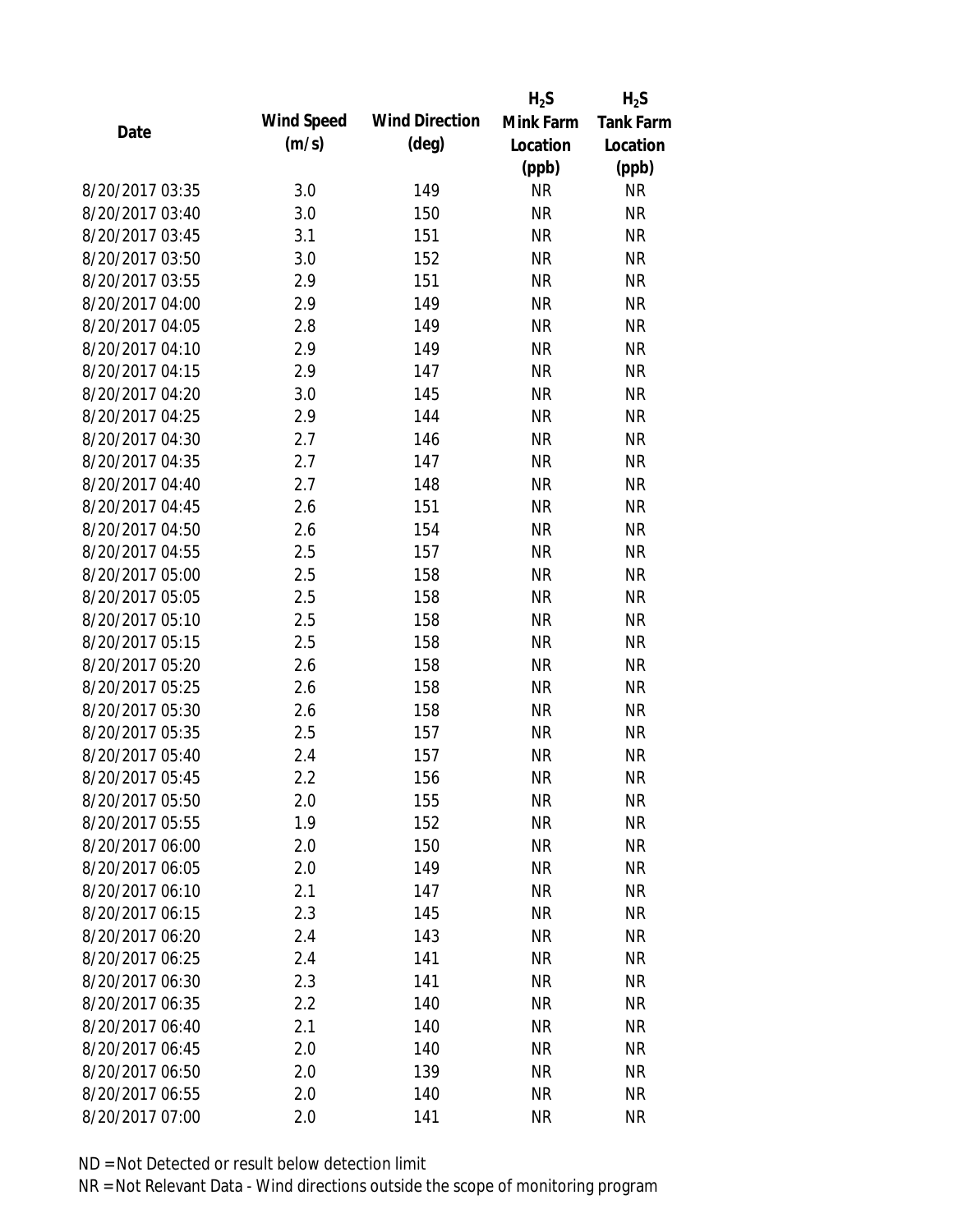| Date | Wind Speed (m/s) | Wind Direction (deg) | $H_2S$ Mink Farm Location (ppb) | $H_2S$ Tank Farm Location (ppb) |
|---|---|---|---|---|
| 8/20/2017 03:35 | 3.0 | 149 | NR | NR |
| 8/20/2017 03:40 | 3.0 | 150 | NR | NR |
| 8/20/2017 03:45 | 3.1 | 151 | NR | NR |
| 8/20/2017 03:50 | 3.0 | 152 | NR | NR |
| 8/20/2017 03:55 | 2.9 | 151 | NR | NR |
| 8/20/2017 04:00 | 2.9 | 149 | NR | NR |
| 8/20/2017 04:05 | 2.8 | 149 | NR | NR |
| 8/20/2017 04:10 | 2.9 | 149 | NR | NR |
| 8/20/2017 04:15 | 2.9 | 147 | NR | NR |
| 8/20/2017 04:20 | 3.0 | 145 | NR | NR |
| 8/20/2017 04:25 | 2.9 | 144 | NR | NR |
| 8/20/2017 04:30 | 2.7 | 146 | NR | NR |
| 8/20/2017 04:35 | 2.7 | 147 | NR | NR |
| 8/20/2017 04:40 | 2.7 | 148 | NR | NR |
| 8/20/2017 04:45 | 2.6 | 151 | NR | NR |
| 8/20/2017 04:50 | 2.6 | 154 | NR | NR |
| 8/20/2017 04:55 | 2.5 | 157 | NR | NR |
| 8/20/2017 05:00 | 2.5 | 158 | NR | NR |
| 8/20/2017 05:05 | 2.5 | 158 | NR | NR |
| 8/20/2017 05:10 | 2.5 | 158 | NR | NR |
| 8/20/2017 05:15 | 2.5 | 158 | NR | NR |
| 8/20/2017 05:20 | 2.6 | 158 | NR | NR |
| 8/20/2017 05:25 | 2.6 | 158 | NR | NR |
| 8/20/2017 05:30 | 2.6 | 158 | NR | NR |
| 8/20/2017 05:35 | 2.5 | 157 | NR | NR |
| 8/20/2017 05:40 | 2.4 | 157 | NR | NR |
| 8/20/2017 05:45 | 2.2 | 156 | NR | NR |
| 8/20/2017 05:50 | 2.0 | 155 | NR | NR |
| 8/20/2017 05:55 | 1.9 | 152 | NR | NR |
| 8/20/2017 06:00 | 2.0 | 150 | NR | NR |
| 8/20/2017 06:05 | 2.0 | 149 | NR | NR |
| 8/20/2017 06:10 | 2.1 | 147 | NR | NR |
| 8/20/2017 06:15 | 2.3 | 145 | NR | NR |
| 8/20/2017 06:20 | 2.4 | 143 | NR | NR |
| 8/20/2017 06:25 | 2.4 | 141 | NR | NR |
| 8/20/2017 06:30 | 2.3 | 141 | NR | NR |
| 8/20/2017 06:35 | 2.2 | 140 | NR | NR |
| 8/20/2017 06:40 | 2.1 | 140 | NR | NR |
| 8/20/2017 06:45 | 2.0 | 140 | NR | NR |
| 8/20/2017 06:50 | 2.0 | 139 | NR | NR |
| 8/20/2017 06:55 | 2.0 | 140 | NR | NR |
| 8/20/2017 07:00 | 2.0 | 141 | NR | NR |

ND = Not Detected or result below detection limit

NR = Not Relevant Data - Wind directions outside the scope of monitoring program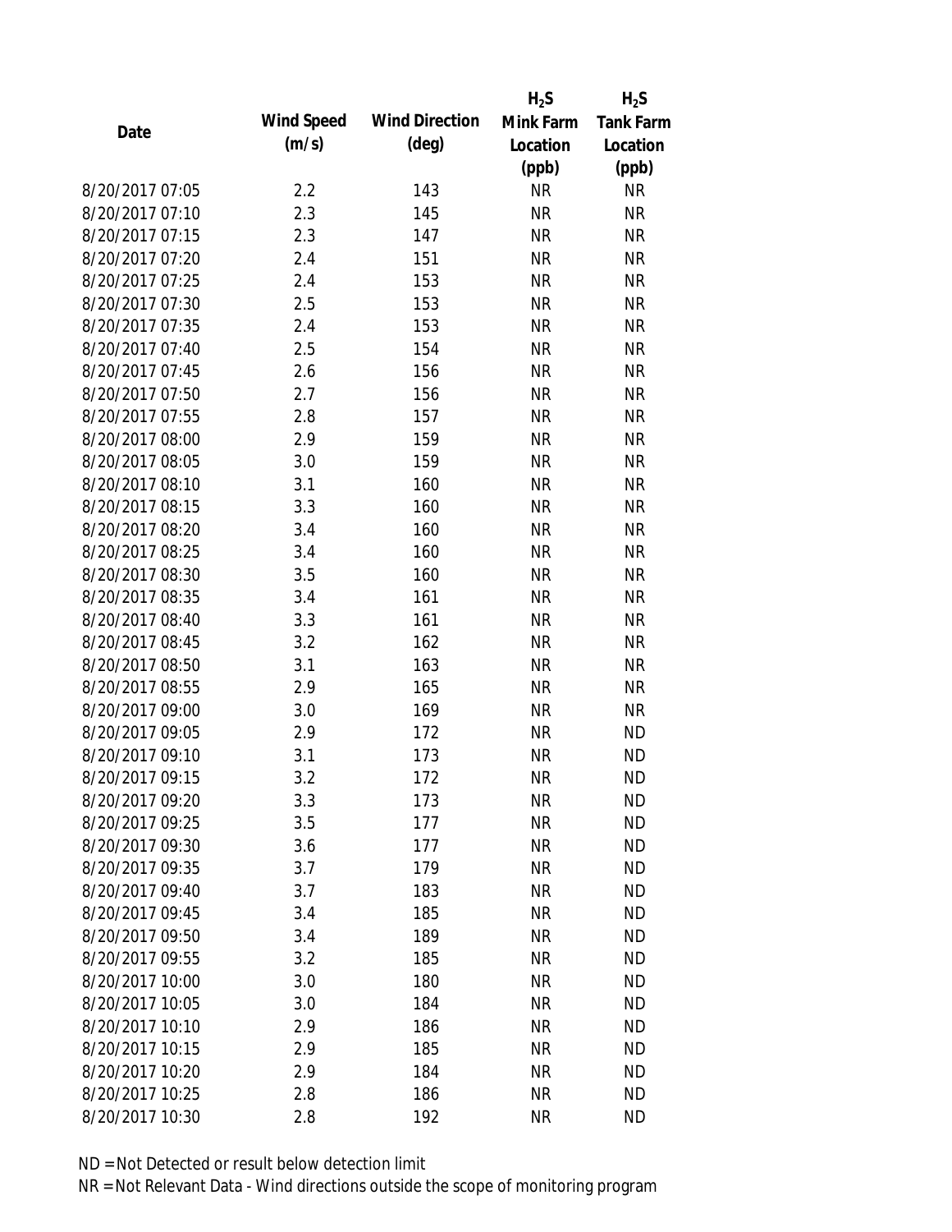| Date | Wind Speed (m/s) | Wind Direction (deg) | $H_2S$ Mink Farm Location (ppb) | $H_2S$ Tank Farm Location (ppb) |
|---|---|---|---|---|
| 8/20/2017 07:05 | 2.2 | 143 | NR | NR |
| 8/20/2017 07:10 | 2.3 | 145 | NR | NR |
| 8/20/2017 07:15 | 2.3 | 147 | NR | NR |
| 8/20/2017 07:20 | 2.4 | 151 | NR | NR |
| 8/20/2017 07:25 | 2.4 | 153 | NR | NR |
| 8/20/2017 07:30 | 2.5 | 153 | NR | NR |
| 8/20/2017 07:35 | 2.4 | 153 | NR | NR |
| 8/20/2017 07:40 | 2.5 | 154 | NR | NR |
| 8/20/2017 07:45 | 2.6 | 156 | NR | NR |
| 8/20/2017 07:50 | 2.7 | 156 | NR | NR |
| 8/20/2017 07:55 | 2.8 | 157 | NR | NR |
| 8/20/2017 08:00 | 2.9 | 159 | NR | NR |
| 8/20/2017 08:05 | 3.0 | 159 | NR | NR |
| 8/20/2017 08:10 | 3.1 | 160 | NR | NR |
| 8/20/2017 08:15 | 3.3 | 160 | NR | NR |
| 8/20/2017 08:20 | 3.4 | 160 | NR | NR |
| 8/20/2017 08:25 | 3.4 | 160 | NR | NR |
| 8/20/2017 08:30 | 3.5 | 160 | NR | NR |
| 8/20/2017 08:35 | 3.4 | 161 | NR | NR |
| 8/20/2017 08:40 | 3.3 | 161 | NR | NR |
| 8/20/2017 08:45 | 3.2 | 162 | NR | NR |
| 8/20/2017 08:50 | 3.1 | 163 | NR | NR |
| 8/20/2017 08:55 | 2.9 | 165 | NR | NR |
| 8/20/2017 09:00 | 3.0 | 169 | NR | NR |
| 8/20/2017 09:05 | 2.9 | 172 | NR | ND |
| 8/20/2017 09:10 | 3.1 | 173 | NR | ND |
| 8/20/2017 09:15 | 3.2 | 172 | NR | ND |
| 8/20/2017 09:20 | 3.3 | 173 | NR | ND |
| 8/20/2017 09:25 | 3.5 | 177 | NR | ND |
| 8/20/2017 09:30 | 3.6 | 177 | NR | ND |
| 8/20/2017 09:35 | 3.7 | 179 | NR | ND |
| 8/20/2017 09:40 | 3.7 | 183 | NR | ND |
| 8/20/2017 09:45 | 3.4 | 185 | NR | ND |
| 8/20/2017 09:50 | 3.4 | 189 | NR | ND |
| 8/20/2017 09:55 | 3.2 | 185 | NR | ND |
| 8/20/2017 10:00 | 3.0 | 180 | NR | ND |
| 8/20/2017 10:05 | 3.0 | 184 | NR | ND |
| 8/20/2017 10:10 | 2.9 | 186 | NR | ND |
| 8/20/2017 10:15 | 2.9 | 185 | NR | ND |
| 8/20/2017 10:20 | 2.9 | 184 | NR | ND |
| 8/20/2017 10:25 | 2.8 | 186 | NR | ND |
| 8/20/2017 10:30 | 2.8 | 192 | NR | ND |

ND = Not Detected or result below detection limit

NR = Not Relevant Data - Wind directions outside the scope of monitoring program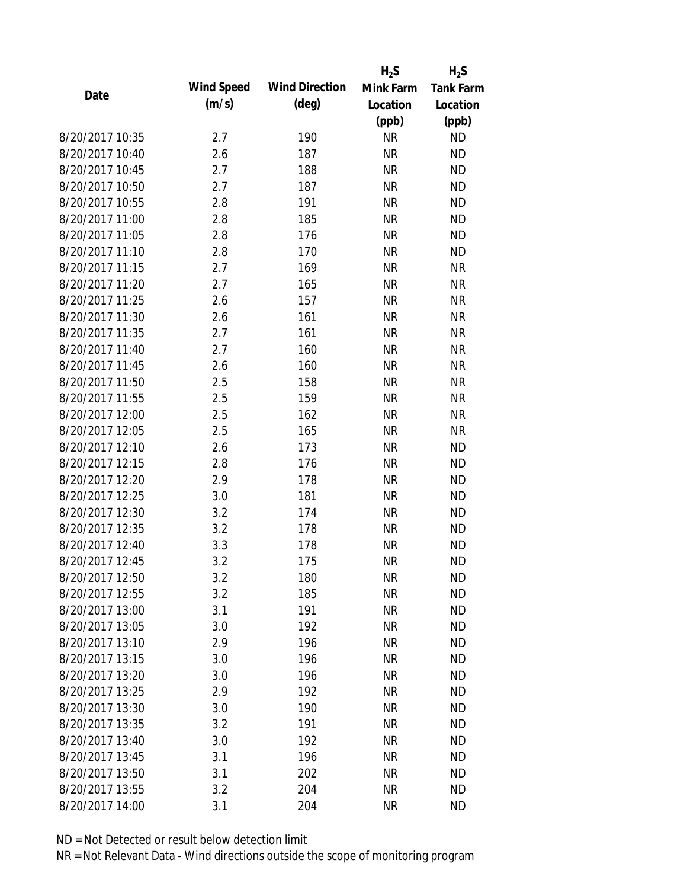| Date | Wind Speed (m/s) | Wind Direction (deg) | $H_2S$ Mink Farm Location (ppb) | $H_2S$ Tank Farm Location (ppb) |
|---|---|---|---|---|
| 8/20/2017 10:35 | 2.7 | 190 | NR | ND |
| 8/20/2017 10:40 | 2.6 | 187 | NR | ND |
| 8/20/2017 10:45 | 2.7 | 188 | NR | ND |
| 8/20/2017 10:50 | 2.7 | 187 | NR | ND |
| 8/20/2017 10:55 | 2.8 | 191 | NR | ND |
| 8/20/2017 11:00 | 2.8 | 185 | NR | ND |
| 8/20/2017 11:05 | 2.8 | 176 | NR | ND |
| 8/20/2017 11:10 | 2.8 | 170 | NR | ND |
| 8/20/2017 11:15 | 2.7 | 169 | NR | NR |
| 8/20/2017 11:20 | 2.7 | 165 | NR | NR |
| 8/20/2017 11:25 | 2.6 | 157 | NR | NR |
| 8/20/2017 11:30 | 2.6 | 161 | NR | NR |
| 8/20/2017 11:35 | 2.7 | 161 | NR | NR |
| 8/20/2017 11:40 | 2.7 | 160 | NR | NR |
| 8/20/2017 11:45 | 2.6 | 160 | NR | NR |
| 8/20/2017 11:50 | 2.5 | 158 | NR | NR |
| 8/20/2017 11:55 | 2.5 | 159 | NR | NR |
| 8/20/2017 12:00 | 2.5 | 162 | NR | NR |
| 8/20/2017 12:05 | 2.5 | 165 | NR | NR |
| 8/20/2017 12:10 | 2.6 | 173 | NR | ND |
| 8/20/2017 12:15 | 2.8 | 176 | NR | ND |
| 8/20/2017 12:20 | 2.9 | 178 | NR | ND |
| 8/20/2017 12:25 | 3.0 | 181 | NR | ND |
| 8/20/2017 12:30 | 3.2 | 174 | NR | ND |
| 8/20/2017 12:35 | 3.2 | 178 | NR | ND |
| 8/20/2017 12:40 | 3.3 | 178 | NR | ND |
| 8/20/2017 12:45 | 3.2 | 175 | NR | ND |
| 8/20/2017 12:50 | 3.2 | 180 | NR | ND |
| 8/20/2017 12:55 | 3.2 | 185 | NR | ND |
| 8/20/2017 13:00 | 3.1 | 191 | NR | ND |
| 8/20/2017 13:05 | 3.0 | 192 | NR | ND |
| 8/20/2017 13:10 | 2.9 | 196 | NR | ND |
| 8/20/2017 13:15 | 3.0 | 196 | NR | ND |
| 8/20/2017 13:20 | 3.0 | 196 | NR | ND |
| 8/20/2017 13:25 | 2.9 | 192 | NR | ND |
| 8/20/2017 13:30 | 3.0 | 190 | NR | ND |
| 8/20/2017 13:35 | 3.2 | 191 | NR | ND |
| 8/20/2017 13:40 | 3.0 | 192 | NR | ND |
| 8/20/2017 13:45 | 3.1 | 196 | NR | ND |
| 8/20/2017 13:50 | 3.1 | 202 | NR | ND |
| 8/20/2017 13:55 | 3.2 | 204 | NR | ND |
| 8/20/2017 14:00 | 3.1 | 204 | NR | ND |

ND = Not Detected or result below detection limit

NR = Not Relevant Data - Wind directions outside the scope of monitoring program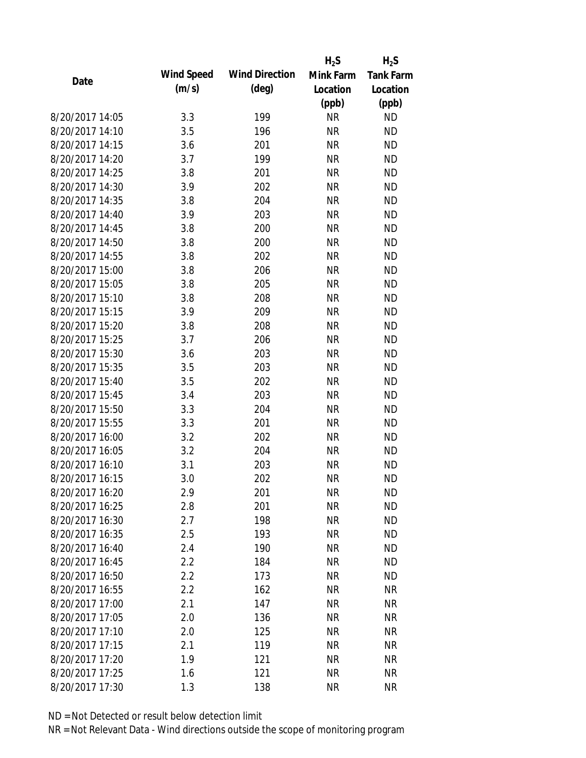| Date | Wind Speed (m/s) | Wind Direction (deg) | $H_2S$ Mink Farm Location (ppb) | $H_2S$ Tank Farm Location (ppb) |
|---|---|---|---|---|
| 8/20/2017 14:05 | 3.3 | 199 | NR | ND |
| 8/20/2017 14:10 | 3.5 | 196 | NR | ND |
| 8/20/2017 14:15 | 3.6 | 201 | NR | ND |
| 8/20/2017 14:20 | 3.7 | 199 | NR | ND |
| 8/20/2017 14:25 | 3.8 | 201 | NR | ND |
| 8/20/2017 14:30 | 3.9 | 202 | NR | ND |
| 8/20/2017 14:35 | 3.8 | 204 | NR | ND |
| 8/20/2017 14:40 | 3.9 | 203 | NR | ND |
| 8/20/2017 14:45 | 3.8 | 200 | NR | ND |
| 8/20/2017 14:50 | 3.8 | 200 | NR | ND |
| 8/20/2017 14:55 | 3.8 | 202 | NR | ND |
| 8/20/2017 15:00 | 3.8 | 206 | NR | ND |
| 8/20/2017 15:05 | 3.8 | 205 | NR | ND |
| 8/20/2017 15:10 | 3.8 | 208 | NR | ND |
| 8/20/2017 15:15 | 3.9 | 209 | NR | ND |
| 8/20/2017 15:20 | 3.8 | 208 | NR | ND |
| 8/20/2017 15:25 | 3.7 | 206 | NR | ND |
| 8/20/2017 15:30 | 3.6 | 203 | NR | ND |
| 8/20/2017 15:35 | 3.5 | 203 | NR | ND |
| 8/20/2017 15:40 | 3.5 | 202 | NR | ND |
| 8/20/2017 15:45 | 3.4 | 203 | NR | ND |
| 8/20/2017 15:50 | 3.3 | 204 | NR | ND |
| 8/20/2017 15:55 | 3.3 | 201 | NR | ND |
| 8/20/2017 16:00 | 3.2 | 202 | NR | ND |
| 8/20/2017 16:05 | 3.2 | 204 | NR | ND |
| 8/20/2017 16:10 | 3.1 | 203 | NR | ND |
| 8/20/2017 16:15 | 3.0 | 202 | NR | ND |
| 8/20/2017 16:20 | 2.9 | 201 | NR | ND |
| 8/20/2017 16:25 | 2.8 | 201 | NR | ND |
| 8/20/2017 16:30 | 2.7 | 198 | NR | ND |
| 8/20/2017 16:35 | 2.5 | 193 | NR | ND |
| 8/20/2017 16:40 | 2.4 | 190 | NR | ND |
| 8/20/2017 16:45 | 2.2 | 184 | NR | ND |
| 8/20/2017 16:50 | 2.2 | 173 | NR | ND |
| 8/20/2017 16:55 | 2.2 | 162 | NR | NR |
| 8/20/2017 17:00 | 2.1 | 147 | NR | NR |
| 8/20/2017 17:05 | 2.0 | 136 | NR | NR |
| 8/20/2017 17:10 | 2.0 | 125 | NR | NR |
| 8/20/2017 17:15 | 2.1 | 119 | NR | NR |
| 8/20/2017 17:20 | 1.9 | 121 | NR | NR |
| 8/20/2017 17:25 | 1.6 | 121 | NR | NR |
| 8/20/2017 17:30 | 1.3 | 138 | NR | NR |

ND = Not Detected or result below detection limit

NR = Not Relevant Data - Wind directions outside the scope of monitoring program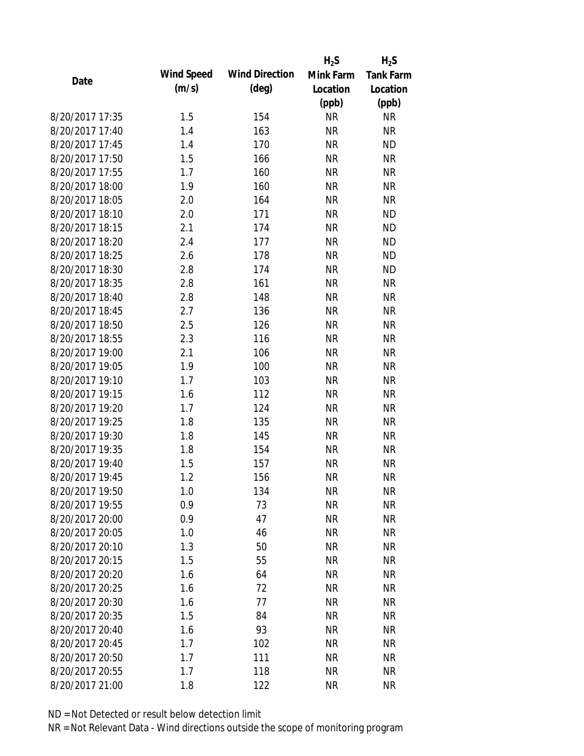| Date | Wind Speed (m/s) | Wind Direction (deg) | $H_2S$ Mink Farm Location (ppb) | $H_2S$ Tank Farm Location (ppb) |
|---|---|---|---|---|
| 8/20/2017 17:35 | 1.5 | 154 | NR | NR |
| 8/20/2017 17:40 | 1.4 | 163 | NR | NR |
| 8/20/2017 17:45 | 1.4 | 170 | NR | ND |
| 8/20/2017 17:50 | 1.5 | 166 | NR | NR |
| 8/20/2017 17:55 | 1.7 | 160 | NR | NR |
| 8/20/2017 18:00 | 1.9 | 160 | NR | NR |
| 8/20/2017 18:05 | 2.0 | 164 | NR | NR |
| 8/20/2017 18:10 | 2.0 | 171 | NR | ND |
| 8/20/2017 18:15 | 2.1 | 174 | NR | ND |
| 8/20/2017 18:20 | 2.4 | 177 | NR | ND |
| 8/20/2017 18:25 | 2.6 | 178 | NR | ND |
| 8/20/2017 18:30 | 2.8 | 174 | NR | ND |
| 8/20/2017 18:35 | 2.8 | 161 | NR | NR |
| 8/20/2017 18:40 | 2.8 | 148 | NR | NR |
| 8/20/2017 18:45 | 2.7 | 136 | NR | NR |
| 8/20/2017 18:50 | 2.5 | 126 | NR | NR |
| 8/20/2017 18:55 | 2.3 | 116 | NR | NR |
| 8/20/2017 19:00 | 2.1 | 106 | NR | NR |
| 8/20/2017 19:05 | 1.9 | 100 | NR | NR |
| 8/20/2017 19:10 | 1.7 | 103 | NR | NR |
| 8/20/2017 19:15 | 1.6 | 112 | NR | NR |
| 8/20/2017 19:20 | 1.7 | 124 | NR | NR |
| 8/20/2017 19:25 | 1.8 | 135 | NR | NR |
| 8/20/2017 19:30 | 1.8 | 145 | NR | NR |
| 8/20/2017 19:35 | 1.8 | 154 | NR | NR |
| 8/20/2017 19:40 | 1.5 | 157 | NR | NR |
| 8/20/2017 19:45 | 1.2 | 156 | NR | NR |
| 8/20/2017 19:50 | 1.0 | 134 | NR | NR |
| 8/20/2017 19:55 | 0.9 | 73 | NR | NR |
| 8/20/2017 20:00 | 0.9 | 47 | NR | NR |
| 8/20/2017 20:05 | 1.0 | 46 | NR | NR |
| 8/20/2017 20:10 | 1.3 | 50 | NR | NR |
| 8/20/2017 20:15 | 1.5 | 55 | NR | NR |
| 8/20/2017 20:20 | 1.6 | 64 | NR | NR |
| 8/20/2017 20:25 | 1.6 | 72 | NR | NR |
| 8/20/2017 20:30 | 1.6 | 77 | NR | NR |
| 8/20/2017 20:35 | 1.5 | 84 | NR | NR |
| 8/20/2017 20:40 | 1.6 | 93 | NR | NR |
| 8/20/2017 20:45 | 1.7 | 102 | NR | NR |
| 8/20/2017 20:50 | 1.7 | 111 | NR | NR |
| 8/20/2017 20:55 | 1.7 | 118 | NR | NR |
| 8/20/2017 21:00 | 1.8 | 122 | NR | NR |

ND = Not Detected or result below detection limit

NR = Not Relevant Data - Wind directions outside the scope of monitoring program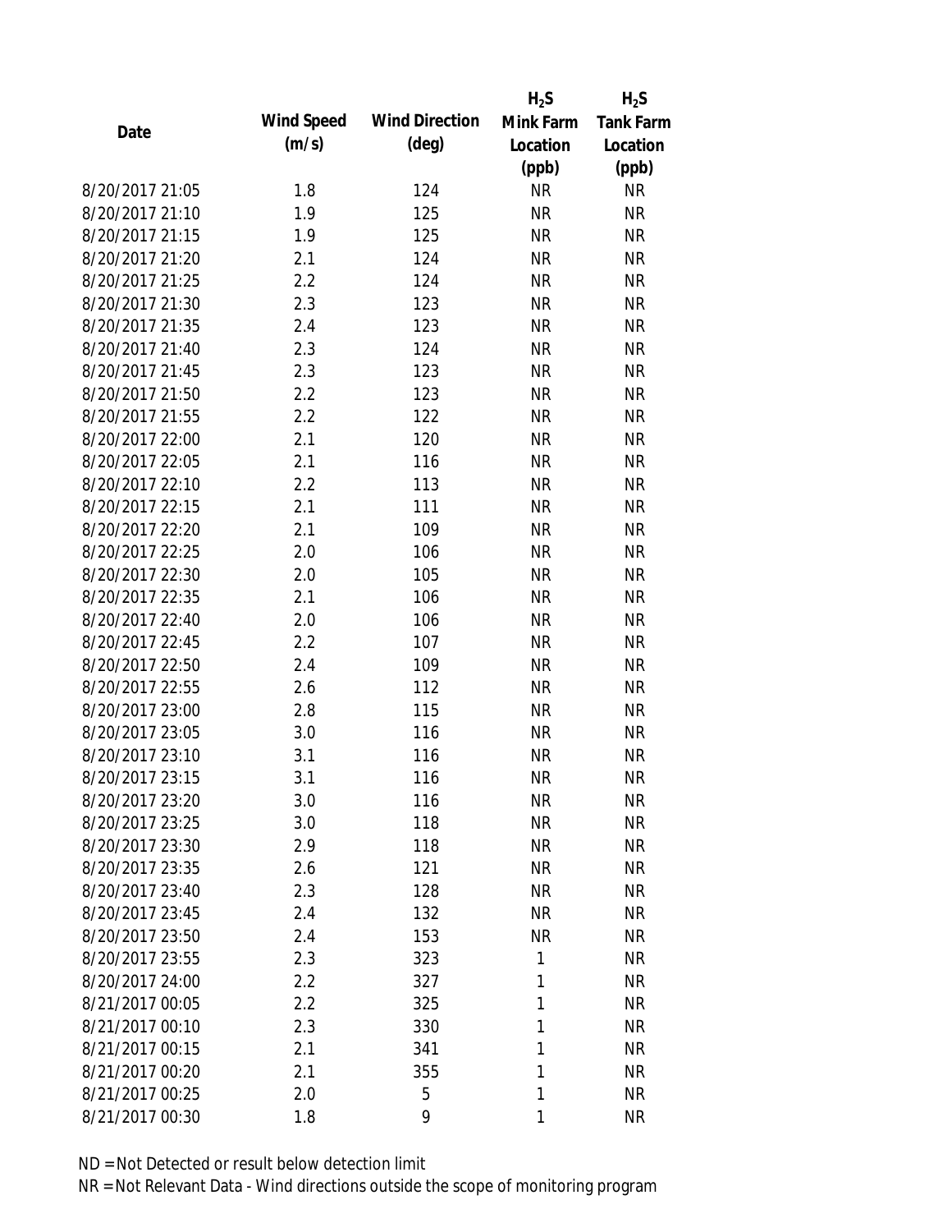| Date | Wind Speed (m/s) | Wind Direction (deg) | $H_2S$ Mink Farm Location (ppb) | $H_2S$ Tank Farm Location (ppb) |
|---|---|---|---|---|
| 8/20/2017 21:05 | 1.8 | 124 | NR | NR |
| 8/20/2017 21:10 | 1.9 | 125 | NR | NR |
| 8/20/2017 21:15 | 1.9 | 125 | NR | NR |
| 8/20/2017 21:20 | 2.1 | 124 | NR | NR |
| 8/20/2017 21:25 | 2.2 | 124 | NR | NR |
| 8/20/2017 21:30 | 2.3 | 123 | NR | NR |
| 8/20/2017 21:35 | 2.4 | 123 | NR | NR |
| 8/20/2017 21:40 | 2.3 | 124 | NR | NR |
| 8/20/2017 21:45 | 2.3 | 123 | NR | NR |
| 8/20/2017 21:50 | 2.2 | 123 | NR | NR |
| 8/20/2017 21:55 | 2.2 | 122 | NR | NR |
| 8/20/2017 22:00 | 2.1 | 120 | NR | NR |
| 8/20/2017 22:05 | 2.1 | 116 | NR | NR |
| 8/20/2017 22:10 | 2.2 | 113 | NR | NR |
| 8/20/2017 22:15 | 2.1 | 111 | NR | NR |
| 8/20/2017 22:20 | 2.1 | 109 | NR | NR |
| 8/20/2017 22:25 | 2.0 | 106 | NR | NR |
| 8/20/2017 22:30 | 2.0 | 105 | NR | NR |
| 8/20/2017 22:35 | 2.1 | 106 | NR | NR |
| 8/20/2017 22:40 | 2.0 | 106 | NR | NR |
| 8/20/2017 22:45 | 2.2 | 107 | NR | NR |
| 8/20/2017 22:50 | 2.4 | 109 | NR | NR |
| 8/20/2017 22:55 | 2.6 | 112 | NR | NR |
| 8/20/2017 23:00 | 2.8 | 115 | NR | NR |
| 8/20/2017 23:05 | 3.0 | 116 | NR | NR |
| 8/20/2017 23:10 | 3.1 | 116 | NR | NR |
| 8/20/2017 23:15 | 3.1 | 116 | NR | NR |
| 8/20/2017 23:20 | 3.0 | 116 | NR | NR |
| 8/20/2017 23:25 | 3.0 | 118 | NR | NR |
| 8/20/2017 23:30 | 2.9 | 118 | NR | NR |
| 8/20/2017 23:35 | 2.6 | 121 | NR | NR |
| 8/20/2017 23:40 | 2.3 | 128 | NR | NR |
| 8/20/2017 23:45 | 2.4 | 132 | NR | NR |
| 8/20/2017 23:50 | 2.4 | 153 | NR | NR |
| 8/20/2017 23:55 | 2.3 | 323 | 1 | NR |
| 8/20/2017 24:00 | 2.2 | 327 | 1 | NR |
| 8/21/2017 00:05 | 2.2 | 325 | 1 | NR |
| 8/21/2017 00:10 | 2.3 | 330 | 1 | NR |
| 8/21/2017 00:15 | 2.1 | 341 | 1 | NR |
| 8/21/2017 00:20 | 2.1 | 355 | 1 | NR |
| 8/21/2017 00:25 | 2.0 | 5 | 1 | NR |
| 8/21/2017 00:30 | 1.8 | 9 | 1 | NR |

ND = Not Detected or result below detection limit

NR = Not Relevant Data - Wind directions outside the scope of monitoring program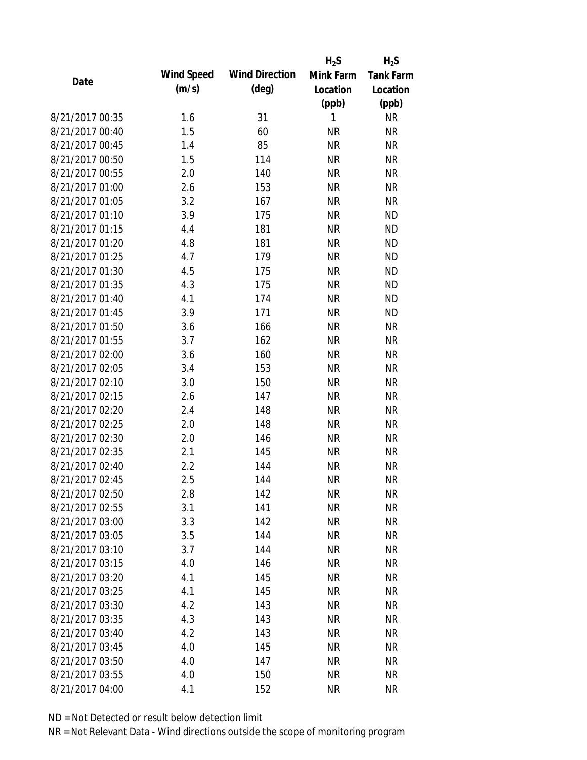| Date | Wind Speed (m/s) | Wind Direction (deg) | $H_2S$ Mink Farm Location (ppb) | $H_2S$ Tank Farm Location (ppb) |
|---|---|---|---|---|
| 8/21/2017 00:35 | 1.6 | 31 | 1 | NR |
| 8/21/2017 00:40 | 1.5 | 60 | NR | NR |
| 8/21/2017 00:45 | 1.4 | 85 | NR | NR |
| 8/21/2017 00:50 | 1.5 | 114 | NR | NR |
| 8/21/2017 00:55 | 2.0 | 140 | NR | NR |
| 8/21/2017 01:00 | 2.6 | 153 | NR | NR |
| 8/21/2017 01:05 | 3.2 | 167 | NR | NR |
| 8/21/2017 01:10 | 3.9 | 175 | NR | ND |
| 8/21/2017 01:15 | 4.4 | 181 | NR | ND |
| 8/21/2017 01:20 | 4.8 | 181 | NR | ND |
| 8/21/2017 01:25 | 4.7 | 179 | NR | ND |
| 8/21/2017 01:30 | 4.5 | 175 | NR | ND |
| 8/21/2017 01:35 | 4.3 | 175 | NR | ND |
| 8/21/2017 01:40 | 4.1 | 174 | NR | ND |
| 8/21/2017 01:45 | 3.9 | 171 | NR | ND |
| 8/21/2017 01:50 | 3.6 | 166 | NR | NR |
| 8/21/2017 01:55 | 3.7 | 162 | NR | NR |
| 8/21/2017 02:00 | 3.6 | 160 | NR | NR |
| 8/21/2017 02:05 | 3.4 | 153 | NR | NR |
| 8/21/2017 02:10 | 3.0 | 150 | NR | NR |
| 8/21/2017 02:15 | 2.6 | 147 | NR | NR |
| 8/21/2017 02:20 | 2.4 | 148 | NR | NR |
| 8/21/2017 02:25 | 2.0 | 148 | NR | NR |
| 8/21/2017 02:30 | 2.0 | 146 | NR | NR |
| 8/21/2017 02:35 | 2.1 | 145 | NR | NR |
| 8/21/2017 02:40 | 2.2 | 144 | NR | NR |
| 8/21/2017 02:45 | 2.5 | 144 | NR | NR |
| 8/21/2017 02:50 | 2.8 | 142 | NR | NR |
| 8/21/2017 02:55 | 3.1 | 141 | NR | NR |
| 8/21/2017 03:00 | 3.3 | 142 | NR | NR |
| 8/21/2017 03:05 | 3.5 | 144 | NR | NR |
| 8/21/2017 03:10 | 3.7 | 144 | NR | NR |
| 8/21/2017 03:15 | 4.0 | 146 | NR | NR |
| 8/21/2017 03:20 | 4.1 | 145 | NR | NR |
| 8/21/2017 03:25 | 4.1 | 145 | NR | NR |
| 8/21/2017 03:30 | 4.2 | 143 | NR | NR |
| 8/21/2017 03:35 | 4.3 | 143 | NR | NR |
| 8/21/2017 03:40 | 4.2 | 143 | NR | NR |
| 8/21/2017 03:45 | 4.0 | 145 | NR | NR |
| 8/21/2017 03:50 | 4.0 | 147 | NR | NR |
| 8/21/2017 03:55 | 4.0 | 150 | NR | NR |
| 8/21/2017 04:00 | 4.1 | 152 | NR | NR |

ND = Not Detected or result below detection limit

NR = Not Relevant Data - Wind directions outside the scope of monitoring program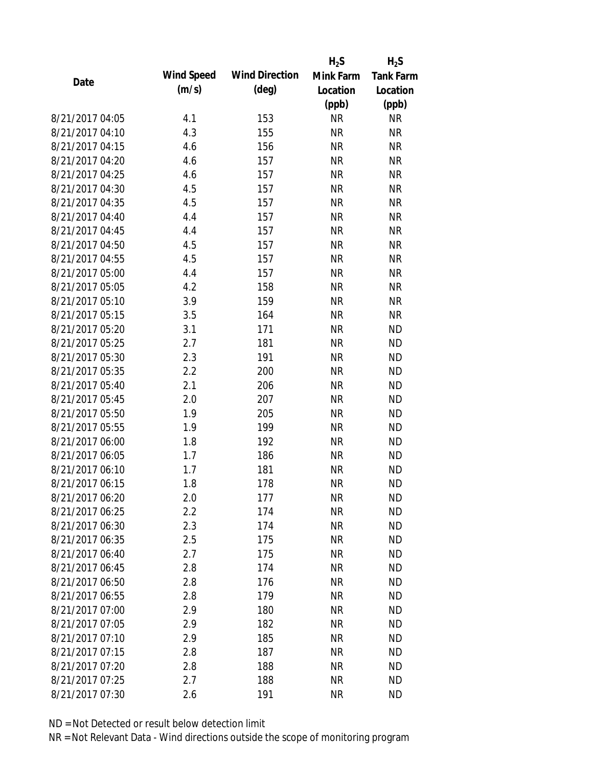| Date | Wind Speed (m/s) | Wind Direction (deg) | $H_2S$ Mink Farm Location (ppb) | $H_2S$ Tank Farm Location (ppb) |
|---|---|---|---|---|
| 8/21/2017 04:05 | 4.1 | 153 | NR | NR |
| 8/21/2017 04:10 | 4.3 | 155 | NR | NR |
| 8/21/2017 04:15 | 4.6 | 156 | NR | NR |
| 8/21/2017 04:20 | 4.6 | 157 | NR | NR |
| 8/21/2017 04:25 | 4.6 | 157 | NR | NR |
| 8/21/2017 04:30 | 4.5 | 157 | NR | NR |
| 8/21/2017 04:35 | 4.5 | 157 | NR | NR |
| 8/21/2017 04:40 | 4.4 | 157 | NR | NR |
| 8/21/2017 04:45 | 4.4 | 157 | NR | NR |
| 8/21/2017 04:50 | 4.5 | 157 | NR | NR |
| 8/21/2017 04:55 | 4.5 | 157 | NR | NR |
| 8/21/2017 05:00 | 4.4 | 157 | NR | NR |
| 8/21/2017 05:05 | 4.2 | 158 | NR | NR |
| 8/21/2017 05:10 | 3.9 | 159 | NR | NR |
| 8/21/2017 05:15 | 3.5 | 164 | NR | NR |
| 8/21/2017 05:20 | 3.1 | 171 | NR | ND |
| 8/21/2017 05:25 | 2.7 | 181 | NR | ND |
| 8/21/2017 05:30 | 2.3 | 191 | NR | ND |
| 8/21/2017 05:35 | 2.2 | 200 | NR | ND |
| 8/21/2017 05:40 | 2.1 | 206 | NR | ND |
| 8/21/2017 05:45 | 2.0 | 207 | NR | ND |
| 8/21/2017 05:50 | 1.9 | 205 | NR | ND |
| 8/21/2017 05:55 | 1.9 | 199 | NR | ND |
| 8/21/2017 06:00 | 1.8 | 192 | NR | ND |
| 8/21/2017 06:05 | 1.7 | 186 | NR | ND |
| 8/21/2017 06:10 | 1.7 | 181 | NR | ND |
| 8/21/2017 06:15 | 1.8 | 178 | NR | ND |
| 8/21/2017 06:20 | 2.0 | 177 | NR | ND |
| 8/21/2017 06:25 | 2.2 | 174 | NR | ND |
| 8/21/2017 06:30 | 2.3 | 174 | NR | ND |
| 8/21/2017 06:35 | 2.5 | 175 | NR | ND |
| 8/21/2017 06:40 | 2.7 | 175 | NR | ND |
| 8/21/2017 06:45 | 2.8 | 174 | NR | ND |
| 8/21/2017 06:50 | 2.8 | 176 | NR | ND |
| 8/21/2017 06:55 | 2.8 | 179 | NR | ND |
| 8/21/2017 07:00 | 2.9 | 180 | NR | ND |
| 8/21/2017 07:05 | 2.9 | 182 | NR | ND |
| 8/21/2017 07:10 | 2.9 | 185 | NR | ND |
| 8/21/2017 07:15 | 2.8 | 187 | NR | ND |
| 8/21/2017 07:20 | 2.8 | 188 | NR | ND |
| 8/21/2017 07:25 | 2.7 | 188 | NR | ND |
| 8/21/2017 07:30 | 2.6 | 191 | NR | ND |

ND = Not Detected or result below detection limit

NR = Not Relevant Data - Wind directions outside the scope of monitoring program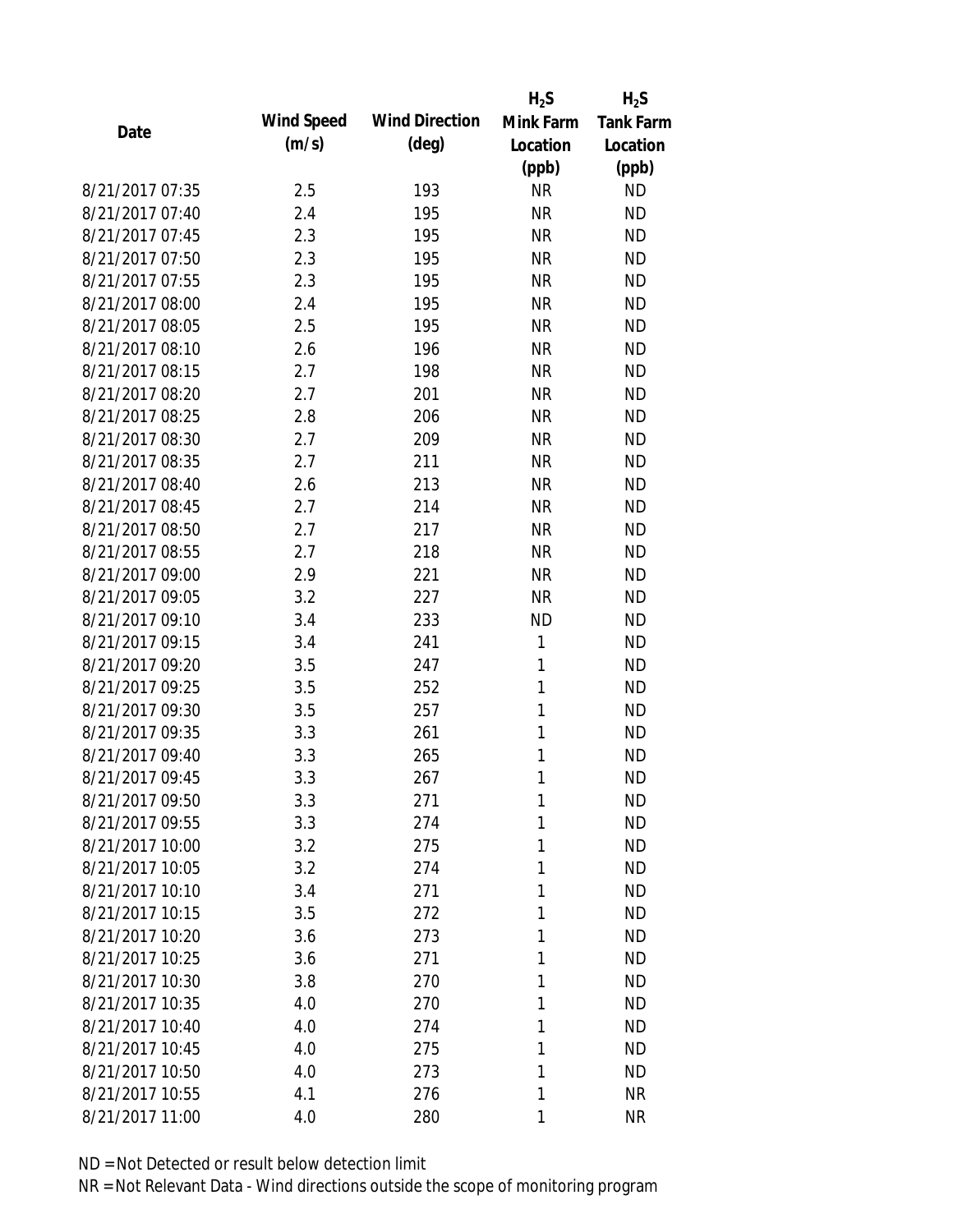| Date | Wind Speed (m/s) | Wind Direction (deg) | $H_2S$ Mink Farm Location (ppb) | $H_2S$ Tank Farm Location (ppb) |
|---|---|---|---|---|
| 8/21/2017 07:35 | 2.5 | 193 | NR | ND |
| 8/21/2017 07:40 | 2.4 | 195 | NR | ND |
| 8/21/2017 07:45 | 2.3 | 195 | NR | ND |
| 8/21/2017 07:50 | 2.3 | 195 | NR | ND |
| 8/21/2017 07:55 | 2.3 | 195 | NR | ND |
| 8/21/2017 08:00 | 2.4 | 195 | NR | ND |
| 8/21/2017 08:05 | 2.5 | 195 | NR | ND |
| 8/21/2017 08:10 | 2.6 | 196 | NR | ND |
| 8/21/2017 08:15 | 2.7 | 198 | NR | ND |
| 8/21/2017 08:20 | 2.7 | 201 | NR | ND |
| 8/21/2017 08:25 | 2.8 | 206 | NR | ND |
| 8/21/2017 08:30 | 2.7 | 209 | NR | ND |
| 8/21/2017 08:35 | 2.7 | 211 | NR | ND |
| 8/21/2017 08:40 | 2.6 | 213 | NR | ND |
| 8/21/2017 08:45 | 2.7 | 214 | NR | ND |
| 8/21/2017 08:50 | 2.7 | 217 | NR | ND |
| 8/21/2017 08:55 | 2.7 | 218 | NR | ND |
| 8/21/2017 09:00 | 2.9 | 221 | NR | ND |
| 8/21/2017 09:05 | 3.2 | 227 | NR | ND |
| 8/21/2017 09:10 | 3.4 | 233 | ND | ND |
| 8/21/2017 09:15 | 3.4 | 241 | 1 | ND |
| 8/21/2017 09:20 | 3.5 | 247 | 1 | ND |
| 8/21/2017 09:25 | 3.5 | 252 | 1 | ND |
| 8/21/2017 09:30 | 3.5 | 257 | 1 | ND |
| 8/21/2017 09:35 | 3.3 | 261 | 1 | ND |
| 8/21/2017 09:40 | 3.3 | 265 | 1 | ND |
| 8/21/2017 09:45 | 3.3 | 267 | 1 | ND |
| 8/21/2017 09:50 | 3.3 | 271 | 1 | ND |
| 8/21/2017 09:55 | 3.3 | 274 | 1 | ND |
| 8/21/2017 10:00 | 3.2 | 275 | 1 | ND |
| 8/21/2017 10:05 | 3.2 | 274 | 1 | ND |
| 8/21/2017 10:10 | 3.4 | 271 | 1 | ND |
| 8/21/2017 10:15 | 3.5 | 272 | 1 | ND |
| 8/21/2017 10:20 | 3.6 | 273 | 1 | ND |
| 8/21/2017 10:25 | 3.6 | 271 | 1 | ND |
| 8/21/2017 10:30 | 3.8 | 270 | 1 | ND |
| 8/21/2017 10:35 | 4.0 | 270 | 1 | ND |
| 8/21/2017 10:40 | 4.0 | 274 | 1 | ND |
| 8/21/2017 10:45 | 4.0 | 275 | 1 | ND |
| 8/21/2017 10:50 | 4.0 | 273 | 1 | ND |
| 8/21/2017 10:55 | 4.1 | 276 | 1 | NR |
| 8/21/2017 11:00 | 4.0 | 280 | 1 | NR |

ND = Not Detected or result below detection limit

NR = Not Relevant Data - Wind directions outside the scope of monitoring program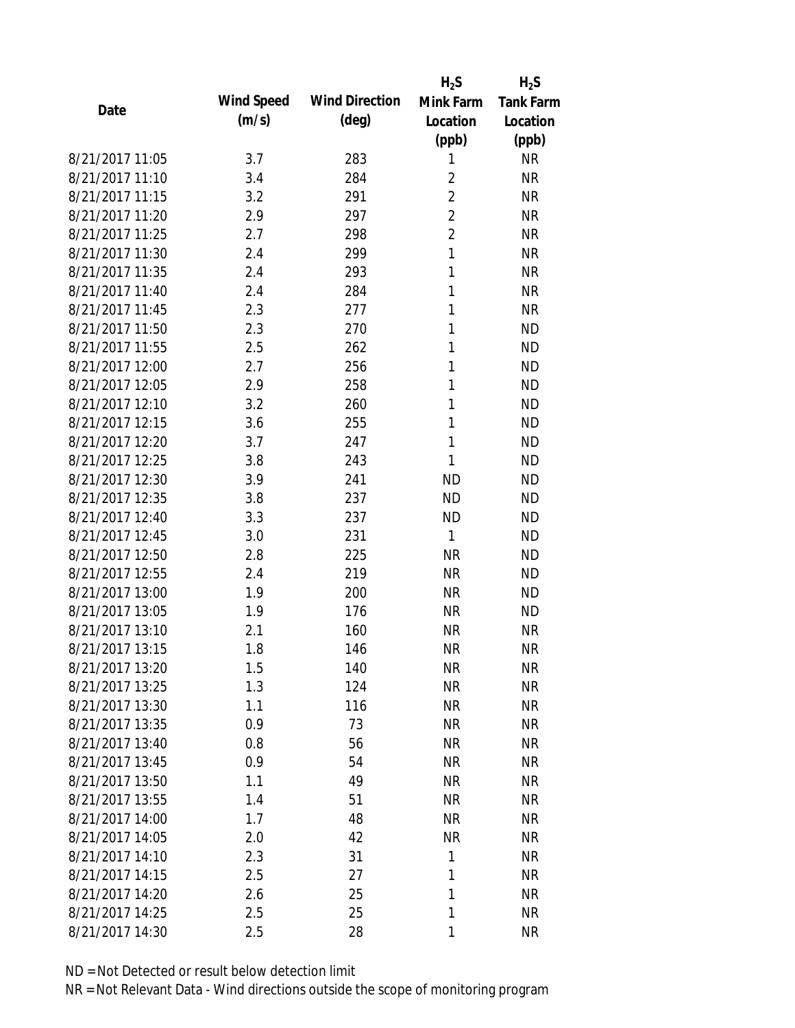| Date | Wind Speed (m/s) | Wind Direction (deg) | $H_2S$ Mink Farm Location (ppb) | $H_2S$ Tank Farm Location (ppb) |
|---|---|---|---|---|
| 8/21/2017 11:05 | 3.7 | 283 | 1 | NR |
| 8/21/2017 11:10 | 3.4 | 284 | 2 | NR |
| 8/21/2017 11:15 | 3.2 | 291 | 2 | NR |
| 8/21/2017 11:20 | 2.9 | 297 | 2 | NR |
| 8/21/2017 11:25 | 2.7 | 298 | 2 | NR |
| 8/21/2017 11:30 | 2.4 | 299 | 1 | NR |
| 8/21/2017 11:35 | 2.4 | 293 | 1 | NR |
| 8/21/2017 11:40 | 2.4 | 284 | 1 | NR |
| 8/21/2017 11:45 | 2.3 | 277 | 1 | NR |
| 8/21/2017 11:50 | 2.3 | 270 | 1 | ND |
| 8/21/2017 11:55 | 2.5 | 262 | 1 | ND |
| 8/21/2017 12:00 | 2.7 | 256 | 1 | ND |
| 8/21/2017 12:05 | 2.9 | 258 | 1 | ND |
| 8/21/2017 12:10 | 3.2 | 260 | 1 | ND |
| 8/21/2017 12:15 | 3.6 | 255 | 1 | ND |
| 8/21/2017 12:20 | 3.7 | 247 | 1 | ND |
| 8/21/2017 12:25 | 3.8 | 243 | 1 | ND |
| 8/21/2017 12:30 | 3.9 | 241 | ND | ND |
| 8/21/2017 12:35 | 3.8 | 237 | ND | ND |
| 8/21/2017 12:40 | 3.3 | 237 | ND | ND |
| 8/21/2017 12:45 | 3.0 | 231 | 1 | ND |
| 8/21/2017 12:50 | 2.8 | 225 | NR | ND |
| 8/21/2017 12:55 | 2.4 | 219 | NR | ND |
| 8/21/2017 13:00 | 1.9 | 200 | NR | ND |
| 8/21/2017 13:05 | 1.9 | 176 | NR | ND |
| 8/21/2017 13:10 | 2.1 | 160 | NR | NR |
| 8/21/2017 13:15 | 1.8 | 146 | NR | NR |
| 8/21/2017 13:20 | 1.5 | 140 | NR | NR |
| 8/21/2017 13:25 | 1.3 | 124 | NR | NR |
| 8/21/2017 13:30 | 1.1 | 116 | NR | NR |
| 8/21/2017 13:35 | 0.9 | 73 | NR | NR |
| 8/21/2017 13:40 | 0.8 | 56 | NR | NR |
| 8/21/2017 13:45 | 0.9 | 54 | NR | NR |
| 8/21/2017 13:50 | 1.1 | 49 | NR | NR |
| 8/21/2017 13:55 | 1.4 | 51 | NR | NR |
| 8/21/2017 14:00 | 1.7 | 48 | NR | NR |
| 8/21/2017 14:05 | 2.0 | 42 | NR | NR |
| 8/21/2017 14:10 | 2.3 | 31 | 1 | NR |
| 8/21/2017 14:15 | 2.5 | 27 | 1 | NR |
| 8/21/2017 14:20 | 2.6 | 25 | 1 | NR |
| 8/21/2017 14:25 | 2.5 | 25 | 1 | NR |
| 8/21/2017 14:30 | 2.5 | 28 | 1 | NR |

ND = Not Detected or result below detection limit

NR = Not Relevant Data - Wind directions outside the scope of monitoring program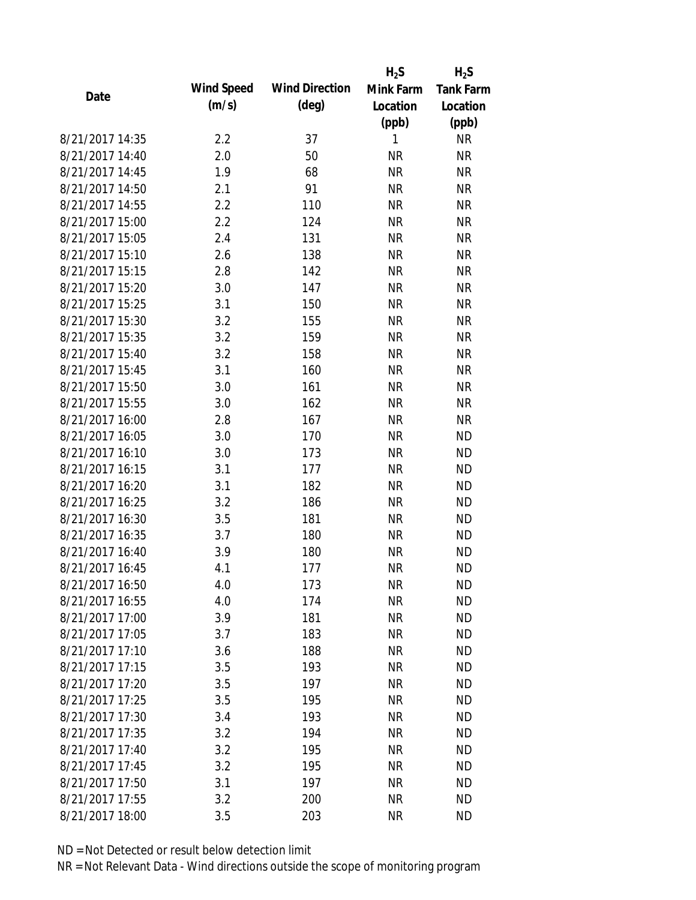| Date | Wind Speed (m/s) | Wind Direction (deg) | $H_2S$ Mink Farm Location (ppb) | $H_2S$ Tank Farm Location (ppb) |
|---|---|---|---|---|
| 8/21/2017 14:35 | 2.2 | 37 | 1 | NR |
| 8/21/2017 14:40 | 2.0 | 50 | NR | NR |
| 8/21/2017 14:45 | 1.9 | 68 | NR | NR |
| 8/21/2017 14:50 | 2.1 | 91 | NR | NR |
| 8/21/2017 14:55 | 2.2 | 110 | NR | NR |
| 8/21/2017 15:00 | 2.2 | 124 | NR | NR |
| 8/21/2017 15:05 | 2.4 | 131 | NR | NR |
| 8/21/2017 15:10 | 2.6 | 138 | NR | NR |
| 8/21/2017 15:15 | 2.8 | 142 | NR | NR |
| 8/21/2017 15:20 | 3.0 | 147 | NR | NR |
| 8/21/2017 15:25 | 3.1 | 150 | NR | NR |
| 8/21/2017 15:30 | 3.2 | 155 | NR | NR |
| 8/21/2017 15:35 | 3.2 | 159 | NR | NR |
| 8/21/2017 15:40 | 3.2 | 158 | NR | NR |
| 8/21/2017 15:45 | 3.1 | 160 | NR | NR |
| 8/21/2017 15:50 | 3.0 | 161 | NR | NR |
| 8/21/2017 15:55 | 3.0 | 162 | NR | NR |
| 8/21/2017 16:00 | 2.8 | 167 | NR | NR |
| 8/21/2017 16:05 | 3.0 | 170 | NR | ND |
| 8/21/2017 16:10 | 3.0 | 173 | NR | ND |
| 8/21/2017 16:15 | 3.1 | 177 | NR | ND |
| 8/21/2017 16:20 | 3.1 | 182 | NR | ND |
| 8/21/2017 16:25 | 3.2 | 186 | NR | ND |
| 8/21/2017 16:30 | 3.5 | 181 | NR | ND |
| 8/21/2017 16:35 | 3.7 | 180 | NR | ND |
| 8/21/2017 16:40 | 3.9 | 180 | NR | ND |
| 8/21/2017 16:45 | 4.1 | 177 | NR | ND |
| 8/21/2017 16:50 | 4.0 | 173 | NR | ND |
| 8/21/2017 16:55 | 4.0 | 174 | NR | ND |
| 8/21/2017 17:00 | 3.9 | 181 | NR | ND |
| 8/21/2017 17:05 | 3.7 | 183 | NR | ND |
| 8/21/2017 17:10 | 3.6 | 188 | NR | ND |
| 8/21/2017 17:15 | 3.5 | 193 | NR | ND |
| 8/21/2017 17:20 | 3.5 | 197 | NR | ND |
| 8/21/2017 17:25 | 3.5 | 195 | NR | ND |
| 8/21/2017 17:30 | 3.4 | 193 | NR | ND |
| 8/21/2017 17:35 | 3.2 | 194 | NR | ND |
| 8/21/2017 17:40 | 3.2 | 195 | NR | ND |
| 8/21/2017 17:45 | 3.2 | 195 | NR | ND |
| 8/21/2017 17:50 | 3.1 | 197 | NR | ND |
| 8/21/2017 17:55 | 3.2 | 200 | NR | ND |
| 8/21/2017 18:00 | 3.5 | 203 | NR | ND |

ND = Not Detected or result below detection limit

NR = Not Relevant Data - Wind directions outside the scope of monitoring program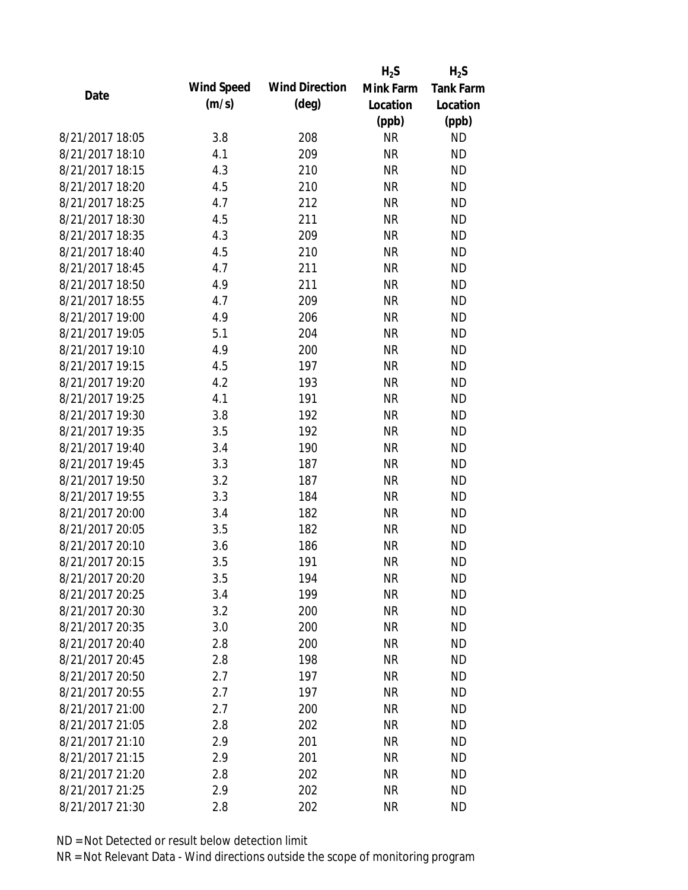| Date | Wind Speed (m/s) | Wind Direction (deg) | $H_2S$ Mink Farm Location (ppb) | $H_2S$ Tank Farm Location (ppb) |
| --- | --- | --- | --- | --- |
| 8/21/2017 18:05 | 3.8 | 208 | NR | ND |
| 8/21/2017 18:10 | 4.1 | 209 | NR | ND |
| 8/21/2017 18:15 | 4.3 | 210 | NR | ND |
| 8/21/2017 18:20 | 4.5 | 210 | NR | ND |
| 8/21/2017 18:25 | 4.7 | 212 | NR | ND |
| 8/21/2017 18:30 | 4.5 | 211 | NR | ND |
| 8/21/2017 18:35 | 4.3 | 209 | NR | ND |
| 8/21/2017 18:40 | 4.5 | 210 | NR | ND |
| 8/21/2017 18:45 | 4.7 | 211 | NR | ND |
| 8/21/2017 18:50 | 4.9 | 211 | NR | ND |
| 8/21/2017 18:55 | 4.7 | 209 | NR | ND |
| 8/21/2017 19:00 | 4.9 | 206 | NR | ND |
| 8/21/2017 19:05 | 5.1 | 204 | NR | ND |
| 8/21/2017 19:10 | 4.9 | 200 | NR | ND |
| 8/21/2017 19:15 | 4.5 | 197 | NR | ND |
| 8/21/2017 19:20 | 4.2 | 193 | NR | ND |
| 8/21/2017 19:25 | 4.1 | 191 | NR | ND |
| 8/21/2017 19:30 | 3.8 | 192 | NR | ND |
| 8/21/2017 19:35 | 3.5 | 192 | NR | ND |
| 8/21/2017 19:40 | 3.4 | 190 | NR | ND |
| 8/21/2017 19:45 | 3.3 | 187 | NR | ND |
| 8/21/2017 19:50 | 3.2 | 187 | NR | ND |
| 8/21/2017 19:55 | 3.3 | 184 | NR | ND |
| 8/21/2017 20:00 | 3.4 | 182 | NR | ND |
| 8/21/2017 20:05 | 3.5 | 182 | NR | ND |
| 8/21/2017 20:10 | 3.6 | 186 | NR | ND |
| 8/21/2017 20:15 | 3.5 | 191 | NR | ND |
| 8/21/2017 20:20 | 3.5 | 194 | NR | ND |
| 8/21/2017 20:25 | 3.4 | 199 | NR | ND |
| 8/21/2017 20:30 | 3.2 | 200 | NR | ND |
| 8/21/2017 20:35 | 3.0 | 200 | NR | ND |
| 8/21/2017 20:40 | 2.8 | 200 | NR | ND |
| 8/21/2017 20:45 | 2.8 | 198 | NR | ND |
| 8/21/2017 20:50 | 2.7 | 197 | NR | ND |
| 8/21/2017 20:55 | 2.7 | 197 | NR | ND |
| 8/21/2017 21:00 | 2.7 | 200 | NR | ND |
| 8/21/2017 21:05 | 2.8 | 202 | NR | ND |
| 8/21/2017 21:10 | 2.9 | 201 | NR | ND |
| 8/21/2017 21:15 | 2.9 | 201 | NR | ND |
| 8/21/2017 21:20 | 2.8 | 202 | NR | ND |
| 8/21/2017 21:25 | 2.9 | 202 | NR | ND |
| 8/21/2017 21:30 | 2.8 | 202 | NR | ND |

ND = Not Detected or result below detection limit

NR = Not Relevant Data - Wind directions outside the scope of monitoring program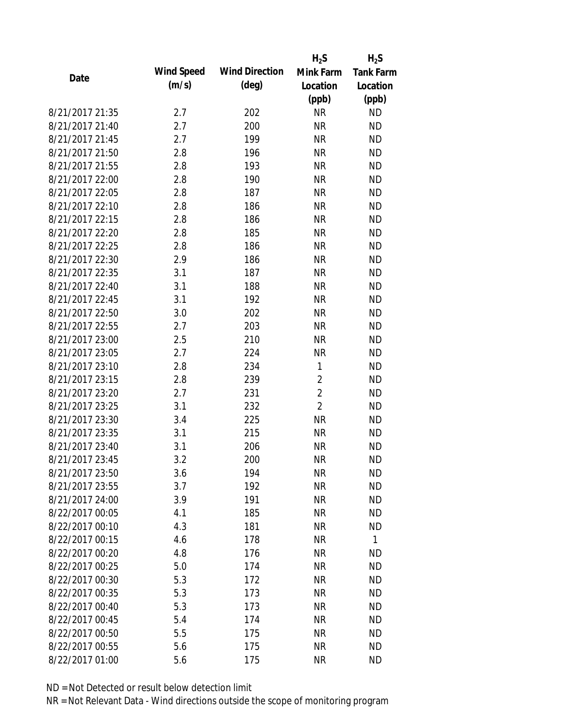| Date | Wind Speed (m/s) | Wind Direction (deg) | $H_2S$ Mink Farm Location (ppb) | $H_2S$ Tank Farm Location (ppb) |
|---|---|---|---|---|
| 8/21/2017 21:35 | 2.7 | 202 | NR | ND |
| 8/21/2017 21:40 | 2.7 | 200 | NR | ND |
| 8/21/2017 21:45 | 2.7 | 199 | NR | ND |
| 8/21/2017 21:50 | 2.8 | 196 | NR | ND |
| 8/21/2017 21:55 | 2.8 | 193 | NR | ND |
| 8/21/2017 22:00 | 2.8 | 190 | NR | ND |
| 8/21/2017 22:05 | 2.8 | 187 | NR | ND |
| 8/21/2017 22:10 | 2.8 | 186 | NR | ND |
| 8/21/2017 22:15 | 2.8 | 186 | NR | ND |
| 8/21/2017 22:20 | 2.8 | 185 | NR | ND |
| 8/21/2017 22:25 | 2.8 | 186 | NR | ND |
| 8/21/2017 22:30 | 2.9 | 186 | NR | ND |
| 8/21/2017 22:35 | 3.1 | 187 | NR | ND |
| 8/21/2017 22:40 | 3.1 | 188 | NR | ND |
| 8/21/2017 22:45 | 3.1 | 192 | NR | ND |
| 8/21/2017 22:50 | 3.0 | 202 | NR | ND |
| 8/21/2017 22:55 | 2.7 | 203 | NR | ND |
| 8/21/2017 23:00 | 2.5 | 210 | NR | ND |
| 8/21/2017 23:05 | 2.7 | 224 | NR | ND |
| 8/21/2017 23:10 | 2.8 | 234 | 1 | ND |
| 8/21/2017 23:15 | 2.8 | 239 | 2 | ND |
| 8/21/2017 23:20 | 2.7 | 231 | 2 | ND |
| 8/21/2017 23:25 | 3.1 | 232 | 2 | ND |
| 8/21/2017 23:30 | 3.4 | 225 | NR | ND |
| 8/21/2017 23:35 | 3.1 | 215 | NR | ND |
| 8/21/2017 23:40 | 3.1 | 206 | NR | ND |
| 8/21/2017 23:45 | 3.2 | 200 | NR | ND |
| 8/21/2017 23:50 | 3.6 | 194 | NR | ND |
| 8/21/2017 23:55 | 3.7 | 192 | NR | ND |
| 8/21/2017 24:00 | 3.9 | 191 | NR | ND |
| 8/22/2017 00:05 | 4.1 | 185 | NR | ND |
| 8/22/2017 00:10 | 4.3 | 181 | NR | ND |
| 8/22/2017 00:15 | 4.6 | 178 | NR | 1 |
| 8/22/2017 00:20 | 4.8 | 176 | NR | ND |
| 8/22/2017 00:25 | 5.0 | 174 | NR | ND |
| 8/22/2017 00:30 | 5.3 | 172 | NR | ND |
| 8/22/2017 00:35 | 5.3 | 173 | NR | ND |
| 8/22/2017 00:40 | 5.3 | 173 | NR | ND |
| 8/22/2017 00:45 | 5.4 | 174 | NR | ND |
| 8/22/2017 00:50 | 5.5 | 175 | NR | ND |
| 8/22/2017 00:55 | 5.6 | 175 | NR | ND |
| 8/22/2017 01:00 | 5.6 | 175 | NR | ND |

ND = Not Detected or result below detection limit

NR = Not Relevant Data - Wind directions outside the scope of monitoring program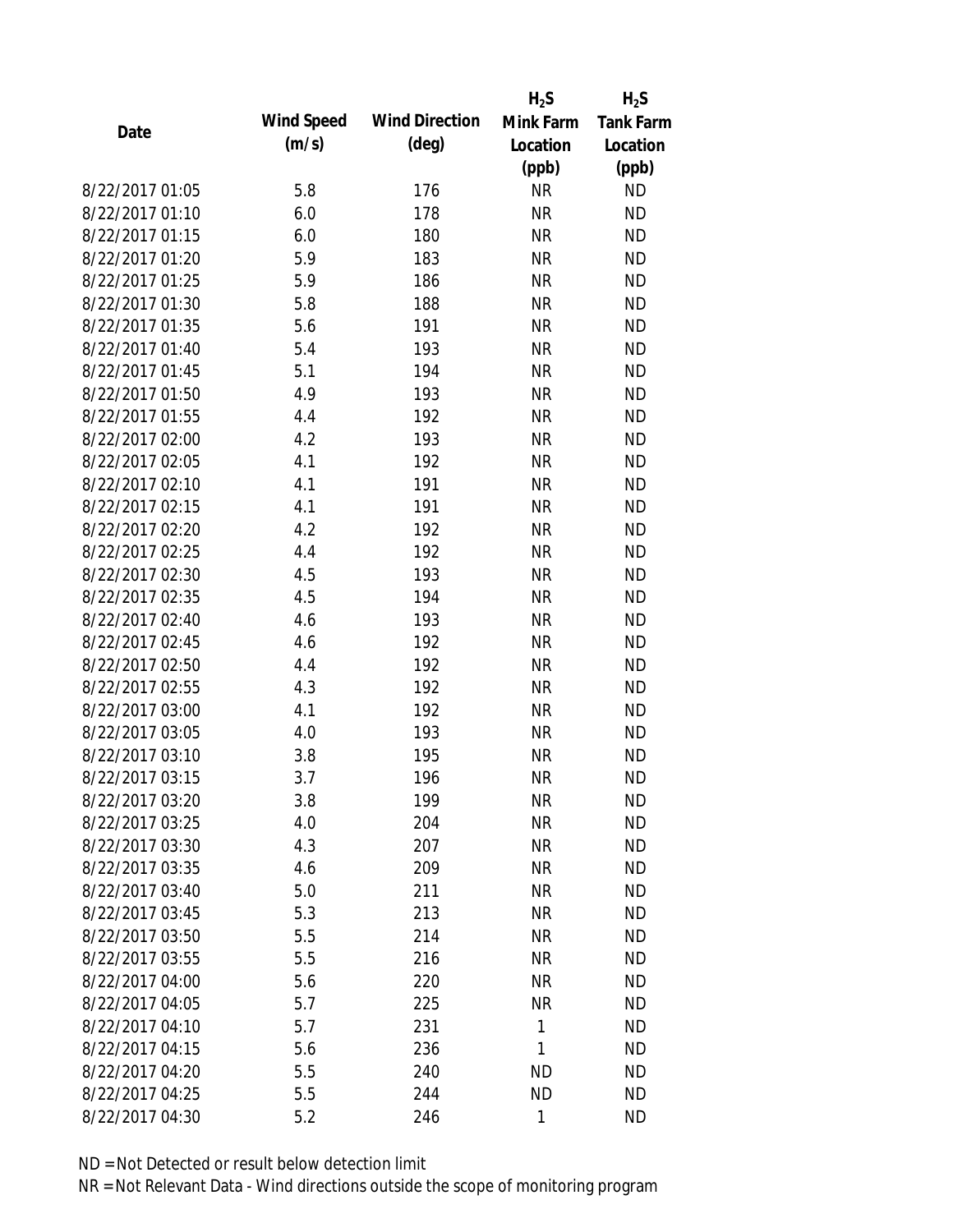| Date | Wind Speed (m/s) | Wind Direction (deg) | $H_2S$ Mink Farm Location (ppb) | $H_2S$ Tank Farm Location (ppb) |
| --- | --- | --- | --- | --- |
| 8/22/2017 01:05 | 5.8 | 176 | NR | ND |
| 8/22/2017 01:10 | 6.0 | 178 | NR | ND |
| 8/22/2017 01:15 | 6.0 | 180 | NR | ND |
| 8/22/2017 01:20 | 5.9 | 183 | NR | ND |
| 8/22/2017 01:25 | 5.9 | 186 | NR | ND |
| 8/22/2017 01:30 | 5.8 | 188 | NR | ND |
| 8/22/2017 01:35 | 5.6 | 191 | NR | ND |
| 8/22/2017 01:40 | 5.4 | 193 | NR | ND |
| 8/22/2017 01:45 | 5.1 | 194 | NR | ND |
| 8/22/2017 01:50 | 4.9 | 193 | NR | ND |
| 8/22/2017 01:55 | 4.4 | 192 | NR | ND |
| 8/22/2017 02:00 | 4.2 | 193 | NR | ND |
| 8/22/2017 02:05 | 4.1 | 192 | NR | ND |
| 8/22/2017 02:10 | 4.1 | 191 | NR | ND |
| 8/22/2017 02:15 | 4.1 | 191 | NR | ND |
| 8/22/2017 02:20 | 4.2 | 192 | NR | ND |
| 8/22/2017 02:25 | 4.4 | 192 | NR | ND |
| 8/22/2017 02:30 | 4.5 | 193 | NR | ND |
| 8/22/2017 02:35 | 4.5 | 194 | NR | ND |
| 8/22/2017 02:40 | 4.6 | 193 | NR | ND |
| 8/22/2017 02:45 | 4.6 | 192 | NR | ND |
| 8/22/2017 02:50 | 4.4 | 192 | NR | ND |
| 8/22/2017 02:55 | 4.3 | 192 | NR | ND |
| 8/22/2017 03:00 | 4.1 | 192 | NR | ND |
| 8/22/2017 03:05 | 4.0 | 193 | NR | ND |
| 8/22/2017 03:10 | 3.8 | 195 | NR | ND |
| 8/22/2017 03:15 | 3.7 | 196 | NR | ND |
| 8/22/2017 03:20 | 3.8 | 199 | NR | ND |
| 8/22/2017 03:25 | 4.0 | 204 | NR | ND |
| 8/22/2017 03:30 | 4.3 | 207 | NR | ND |
| 8/22/2017 03:35 | 4.6 | 209 | NR | ND |
| 8/22/2017 03:40 | 5.0 | 211 | NR | ND |
| 8/22/2017 03:45 | 5.3 | 213 | NR | ND |
| 8/22/2017 03:50 | 5.5 | 214 | NR | ND |
| 8/22/2017 03:55 | 5.5 | 216 | NR | ND |
| 8/22/2017 04:00 | 5.6 | 220 | NR | ND |
| 8/22/2017 04:05 | 5.7 | 225 | NR | ND |
| 8/22/2017 04:10 | 5.7 | 231 | 1 | ND |
| 8/22/2017 04:15 | 5.6 | 236 | 1 | ND |
| 8/22/2017 04:20 | 5.5 | 240 | ND | ND |
| 8/22/2017 04:25 | 5.5 | 244 | ND | ND |
| 8/22/2017 04:30 | 5.2 | 246 | 1 | ND |

ND = Not Detected or result below detection limit

NR = Not Relevant Data - Wind directions outside the scope of monitoring program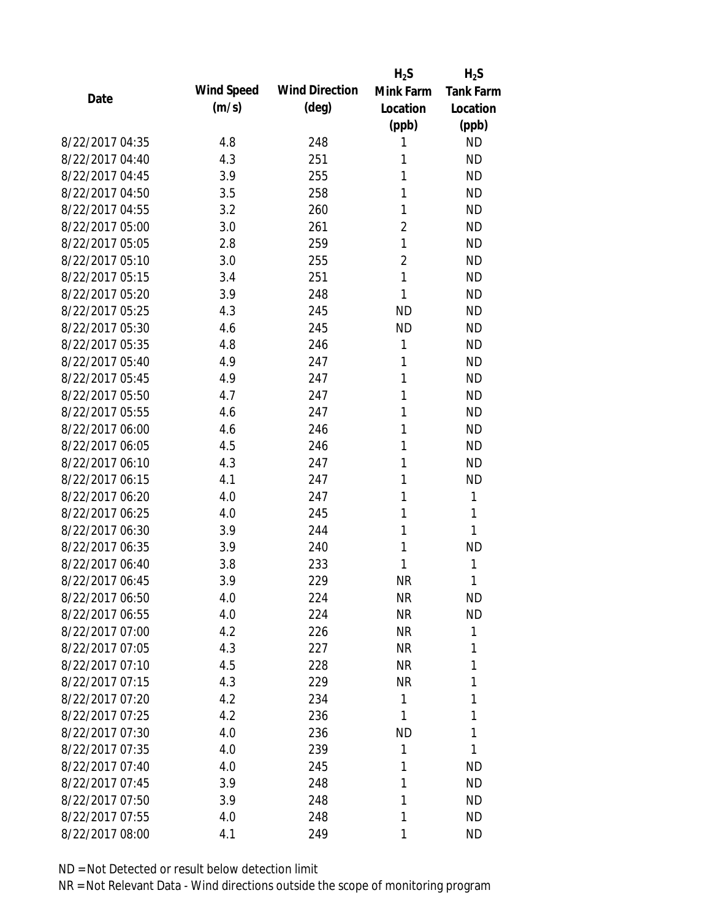| Date | Wind Speed (m/s) | Wind Direction (deg) | $H_2S$ Mink Farm Location (ppb) | $H_2S$ Tank Farm Location (ppb) |
|---|---|---|---|---|
| 8/22/2017 04:35 | 4.8 | 248 | 1 | ND |
| 8/22/2017 04:40 | 4.3 | 251 | 1 | ND |
| 8/22/2017 04:45 | 3.9 | 255 | 1 | ND |
| 8/22/2017 04:50 | 3.5 | 258 | 1 | ND |
| 8/22/2017 04:55 | 3.2 | 260 | 1 | ND |
| 8/22/2017 05:00 | 3.0 | 261 | 2 | ND |
| 8/22/2017 05:05 | 2.8 | 259 | 1 | ND |
| 8/22/2017 05:10 | 3.0 | 255 | 2 | ND |
| 8/22/2017 05:15 | 3.4 | 251 | 1 | ND |
| 8/22/2017 05:20 | 3.9 | 248 | 1 | ND |
| 8/22/2017 05:25 | 4.3 | 245 | ND | ND |
| 8/22/2017 05:30 | 4.6 | 245 | ND | ND |
| 8/22/2017 05:35 | 4.8 | 246 | 1 | ND |
| 8/22/2017 05:40 | 4.9 | 247 | 1 | ND |
| 8/22/2017 05:45 | 4.9 | 247 | 1 | ND |
| 8/22/2017 05:50 | 4.7 | 247 | 1 | ND |
| 8/22/2017 05:55 | 4.6 | 247 | 1 | ND |
| 8/22/2017 06:00 | 4.6 | 246 | 1 | ND |
| 8/22/2017 06:05 | 4.5 | 246 | 1 | ND |
| 8/22/2017 06:10 | 4.3 | 247 | 1 | ND |
| 8/22/2017 06:15 | 4.1 | 247 | 1 | ND |
| 8/22/2017 06:20 | 4.0 | 247 | 1 | 1 |
| 8/22/2017 06:25 | 4.0 | 245 | 1 | 1 |
| 8/22/2017 06:30 | 3.9 | 244 | 1 | 1 |
| 8/22/2017 06:35 | 3.9 | 240 | 1 | ND |
| 8/22/2017 06:40 | 3.8 | 233 | 1 | 1 |
| 8/22/2017 06:45 | 3.9 | 229 | NR | 1 |
| 8/22/2017 06:50 | 4.0 | 224 | NR | ND |
| 8/22/2017 06:55 | 4.0 | 224 | NR | ND |
| 8/22/2017 07:00 | 4.2 | 226 | NR | 1 |
| 8/22/2017 07:05 | 4.3 | 227 | NR | 1 |
| 8/22/2017 07:10 | 4.5 | 228 | NR | 1 |
| 8/22/2017 07:15 | 4.3 | 229 | NR | 1 |
| 8/22/2017 07:20 | 4.2 | 234 | 1 | 1 |
| 8/22/2017 07:25 | 4.2 | 236 | 1 | 1 |
| 8/22/2017 07:30 | 4.0 | 236 | ND | 1 |
| 8/22/2017 07:35 | 4.0 | 239 | 1 | 1 |
| 8/22/2017 07:40 | 4.0 | 245 | 1 | ND |
| 8/22/2017 07:45 | 3.9 | 248 | 1 | ND |
| 8/22/2017 07:50 | 3.9 | 248 | 1 | ND |
| 8/22/2017 07:55 | 4.0 | 248 | 1 | ND |
| 8/22/2017 08:00 | 4.1 | 249 | 1 | ND |

ND = Not Detected or result below detection limit

NR = Not Relevant Data - Wind directions outside the scope of monitoring program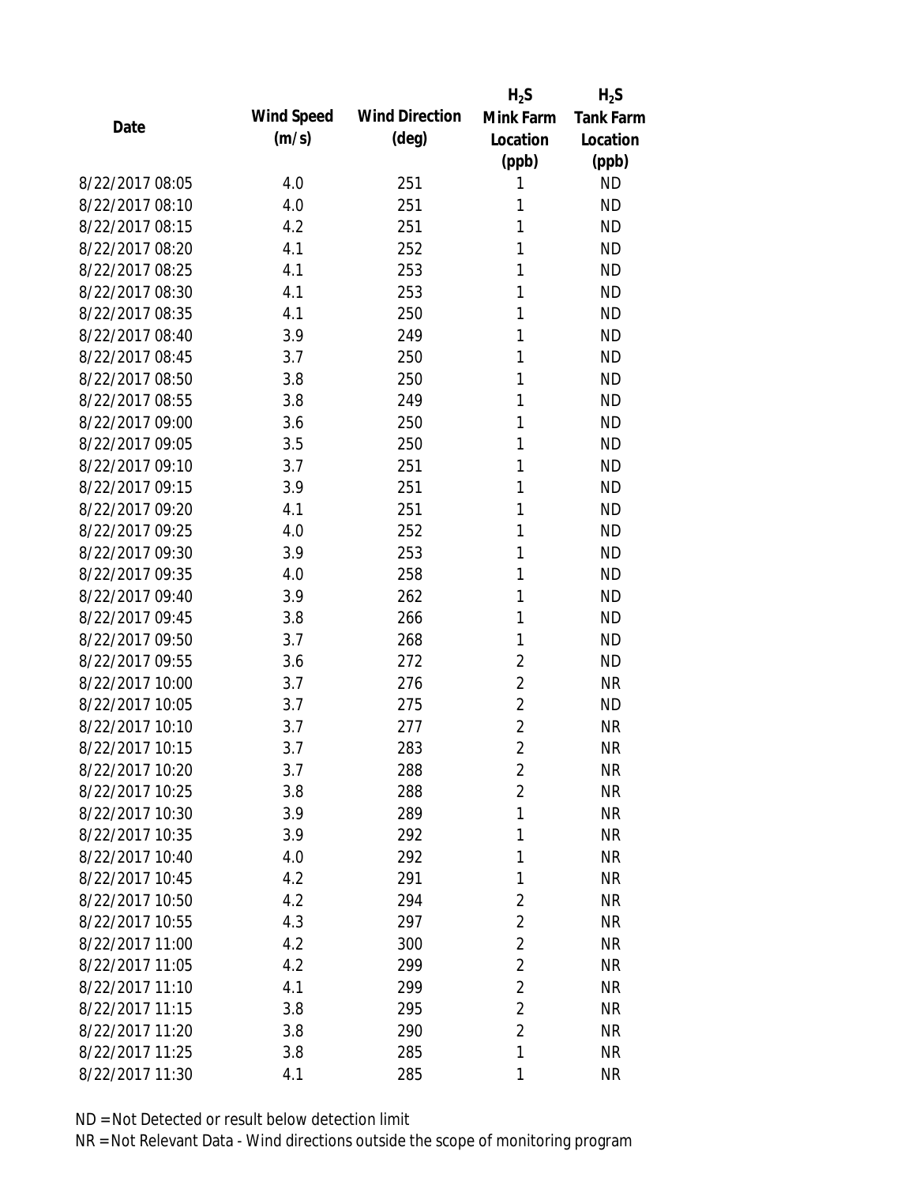| Date | Wind Speed (m/s) | Wind Direction (deg) | $H_2S$ Mink Farm Location (ppb) | $H_2S$ Tank Farm Location (ppb) |
|---|---|---|---|---|
| 8/22/2017 08:05 | 4.0 | 251 | 1 | ND |
| 8/22/2017 08:10 | 4.0 | 251 | 1 | ND |
| 8/22/2017 08:15 | 4.2 | 251 | 1 | ND |
| 8/22/2017 08:20 | 4.1 | 252 | 1 | ND |
| 8/22/2017 08:25 | 4.1 | 253 | 1 | ND |
| 8/22/2017 08:30 | 4.1 | 253 | 1 | ND |
| 8/22/2017 08:35 | 4.1 | 250 | 1 | ND |
| 8/22/2017 08:40 | 3.9 | 249 | 1 | ND |
| 8/22/2017 08:45 | 3.7 | 250 | 1 | ND |
| 8/22/2017 08:50 | 3.8 | 250 | 1 | ND |
| 8/22/2017 08:55 | 3.8 | 249 | 1 | ND |
| 8/22/2017 09:00 | 3.6 | 250 | 1 | ND |
| 8/22/2017 09:05 | 3.5 | 250 | 1 | ND |
| 8/22/2017 09:10 | 3.7 | 251 | 1 | ND |
| 8/22/2017 09:15 | 3.9 | 251 | 1 | ND |
| 8/22/2017 09:20 | 4.1 | 251 | 1 | ND |
| 8/22/2017 09:25 | 4.0 | 252 | 1 | ND |
| 8/22/2017 09:30 | 3.9 | 253 | 1 | ND |
| 8/22/2017 09:35 | 4.0 | 258 | 1 | ND |
| 8/22/2017 09:40 | 3.9 | 262 | 1 | ND |
| 8/22/2017 09:45 | 3.8 | 266 | 1 | ND |
| 8/22/2017 09:50 | 3.7 | 268 | 1 | ND |
| 8/22/2017 09:55 | 3.6 | 272 | 2 | ND |
| 8/22/2017 10:00 | 3.7 | 276 | 2 | NR |
| 8/22/2017 10:05 | 3.7 | 275 | 2 | ND |
| 8/22/2017 10:10 | 3.7 | 277 | 2 | NR |
| 8/22/2017 10:15 | 3.7 | 283 | 2 | NR |
| 8/22/2017 10:20 | 3.7 | 288 | 2 | NR |
| 8/22/2017 10:25 | 3.8 | 288 | 2 | NR |
| 8/22/2017 10:30 | 3.9 | 289 | 1 | NR |
| 8/22/2017 10:35 | 3.9 | 292 | 1 | NR |
| 8/22/2017 10:40 | 4.0 | 292 | 1 | NR |
| 8/22/2017 10:45 | 4.2 | 291 | 1 | NR |
| 8/22/2017 10:50 | 4.2 | 294 | 2 | NR |
| 8/22/2017 10:55 | 4.3 | 297 | 2 | NR |
| 8/22/2017 11:00 | 4.2 | 300 | 2 | NR |
| 8/22/2017 11:05 | 4.2 | 299 | 2 | NR |
| 8/22/2017 11:10 | 4.1 | 299 | 2 | NR |
| 8/22/2017 11:15 | 3.8 | 295 | 2 | NR |
| 8/22/2017 11:20 | 3.8 | 290 | 2 | NR |
| 8/22/2017 11:25 | 3.8 | 285 | 1 | NR |
| 8/22/2017 11:30 | 4.1 | 285 | 1 | NR |

ND = Not Detected or result below detection limit

NR = Not Relevant Data - Wind directions outside the scope of monitoring program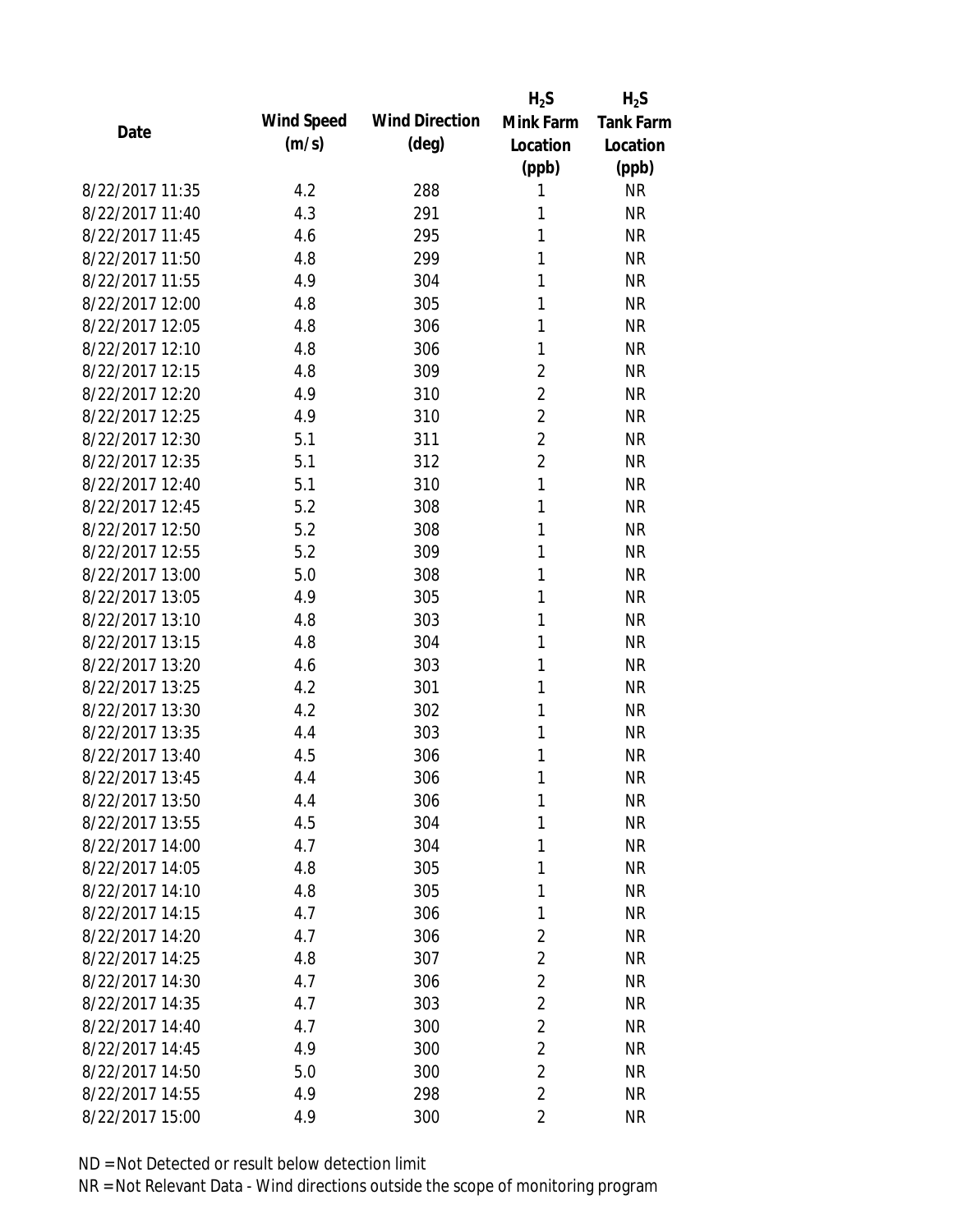| Date | Wind Speed (m/s) | Wind Direction (deg) | $H_2S$ Mink Farm Location (ppb) | $H_2S$ Tank Farm Location (ppb) |
|---|---|---|---|---|
| 8/22/2017 11:35 | 4.2 | 288 | 1 | NR |
| 8/22/2017 11:40 | 4.3 | 291 | 1 | NR |
| 8/22/2017 11:45 | 4.6 | 295 | 1 | NR |
| 8/22/2017 11:50 | 4.8 | 299 | 1 | NR |
| 8/22/2017 11:55 | 4.9 | 304 | 1 | NR |
| 8/22/2017 12:00 | 4.8 | 305 | 1 | NR |
| 8/22/2017 12:05 | 4.8 | 306 | 1 | NR |
| 8/22/2017 12:10 | 4.8 | 306 | 1 | NR |
| 8/22/2017 12:15 | 4.8 | 309 | 2 | NR |
| 8/22/2017 12:20 | 4.9 | 310 | 2 | NR |
| 8/22/2017 12:25 | 4.9 | 310 | 2 | NR |
| 8/22/2017 12:30 | 5.1 | 311 | 2 | NR |
| 8/22/2017 12:35 | 5.1 | 312 | 2 | NR |
| 8/22/2017 12:40 | 5.1 | 310 | 1 | NR |
| 8/22/2017 12:45 | 5.2 | 308 | 1 | NR |
| 8/22/2017 12:50 | 5.2 | 308 | 1 | NR |
| 8/22/2017 12:55 | 5.2 | 309 | 1 | NR |
| 8/22/2017 13:00 | 5.0 | 308 | 1 | NR |
| 8/22/2017 13:05 | 4.9 | 305 | 1 | NR |
| 8/22/2017 13:10 | 4.8 | 303 | 1 | NR |
| 8/22/2017 13:15 | 4.8 | 304 | 1 | NR |
| 8/22/2017 13:20 | 4.6 | 303 | 1 | NR |
| 8/22/2017 13:25 | 4.2 | 301 | 1 | NR |
| 8/22/2017 13:30 | 4.2 | 302 | 1 | NR |
| 8/22/2017 13:35 | 4.4 | 303 | 1 | NR |
| 8/22/2017 13:40 | 4.5 | 306 | 1 | NR |
| 8/22/2017 13:45 | 4.4 | 306 | 1 | NR |
| 8/22/2017 13:50 | 4.4 | 306 | 1 | NR |
| 8/22/2017 13:55 | 4.5 | 304 | 1 | NR |
| 8/22/2017 14:00 | 4.7 | 304 | 1 | NR |
| 8/22/2017 14:05 | 4.8 | 305 | 1 | NR |
| 8/22/2017 14:10 | 4.8 | 305 | 1 | NR |
| 8/22/2017 14:15 | 4.7 | 306 | 1 | NR |
| 8/22/2017 14:20 | 4.7 | 306 | 2 | NR |
| 8/22/2017 14:25 | 4.8 | 307 | 2 | NR |
| 8/22/2017 14:30 | 4.7 | 306 | 2 | NR |
| 8/22/2017 14:35 | 4.7 | 303 | 2 | NR |
| 8/22/2017 14:40 | 4.7 | 300 | 2 | NR |
| 8/22/2017 14:45 | 4.9 | 300 | 2 | NR |
| 8/22/2017 14:50 | 5.0 | 300 | 2 | NR |
| 8/22/2017 14:55 | 4.9 | 298 | 2 | NR |
| 8/22/2017 15:00 | 4.9 | 300 | 2 | NR |

ND = Not Detected or result below detection limit

NR = Not Relevant Data - Wind directions outside the scope of monitoring program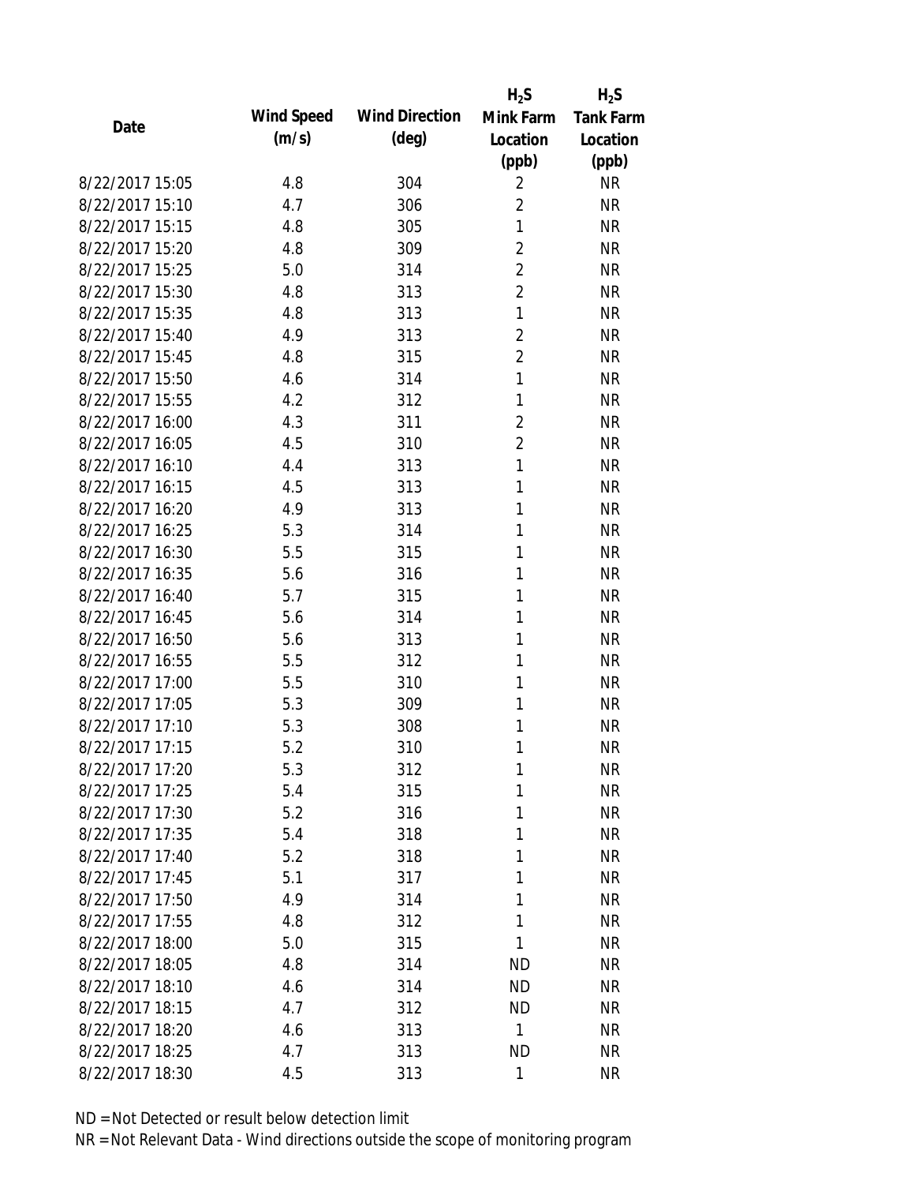| Date | Wind Speed (m/s) | Wind Direction (deg) | $H_2S$ Mink Farm Location (ppb) | $H_2S$ Tank Farm Location (ppb) |
|---|---|---|---|---|
| 8/22/2017 15:05 | 4.8 | 304 | 2 | NR |
| 8/22/2017 15:10 | 4.7 | 306 | 2 | NR |
| 8/22/2017 15:15 | 4.8 | 305 | 1 | NR |
| 8/22/2017 15:20 | 4.8 | 309 | 2 | NR |
| 8/22/2017 15:25 | 5.0 | 314 | 2 | NR |
| 8/22/2017 15:30 | 4.8 | 313 | 2 | NR |
| 8/22/2017 15:35 | 4.8 | 313 | 1 | NR |
| 8/22/2017 15:40 | 4.9 | 313 | 2 | NR |
| 8/22/2017 15:45 | 4.8 | 315 | 2 | NR |
| 8/22/2017 15:50 | 4.6 | 314 | 1 | NR |
| 8/22/2017 15:55 | 4.2 | 312 | 1 | NR |
| 8/22/2017 16:00 | 4.3 | 311 | 2 | NR |
| 8/22/2017 16:05 | 4.5 | 310 | 2 | NR |
| 8/22/2017 16:10 | 4.4 | 313 | 1 | NR |
| 8/22/2017 16:15 | 4.5 | 313 | 1 | NR |
| 8/22/2017 16:20 | 4.9 | 313 | 1 | NR |
| 8/22/2017 16:25 | 5.3 | 314 | 1 | NR |
| 8/22/2017 16:30 | 5.5 | 315 | 1 | NR |
| 8/22/2017 16:35 | 5.6 | 316 | 1 | NR |
| 8/22/2017 16:40 | 5.7 | 315 | 1 | NR |
| 8/22/2017 16:45 | 5.6 | 314 | 1 | NR |
| 8/22/2017 16:50 | 5.6 | 313 | 1 | NR |
| 8/22/2017 16:55 | 5.5 | 312 | 1 | NR |
| 8/22/2017 17:00 | 5.5 | 310 | 1 | NR |
| 8/22/2017 17:05 | 5.3 | 309 | 1 | NR |
| 8/22/2017 17:10 | 5.3 | 308 | 1 | NR |
| 8/22/2017 17:15 | 5.2 | 310 | 1 | NR |
| 8/22/2017 17:20 | 5.3 | 312 | 1 | NR |
| 8/22/2017 17:25 | 5.4 | 315 | 1 | NR |
| 8/22/2017 17:30 | 5.2 | 316 | 1 | NR |
| 8/22/2017 17:35 | 5.4 | 318 | 1 | NR |
| 8/22/2017 17:40 | 5.2 | 318 | 1 | NR |
| 8/22/2017 17:45 | 5.1 | 317 | 1 | NR |
| 8/22/2017 17:50 | 4.9 | 314 | 1 | NR |
| 8/22/2017 17:55 | 4.8 | 312 | 1 | NR |
| 8/22/2017 18:00 | 5.0 | 315 | 1 | NR |
| 8/22/2017 18:05 | 4.8 | 314 | ND | NR |
| 8/22/2017 18:10 | 4.6 | 314 | ND | NR |
| 8/22/2017 18:15 | 4.7 | 312 | ND | NR |
| 8/22/2017 18:20 | 4.6 | 313 | 1 | NR |
| 8/22/2017 18:25 | 4.7 | 313 | ND | NR |
| 8/22/2017 18:30 | 4.5 | 313 | 1 | NR |

ND = Not Detected or result below detection limit

NR = Not Relevant Data - Wind directions outside the scope of monitoring program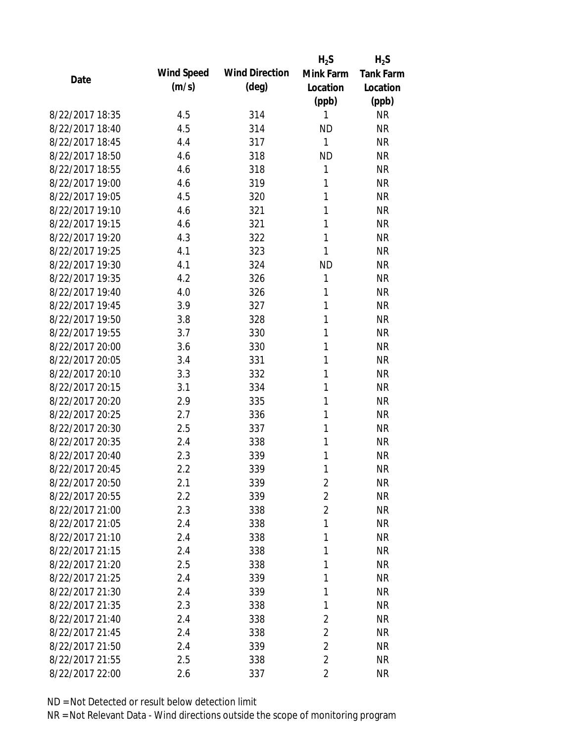| Date | Wind Speed (m/s) | Wind Direction (deg) | $H_2S$ Mink Farm Location (ppb) | $H_2S$ Tank Farm Location (ppb) |
|---|---|---|---|---|
| 8/22/2017 18:35 | 4.5 | 314 | 1 | NR |
| 8/22/2017 18:40 | 4.5 | 314 | ND | NR |
| 8/22/2017 18:45 | 4.4 | 317 | 1 | NR |
| 8/22/2017 18:50 | 4.6 | 318 | ND | NR |
| 8/22/2017 18:55 | 4.6 | 318 | 1 | NR |
| 8/22/2017 19:00 | 4.6 | 319 | 1 | NR |
| 8/22/2017 19:05 | 4.5 | 320 | 1 | NR |
| 8/22/2017 19:10 | 4.6 | 321 | 1 | NR |
| 8/22/2017 19:15 | 4.6 | 321 | 1 | NR |
| 8/22/2017 19:20 | 4.3 | 322 | 1 | NR |
| 8/22/2017 19:25 | 4.1 | 323 | 1 | NR |
| 8/22/2017 19:30 | 4.1 | 324 | ND | NR |
| 8/22/2017 19:35 | 4.2 | 326 | 1 | NR |
| 8/22/2017 19:40 | 4.0 | 326 | 1 | NR |
| 8/22/2017 19:45 | 3.9 | 327 | 1 | NR |
| 8/22/2017 19:50 | 3.8 | 328 | 1 | NR |
| 8/22/2017 19:55 | 3.7 | 330 | 1 | NR |
| 8/22/2017 20:00 | 3.6 | 330 | 1 | NR |
| 8/22/2017 20:05 | 3.4 | 331 | 1 | NR |
| 8/22/2017 20:10 | 3.3 | 332 | 1 | NR |
| 8/22/2017 20:15 | 3.1 | 334 | 1 | NR |
| 8/22/2017 20:20 | 2.9 | 335 | 1 | NR |
| 8/22/2017 20:25 | 2.7 | 336 | 1 | NR |
| 8/22/2017 20:30 | 2.5 | 337 | 1 | NR |
| 8/22/2017 20:35 | 2.4 | 338 | 1 | NR |
| 8/22/2017 20:40 | 2.3 | 339 | 1 | NR |
| 8/22/2017 20:45 | 2.2 | 339 | 1 | NR |
| 8/22/2017 20:50 | 2.1 | 339 | 2 | NR |
| 8/22/2017 20:55 | 2.2 | 339 | 2 | NR |
| 8/22/2017 21:00 | 2.3 | 338 | 2 | NR |
| 8/22/2017 21:05 | 2.4 | 338 | 1 | NR |
| 8/22/2017 21:10 | 2.4 | 338 | 1 | NR |
| 8/22/2017 21:15 | 2.4 | 338 | 1 | NR |
| 8/22/2017 21:20 | 2.5 | 338 | 1 | NR |
| 8/22/2017 21:25 | 2.4 | 339 | 1 | NR |
| 8/22/2017 21:30 | 2.4 | 339 | 1 | NR |
| 8/22/2017 21:35 | 2.3 | 338 | 1 | NR |
| 8/22/2017 21:40 | 2.4 | 338 | 2 | NR |
| 8/22/2017 21:45 | 2.4 | 338 | 2 | NR |
| 8/22/2017 21:50 | 2.4 | 339 | 2 | NR |
| 8/22/2017 21:55 | 2.5 | 338 | 2 | NR |
| 8/22/2017 22:00 | 2.6 | 337 | 2 | NR |

ND = Not Detected or result below detection limit

NR = Not Relevant Data - Wind directions outside the scope of monitoring program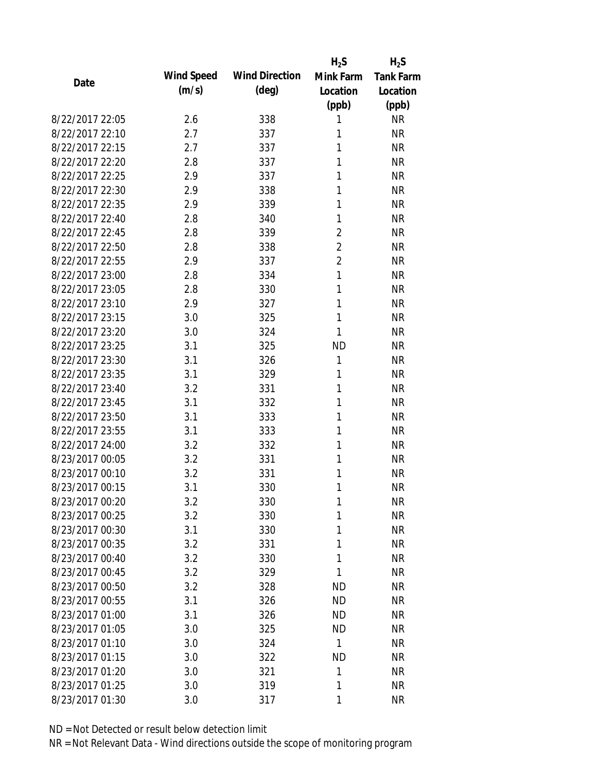| Date | Wind Speed (m/s) | Wind Direction (deg) | $H_2S$ Mink Farm Location (ppb) | $H_2S$ Tank Farm Location (ppb) |
|---|---|---|---|---|
| 8/22/2017 22:05 | 2.6 | 338 | 1 | NR |
| 8/22/2017 22:10 | 2.7 | 337 | 1 | NR |
| 8/22/2017 22:15 | 2.7 | 337 | 1 | NR |
| 8/22/2017 22:20 | 2.8 | 337 | 1 | NR |
| 8/22/2017 22:25 | 2.9 | 337 | 1 | NR |
| 8/22/2017 22:30 | 2.9 | 338 | 1 | NR |
| 8/22/2017 22:35 | 2.9 | 339 | 1 | NR |
| 8/22/2017 22:40 | 2.8 | 340 | 1 | NR |
| 8/22/2017 22:45 | 2.8 | 339 | 2 | NR |
| 8/22/2017 22:50 | 2.8 | 338 | 2 | NR |
| 8/22/2017 22:55 | 2.9 | 337 | 2 | NR |
| 8/22/2017 23:00 | 2.8 | 334 | 1 | NR |
| 8/22/2017 23:05 | 2.8 | 330 | 1 | NR |
| 8/22/2017 23:10 | 2.9 | 327 | 1 | NR |
| 8/22/2017 23:15 | 3.0 | 325 | 1 | NR |
| 8/22/2017 23:20 | 3.0 | 324 | 1 | NR |
| 8/22/2017 23:25 | 3.1 | 325 | ND | NR |
| 8/22/2017 23:30 | 3.1 | 326 | 1 | NR |
| 8/22/2017 23:35 | 3.1 | 329 | 1 | NR |
| 8/22/2017 23:40 | 3.2 | 331 | 1 | NR |
| 8/22/2017 23:45 | 3.1 | 332 | 1 | NR |
| 8/22/2017 23:50 | 3.1 | 333 | 1 | NR |
| 8/22/2017 23:55 | 3.1 | 333 | 1 | NR |
| 8/22/2017 24:00 | 3.2 | 332 | 1 | NR |
| 8/23/2017 00:05 | 3.2 | 331 | 1 | NR |
| 8/23/2017 00:10 | 3.2 | 331 | 1 | NR |
| 8/23/2017 00:15 | 3.1 | 330 | 1 | NR |
| 8/23/2017 00:20 | 3.2 | 330 | 1 | NR |
| 8/23/2017 00:25 | 3.2 | 330 | 1 | NR |
| 8/23/2017 00:30 | 3.1 | 330 | 1 | NR |
| 8/23/2017 00:35 | 3.2 | 331 | 1 | NR |
| 8/23/2017 00:40 | 3.2 | 330 | 1 | NR |
| 8/23/2017 00:45 | 3.2 | 329 | 1 | NR |
| 8/23/2017 00:50 | 3.2 | 328 | ND | NR |
| 8/23/2017 00:55 | 3.1 | 326 | ND | NR |
| 8/23/2017 01:00 | 3.1 | 326 | ND | NR |
| 8/23/2017 01:05 | 3.0 | 325 | ND | NR |
| 8/23/2017 01:10 | 3.0 | 324 | 1 | NR |
| 8/23/2017 01:15 | 3.0 | 322 | ND | NR |
| 8/23/2017 01:20 | 3.0 | 321 | 1 | NR |
| 8/23/2017 01:25 | 3.0 | 319 | 1 | NR |
| 8/23/2017 01:30 | 3.0 | 317 | 1 | NR |

ND = Not Detected or result below detection limit

NR = Not Relevant Data - Wind directions outside the scope of monitoring program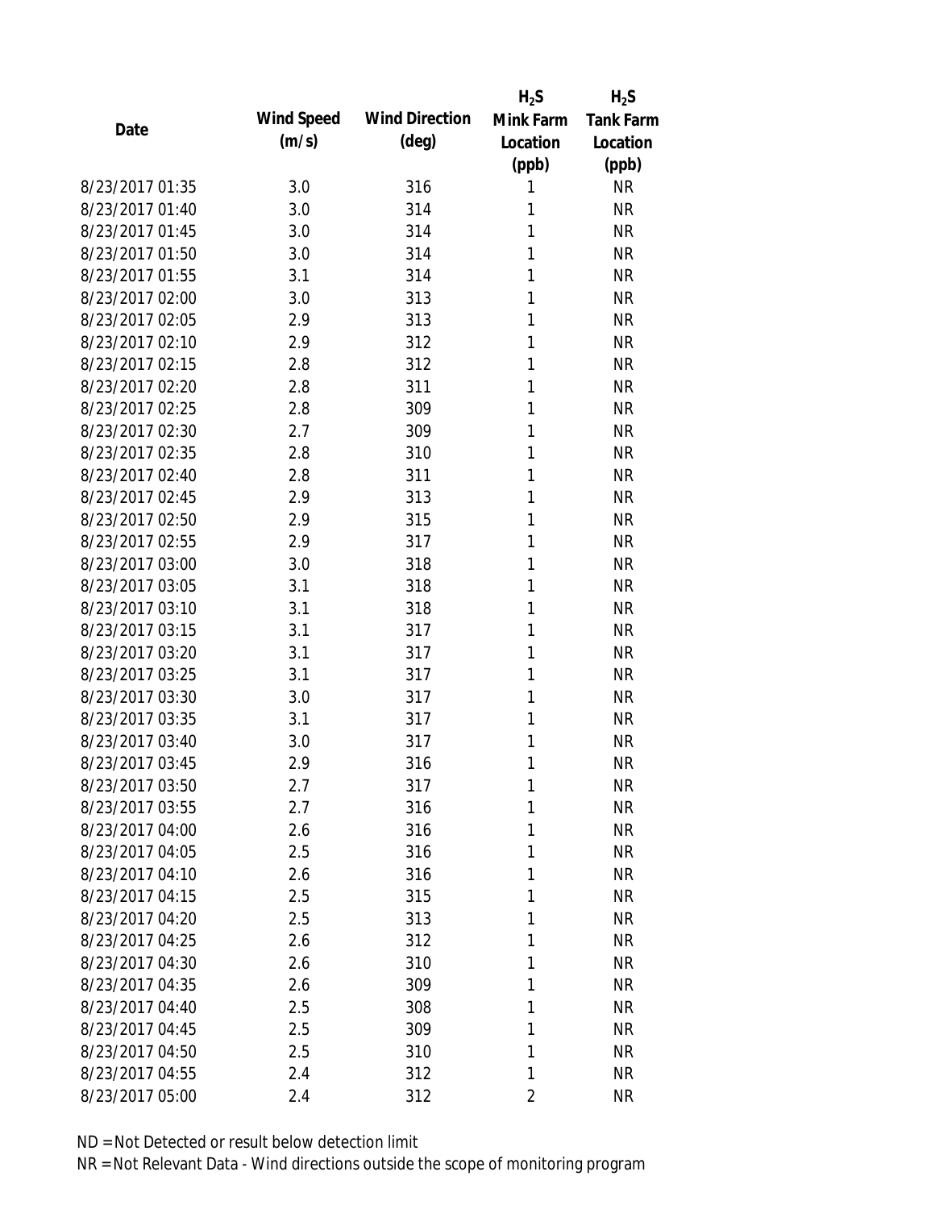| Date | Wind Speed (m/s) | Wind Direction (deg) | $H_2S$ Mink Farm Location (ppb) | $H_2S$ Tank Farm Location (ppb) |
|---|---|---|---|---|
| 8/23/2017 01:35 | 3.0 | 316 | 1 | NR |
| 8/23/2017 01:40 | 3.0 | 314 | 1 | NR |
| 8/23/2017 01:45 | 3.0 | 314 | 1 | NR |
| 8/23/2017 01:50 | 3.0 | 314 | 1 | NR |
| 8/23/2017 01:55 | 3.1 | 314 | 1 | NR |
| 8/23/2017 02:00 | 3.0 | 313 | 1 | NR |
| 8/23/2017 02:05 | 2.9 | 313 | 1 | NR |
| 8/23/2017 02:10 | 2.9 | 312 | 1 | NR |
| 8/23/2017 02:15 | 2.8 | 312 | 1 | NR |
| 8/23/2017 02:20 | 2.8 | 311 | 1 | NR |
| 8/23/2017 02:25 | 2.8 | 309 | 1 | NR |
| 8/23/2017 02:30 | 2.7 | 309 | 1 | NR |
| 8/23/2017 02:35 | 2.8 | 310 | 1 | NR |
| 8/23/2017 02:40 | 2.8 | 311 | 1 | NR |
| 8/23/2017 02:45 | 2.9 | 313 | 1 | NR |
| 8/23/2017 02:50 | 2.9 | 315 | 1 | NR |
| 8/23/2017 02:55 | 2.9 | 317 | 1 | NR |
| 8/23/2017 03:00 | 3.0 | 318 | 1 | NR |
| 8/23/2017 03:05 | 3.1 | 318 | 1 | NR |
| 8/23/2017 03:10 | 3.1 | 318 | 1 | NR |
| 8/23/2017 03:15 | 3.1 | 317 | 1 | NR |
| 8/23/2017 03:20 | 3.1 | 317 | 1 | NR |
| 8/23/2017 03:25 | 3.1 | 317 | 1 | NR |
| 8/23/2017 03:30 | 3.0 | 317 | 1 | NR |
| 8/23/2017 03:35 | 3.1 | 317 | 1 | NR |
| 8/23/2017 03:40 | 3.0 | 317 | 1 | NR |
| 8/23/2017 03:45 | 2.9 | 316 | 1 | NR |
| 8/23/2017 03:50 | 2.7 | 317 | 1 | NR |
| 8/23/2017 03:55 | 2.7 | 316 | 1 | NR |
| 8/23/2017 04:00 | 2.6 | 316 | 1 | NR |
| 8/23/2017 04:05 | 2.5 | 316 | 1 | NR |
| 8/23/2017 04:10 | 2.6 | 316 | 1 | NR |
| 8/23/2017 04:15 | 2.5 | 315 | 1 | NR |
| 8/23/2017 04:20 | 2.5 | 313 | 1 | NR |
| 8/23/2017 04:25 | 2.6 | 312 | 1 | NR |
| 8/23/2017 04:30 | 2.6 | 310 | 1 | NR |
| 8/23/2017 04:35 | 2.6 | 309 | 1 | NR |
| 8/23/2017 04:40 | 2.5 | 308 | 1 | NR |
| 8/23/2017 04:45 | 2.5 | 309 | 1 | NR |
| 8/23/2017 04:50 | 2.5 | 310 | 1 | NR |
| 8/23/2017 04:55 | 2.4 | 312 | 1 | NR |
| 8/23/2017 05:00 | 2.4 | 312 | 2 | NR |

ND = Not Detected or result below detection limit

NR = Not Relevant Data - Wind directions outside the scope of monitoring program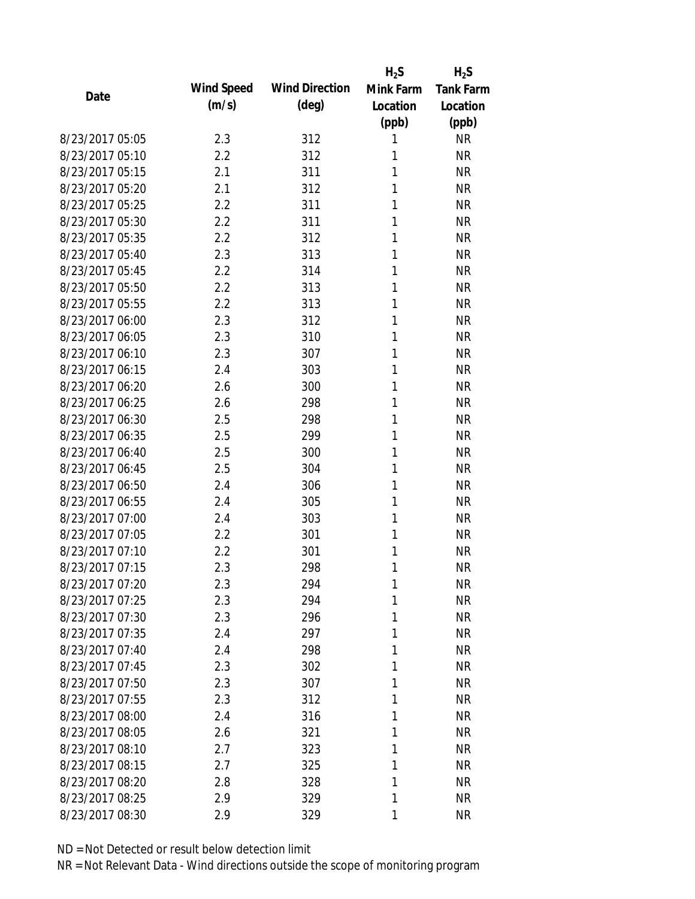| Date | Wind Speed (m/s) | Wind Direction (deg) | $H_2S$ Mink Farm Location (ppb) | $H_2S$ Tank Farm Location (ppb) |
|---|---|---|---|---|
| 8/23/2017 05:05 | 2.3 | 312 | 1 | NR |
| 8/23/2017 05:10 | 2.2 | 312 | 1 | NR |
| 8/23/2017 05:15 | 2.1 | 311 | 1 | NR |
| 8/23/2017 05:20 | 2.1 | 312 | 1 | NR |
| 8/23/2017 05:25 | 2.2 | 311 | 1 | NR |
| 8/23/2017 05:30 | 2.2 | 311 | 1 | NR |
| 8/23/2017 05:35 | 2.2 | 312 | 1 | NR |
| 8/23/2017 05:40 | 2.3 | 313 | 1 | NR |
| 8/23/2017 05:45 | 2.2 | 314 | 1 | NR |
| 8/23/2017 05:50 | 2.2 | 313 | 1 | NR |
| 8/23/2017 05:55 | 2.2 | 313 | 1 | NR |
| 8/23/2017 06:00 | 2.3 | 312 | 1 | NR |
| 8/23/2017 06:05 | 2.3 | 310 | 1 | NR |
| 8/23/2017 06:10 | 2.3 | 307 | 1 | NR |
| 8/23/2017 06:15 | 2.4 | 303 | 1 | NR |
| 8/23/2017 06:20 | 2.6 | 300 | 1 | NR |
| 8/23/2017 06:25 | 2.6 | 298 | 1 | NR |
| 8/23/2017 06:30 | 2.5 | 298 | 1 | NR |
| 8/23/2017 06:35 | 2.5 | 299 | 1 | NR |
| 8/23/2017 06:40 | 2.5 | 300 | 1 | NR |
| 8/23/2017 06:45 | 2.5 | 304 | 1 | NR |
| 8/23/2017 06:50 | 2.4 | 306 | 1 | NR |
| 8/23/2017 06:55 | 2.4 | 305 | 1 | NR |
| 8/23/2017 07:00 | 2.4 | 303 | 1 | NR |
| 8/23/2017 07:05 | 2.2 | 301 | 1 | NR |
| 8/23/2017 07:10 | 2.2 | 301 | 1 | NR |
| 8/23/2017 07:15 | 2.3 | 298 | 1 | NR |
| 8/23/2017 07:20 | 2.3 | 294 | 1 | NR |
| 8/23/2017 07:25 | 2.3 | 294 | 1 | NR |
| 8/23/2017 07:30 | 2.3 | 296 | 1 | NR |
| 8/23/2017 07:35 | 2.4 | 297 | 1 | NR |
| 8/23/2017 07:40 | 2.4 | 298 | 1 | NR |
| 8/23/2017 07:45 | 2.3 | 302 | 1 | NR |
| 8/23/2017 07:50 | 2.3 | 307 | 1 | NR |
| 8/23/2017 07:55 | 2.3 | 312 | 1 | NR |
| 8/23/2017 08:00 | 2.4 | 316 | 1 | NR |
| 8/23/2017 08:05 | 2.6 | 321 | 1 | NR |
| 8/23/2017 08:10 | 2.7 | 323 | 1 | NR |
| 8/23/2017 08:15 | 2.7 | 325 | 1 | NR |
| 8/23/2017 08:20 | 2.8 | 328 | 1 | NR |
| 8/23/2017 08:25 | 2.9 | 329 | 1 | NR |
| 8/23/2017 08:30 | 2.9 | 329 | 1 | NR |

ND = Not Detected or result below detection limit

NR = Not Relevant Data - Wind directions outside the scope of monitoring program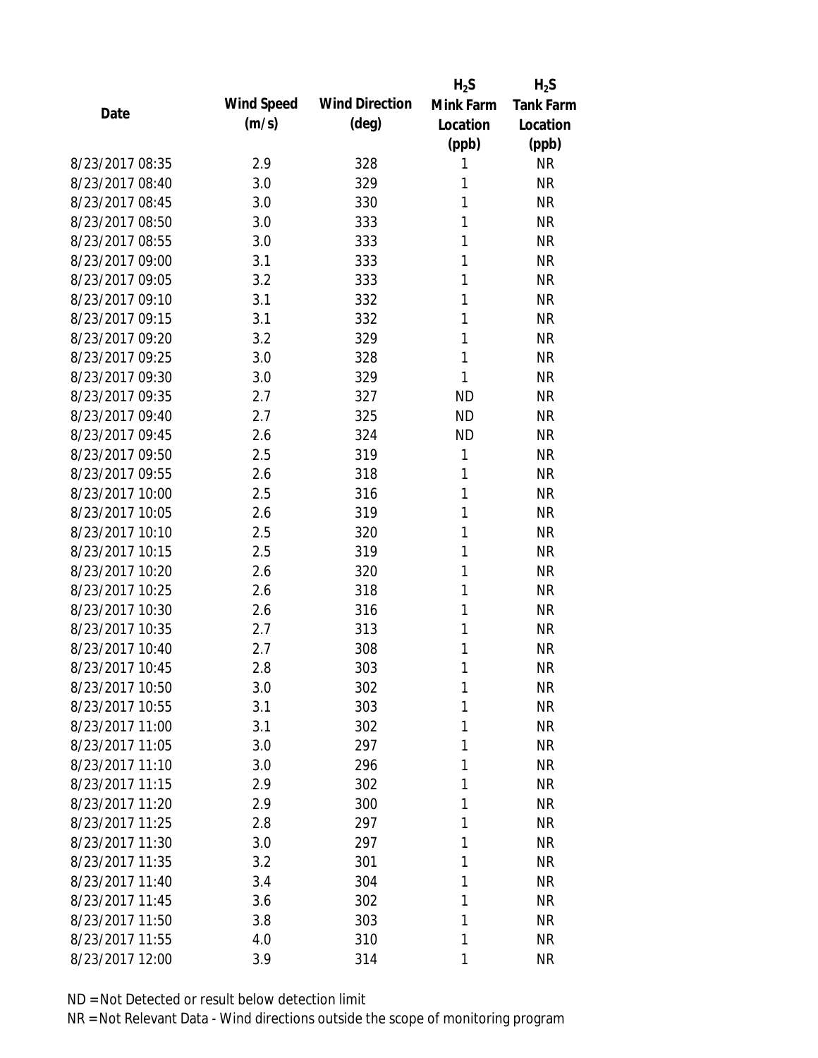| Date | Wind Speed (m/s) | Wind Direction (deg) | $H_2S$ Mink Farm Location (ppb) | $H_2S$ Tank Farm Location (ppb) |
|---|---|---|---|---|
| 8/23/2017 08:35 | 2.9 | 328 | 1 | NR |
| 8/23/2017 08:40 | 3.0 | 329 | 1 | NR |
| 8/23/2017 08:45 | 3.0 | 330 | 1 | NR |
| 8/23/2017 08:50 | 3.0 | 333 | 1 | NR |
| 8/23/2017 08:55 | 3.0 | 333 | 1 | NR |
| 8/23/2017 09:00 | 3.1 | 333 | 1 | NR |
| 8/23/2017 09:05 | 3.2 | 333 | 1 | NR |
| 8/23/2017 09:10 | 3.1 | 332 | 1 | NR |
| 8/23/2017 09:15 | 3.1 | 332 | 1 | NR |
| 8/23/2017 09:20 | 3.2 | 329 | 1 | NR |
| 8/23/2017 09:25 | 3.0 | 328 | 1 | NR |
| 8/23/2017 09:30 | 3.0 | 329 | 1 | NR |
| 8/23/2017 09:35 | 2.7 | 327 | ND | NR |
| 8/23/2017 09:40 | 2.7 | 325 | ND | NR |
| 8/23/2017 09:45 | 2.6 | 324 | ND | NR |
| 8/23/2017 09:50 | 2.5 | 319 | 1 | NR |
| 8/23/2017 09:55 | 2.6 | 318 | 1 | NR |
| 8/23/2017 10:00 | 2.5 | 316 | 1 | NR |
| 8/23/2017 10:05 | 2.6 | 319 | 1 | NR |
| 8/23/2017 10:10 | 2.5 | 320 | 1 | NR |
| 8/23/2017 10:15 | 2.5 | 319 | 1 | NR |
| 8/23/2017 10:20 | 2.6 | 320 | 1 | NR |
| 8/23/2017 10:25 | 2.6 | 318 | 1 | NR |
| 8/23/2017 10:30 | 2.6 | 316 | 1 | NR |
| 8/23/2017 10:35 | 2.7 | 313 | 1 | NR |
| 8/23/2017 10:40 | 2.7 | 308 | 1 | NR |
| 8/23/2017 10:45 | 2.8 | 303 | 1 | NR |
| 8/23/2017 10:50 | 3.0 | 302 | 1 | NR |
| 8/23/2017 10:55 | 3.1 | 303 | 1 | NR |
| 8/23/2017 11:00 | 3.1 | 302 | 1 | NR |
| 8/23/2017 11:05 | 3.0 | 297 | 1 | NR |
| 8/23/2017 11:10 | 3.0 | 296 | 1 | NR |
| 8/23/2017 11:15 | 2.9 | 302 | 1 | NR |
| 8/23/2017 11:20 | 2.9 | 300 | 1 | NR |
| 8/23/2017 11:25 | 2.8 | 297 | 1 | NR |
| 8/23/2017 11:30 | 3.0 | 297 | 1 | NR |
| 8/23/2017 11:35 | 3.2 | 301 | 1 | NR |
| 8/23/2017 11:40 | 3.4 | 304 | 1 | NR |
| 8/23/2017 11:45 | 3.6 | 302 | 1 | NR |
| 8/23/2017 11:50 | 3.8 | 303 | 1 | NR |
| 8/23/2017 11:55 | 4.0 | 310 | 1 | NR |
| 8/23/2017 12:00 | 3.9 | 314 | 1 | NR |

ND = Not Detected or result below detection limit

NR = Not Relevant Data - Wind directions outside the scope of monitoring program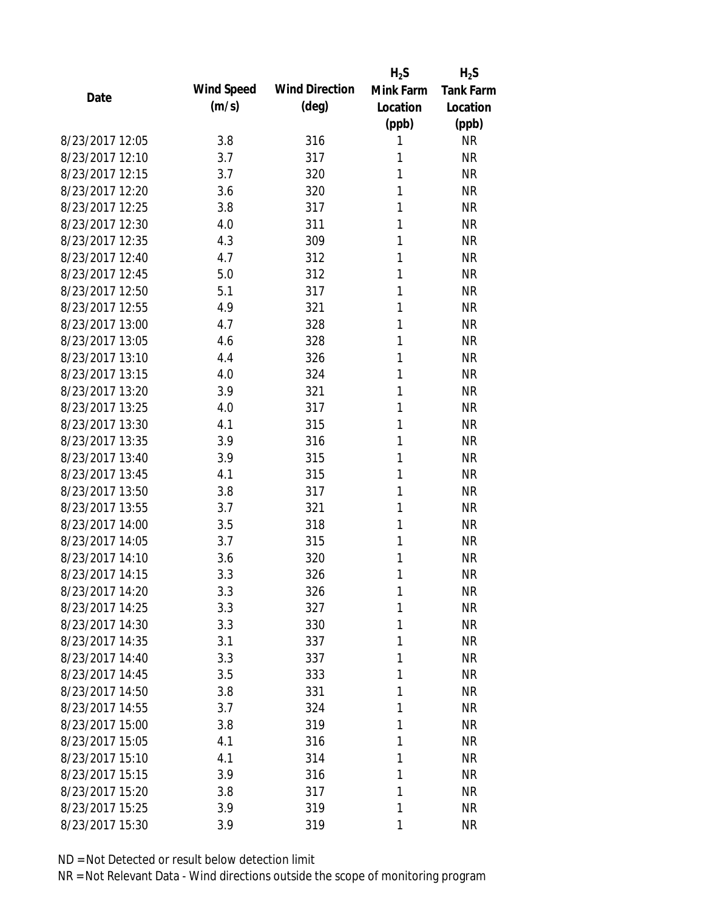| Date | Wind Speed (m/s) | Wind Direction (deg) | $H_2S$ Mink Farm Location (ppb) | $H_2S$ Tank Farm Location (ppb) |
|---|---|---|---|---|
| 8/23/2017 12:05 | 3.8 | 316 | 1 | NR |
| 8/23/2017 12:10 | 3.7 | 317 | 1 | NR |
| 8/23/2017 12:15 | 3.7 | 320 | 1 | NR |
| 8/23/2017 12:20 | 3.6 | 320 | 1 | NR |
| 8/23/2017 12:25 | 3.8 | 317 | 1 | NR |
| 8/23/2017 12:30 | 4.0 | 311 | 1 | NR |
| 8/23/2017 12:35 | 4.3 | 309 | 1 | NR |
| 8/23/2017 12:40 | 4.7 | 312 | 1 | NR |
| 8/23/2017 12:45 | 5.0 | 312 | 1 | NR |
| 8/23/2017 12:50 | 5.1 | 317 | 1 | NR |
| 8/23/2017 12:55 | 4.9 | 321 | 1 | NR |
| 8/23/2017 13:00 | 4.7 | 328 | 1 | NR |
| 8/23/2017 13:05 | 4.6 | 328 | 1 | NR |
| 8/23/2017 13:10 | 4.4 | 326 | 1 | NR |
| 8/23/2017 13:15 | 4.0 | 324 | 1 | NR |
| 8/23/2017 13:20 | 3.9 | 321 | 1 | NR |
| 8/23/2017 13:25 | 4.0 | 317 | 1 | NR |
| 8/23/2017 13:30 | 4.1 | 315 | 1 | NR |
| 8/23/2017 13:35 | 3.9 | 316 | 1 | NR |
| 8/23/2017 13:40 | 3.9 | 315 | 1 | NR |
| 8/23/2017 13:45 | 4.1 | 315 | 1 | NR |
| 8/23/2017 13:50 | 3.8 | 317 | 1 | NR |
| 8/23/2017 13:55 | 3.7 | 321 | 1 | NR |
| 8/23/2017 14:00 | 3.5 | 318 | 1 | NR |
| 8/23/2017 14:05 | 3.7 | 315 | 1 | NR |
| 8/23/2017 14:10 | 3.6 | 320 | 1 | NR |
| 8/23/2017 14:15 | 3.3 | 326 | 1 | NR |
| 8/23/2017 14:20 | 3.3 | 326 | 1 | NR |
| 8/23/2017 14:25 | 3.3 | 327 | 1 | NR |
| 8/23/2017 14:30 | 3.3 | 330 | 1 | NR |
| 8/23/2017 14:35 | 3.1 | 337 | 1 | NR |
| 8/23/2017 14:40 | 3.3 | 337 | 1 | NR |
| 8/23/2017 14:45 | 3.5 | 333 | 1 | NR |
| 8/23/2017 14:50 | 3.8 | 331 | 1 | NR |
| 8/23/2017 14:55 | 3.7 | 324 | 1 | NR |
| 8/23/2017 15:00 | 3.8 | 319 | 1 | NR |
| 8/23/2017 15:05 | 4.1 | 316 | 1 | NR |
| 8/23/2017 15:10 | 4.1 | 314 | 1 | NR |
| 8/23/2017 15:15 | 3.9 | 316 | 1 | NR |
| 8/23/2017 15:20 | 3.8 | 317 | 1 | NR |
| 8/23/2017 15:25 | 3.9 | 319 | 1 | NR |
| 8/23/2017 15:30 | 3.9 | 319 | 1 | NR |

ND = Not Detected or result below detection limit

NR = Not Relevant Data - Wind directions outside the scope of monitoring program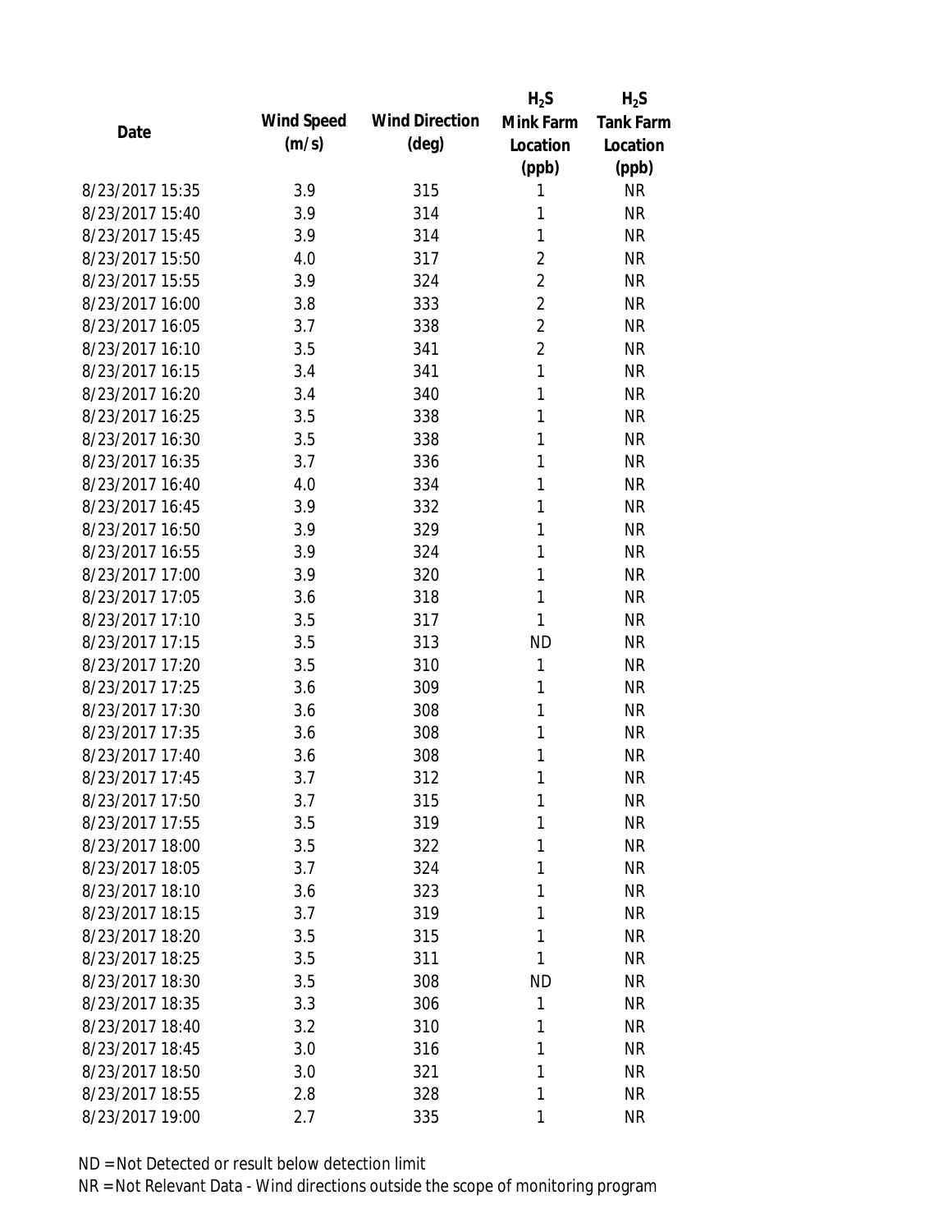| Date | Wind Speed (m/s) | Wind Direction (deg) | $H_2S$ Mink Farm Location (ppb) | $H_2S$ Tank Farm Location (ppb) |
|---|---|---|---|---|
| 8/23/2017 15:35 | 3.9 | 315 | 1 | NR |
| 8/23/2017 15:40 | 3.9 | 314 | 1 | NR |
| 8/23/2017 15:45 | 3.9 | 314 | 1 | NR |
| 8/23/2017 15:50 | 4.0 | 317 | 2 | NR |
| 8/23/2017 15:55 | 3.9 | 324 | 2 | NR |
| 8/23/2017 16:00 | 3.8 | 333 | 2 | NR |
| 8/23/2017 16:05 | 3.7 | 338 | 2 | NR |
| 8/23/2017 16:10 | 3.5 | 341 | 2 | NR |
| 8/23/2017 16:15 | 3.4 | 341 | 1 | NR |
| 8/23/2017 16:20 | 3.4 | 340 | 1 | NR |
| 8/23/2017 16:25 | 3.5 | 338 | 1 | NR |
| 8/23/2017 16:30 | 3.5 | 338 | 1 | NR |
| 8/23/2017 16:35 | 3.7 | 336 | 1 | NR |
| 8/23/2017 16:40 | 4.0 | 334 | 1 | NR |
| 8/23/2017 16:45 | 3.9 | 332 | 1 | NR |
| 8/23/2017 16:50 | 3.9 | 329 | 1 | NR |
| 8/23/2017 16:55 | 3.9 | 324 | 1 | NR |
| 8/23/2017 17:00 | 3.9 | 320 | 1 | NR |
| 8/23/2017 17:05 | 3.6 | 318 | 1 | NR |
| 8/23/2017 17:10 | 3.5 | 317 | 1 | NR |
| 8/23/2017 17:15 | 3.5 | 313 | ND | NR |
| 8/23/2017 17:20 | 3.5 | 310 | 1 | NR |
| 8/23/2017 17:25 | 3.6 | 309 | 1 | NR |
| 8/23/2017 17:30 | 3.6 | 308 | 1 | NR |
| 8/23/2017 17:35 | 3.6 | 308 | 1 | NR |
| 8/23/2017 17:40 | 3.6 | 308 | 1 | NR |
| 8/23/2017 17:45 | 3.7 | 312 | 1 | NR |
| 8/23/2017 17:50 | 3.7 | 315 | 1 | NR |
| 8/23/2017 17:55 | 3.5 | 319 | 1 | NR |
| 8/23/2017 18:00 | 3.5 | 322 | 1 | NR |
| 8/23/2017 18:05 | 3.7 | 324 | 1 | NR |
| 8/23/2017 18:10 | 3.6 | 323 | 1 | NR |
| 8/23/2017 18:15 | 3.7 | 319 | 1 | NR |
| 8/23/2017 18:20 | 3.5 | 315 | 1 | NR |
| 8/23/2017 18:25 | 3.5 | 311 | 1 | NR |
| 8/23/2017 18:30 | 3.5 | 308 | ND | NR |
| 8/23/2017 18:35 | 3.3 | 306 | 1 | NR |
| 8/23/2017 18:40 | 3.2 | 310 | 1 | NR |
| 8/23/2017 18:45 | 3.0 | 316 | 1 | NR |
| 8/23/2017 18:50 | 3.0 | 321 | 1 | NR |
| 8/23/2017 18:55 | 2.8 | 328 | 1 | NR |
| 8/23/2017 19:00 | 2.7 | 335 | 1 | NR |

ND = Not Detected or result below detection limit

NR = Not Relevant Data - Wind directions outside the scope of monitoring program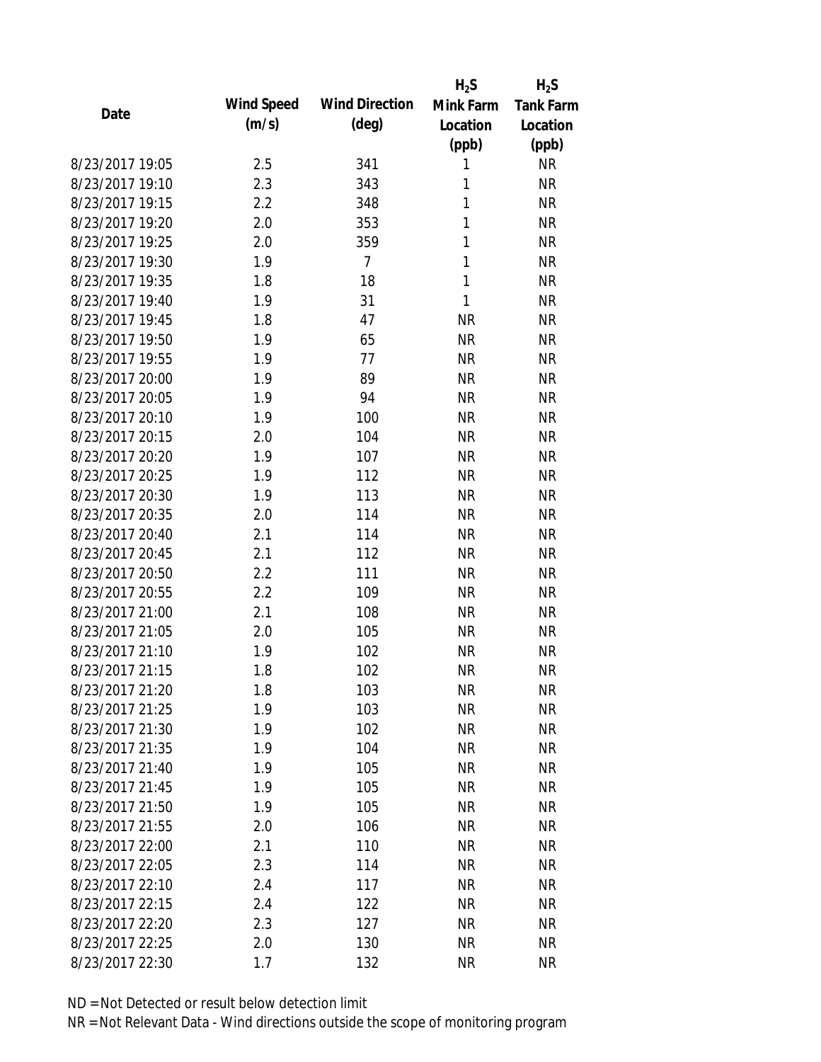| Date | Wind Speed (m/s) | Wind Direction (deg) | $H_2S$ Mink Farm Location (ppb) | $H_2S$ Tank Farm Location (ppb) |
|---|---|---|---|---|
| 8/23/2017 19:05 | 2.5 | 341 | 1 | NR |
| 8/23/2017 19:10 | 2.3 | 343 | 1 | NR |
| 8/23/2017 19:15 | 2.2 | 348 | 1 | NR |
| 8/23/2017 19:20 | 2.0 | 353 | 1 | NR |
| 8/23/2017 19:25 | 2.0 | 359 | 1 | NR |
| 8/23/2017 19:30 | 1.9 | 7 | 1 | NR |
| 8/23/2017 19:35 | 1.8 | 18 | 1 | NR |
| 8/23/2017 19:40 | 1.9 | 31 | 1 | NR |
| 8/23/2017 19:45 | 1.8 | 47 | NR | NR |
| 8/23/2017 19:50 | 1.9 | 65 | NR | NR |
| 8/23/2017 19:55 | 1.9 | 77 | NR | NR |
| 8/23/2017 20:00 | 1.9 | 89 | NR | NR |
| 8/23/2017 20:05 | 1.9 | 94 | NR | NR |
| 8/23/2017 20:10 | 1.9 | 100 | NR | NR |
| 8/23/2017 20:15 | 2.0 | 104 | NR | NR |
| 8/23/2017 20:20 | 1.9 | 107 | NR | NR |
| 8/23/2017 20:25 | 1.9 | 112 | NR | NR |
| 8/23/2017 20:30 | 1.9 | 113 | NR | NR |
| 8/23/2017 20:35 | 2.0 | 114 | NR | NR |
| 8/23/2017 20:40 | 2.1 | 114 | NR | NR |
| 8/23/2017 20:45 | 2.1 | 112 | NR | NR |
| 8/23/2017 20:50 | 2.2 | 111 | NR | NR |
| 8/23/2017 20:55 | 2.2 | 109 | NR | NR |
| 8/23/2017 21:00 | 2.1 | 108 | NR | NR |
| 8/23/2017 21:05 | 2.0 | 105 | NR | NR |
| 8/23/2017 21:10 | 1.9 | 102 | NR | NR |
| 8/23/2017 21:15 | 1.8 | 102 | NR | NR |
| 8/23/2017 21:20 | 1.8 | 103 | NR | NR |
| 8/23/2017 21:25 | 1.9 | 103 | NR | NR |
| 8/23/2017 21:30 | 1.9 | 102 | NR | NR |
| 8/23/2017 21:35 | 1.9 | 104 | NR | NR |
| 8/23/2017 21:40 | 1.9 | 105 | NR | NR |
| 8/23/2017 21:45 | 1.9 | 105 | NR | NR |
| 8/23/2017 21:50 | 1.9 | 105 | NR | NR |
| 8/23/2017 21:55 | 2.0 | 106 | NR | NR |
| 8/23/2017 22:00 | 2.1 | 110 | NR | NR |
| 8/23/2017 22:05 | 2.3 | 114 | NR | NR |
| 8/23/2017 22:10 | 2.4 | 117 | NR | NR |
| 8/23/2017 22:15 | 2.4 | 122 | NR | NR |
| 8/23/2017 22:20 | 2.3 | 127 | NR | NR |
| 8/23/2017 22:25 | 2.0 | 130 | NR | NR |
| 8/23/2017 22:30 | 1.7 | 132 | NR | NR |

ND = Not Detected or result below detection limit
NR = Not Relevant Data - Wind directions outside the scope of monitoring program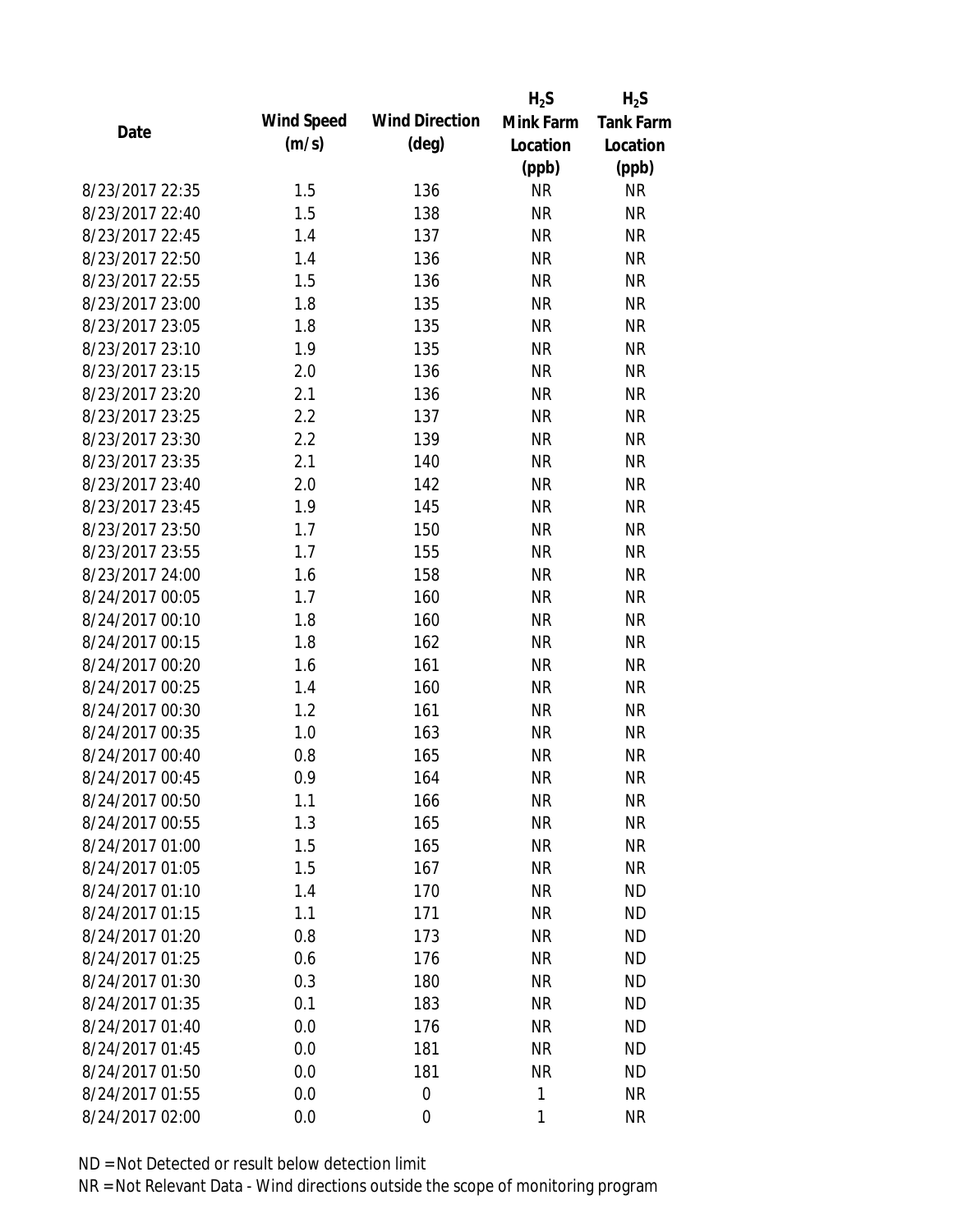| Date | Wind Speed (m/s) | Wind Direction (deg) | $H_2S$ Mink Farm Location (ppb) | $H_2S$ Tank Farm Location (ppb) |
|---|---|---|---|---|
| 8/23/2017 22:35 | 1.5 | 136 | NR | NR |
| 8/23/2017 22:40 | 1.5 | 138 | NR | NR |
| 8/23/2017 22:45 | 1.4 | 137 | NR | NR |
| 8/23/2017 22:50 | 1.4 | 136 | NR | NR |
| 8/23/2017 22:55 | 1.5 | 136 | NR | NR |
| 8/23/2017 23:00 | 1.8 | 135 | NR | NR |
| 8/23/2017 23:05 | 1.8 | 135 | NR | NR |
| 8/23/2017 23:10 | 1.9 | 135 | NR | NR |
| 8/23/2017 23:15 | 2.0 | 136 | NR | NR |
| 8/23/2017 23:20 | 2.1 | 136 | NR | NR |
| 8/23/2017 23:25 | 2.2 | 137 | NR | NR |
| 8/23/2017 23:30 | 2.2 | 139 | NR | NR |
| 8/23/2017 23:35 | 2.1 | 140 | NR | NR |
| 8/23/2017 23:40 | 2.0 | 142 | NR | NR |
| 8/23/2017 23:45 | 1.9 | 145 | NR | NR |
| 8/23/2017 23:50 | 1.7 | 150 | NR | NR |
| 8/23/2017 23:55 | 1.7 | 155 | NR | NR |
| 8/23/2017 24:00 | 1.6 | 158 | NR | NR |
| 8/24/2017 00:05 | 1.7 | 160 | NR | NR |
| 8/24/2017 00:10 | 1.8 | 160 | NR | NR |
| 8/24/2017 00:15 | 1.8 | 162 | NR | NR |
| 8/24/2017 00:20 | 1.6 | 161 | NR | NR |
| 8/24/2017 00:25 | 1.4 | 160 | NR | NR |
| 8/24/2017 00:30 | 1.2 | 161 | NR | NR |
| 8/24/2017 00:35 | 1.0 | 163 | NR | NR |
| 8/24/2017 00:40 | 0.8 | 165 | NR | NR |
| 8/24/2017 00:45 | 0.9 | 164 | NR | NR |
| 8/24/2017 00:50 | 1.1 | 166 | NR | NR |
| 8/24/2017 00:55 | 1.3 | 165 | NR | NR |
| 8/24/2017 01:00 | 1.5 | 165 | NR | NR |
| 8/24/2017 01:05 | 1.5 | 167 | NR | NR |
| 8/24/2017 01:10 | 1.4 | 170 | NR | ND |
| 8/24/2017 01:15 | 1.1 | 171 | NR | ND |
| 8/24/2017 01:20 | 0.8 | 173 | NR | ND |
| 8/24/2017 01:25 | 0.6 | 176 | NR | ND |
| 8/24/2017 01:30 | 0.3 | 180 | NR | ND |
| 8/24/2017 01:35 | 0.1 | 183 | NR | ND |
| 8/24/2017 01:40 | 0.0 | 176 | NR | ND |
| 8/24/2017 01:45 | 0.0 | 181 | NR | ND |
| 8/24/2017 01:50 | 0.0 | 181 | NR | ND |
| 8/24/2017 01:55 | 0.0 | 0 | 1 | NR |
| 8/24/2017 02:00 | 0.0 | 0 | 1 | NR |

ND = Not Detected or result below detection limit

NR = Not Relevant Data - Wind directions outside the scope of monitoring program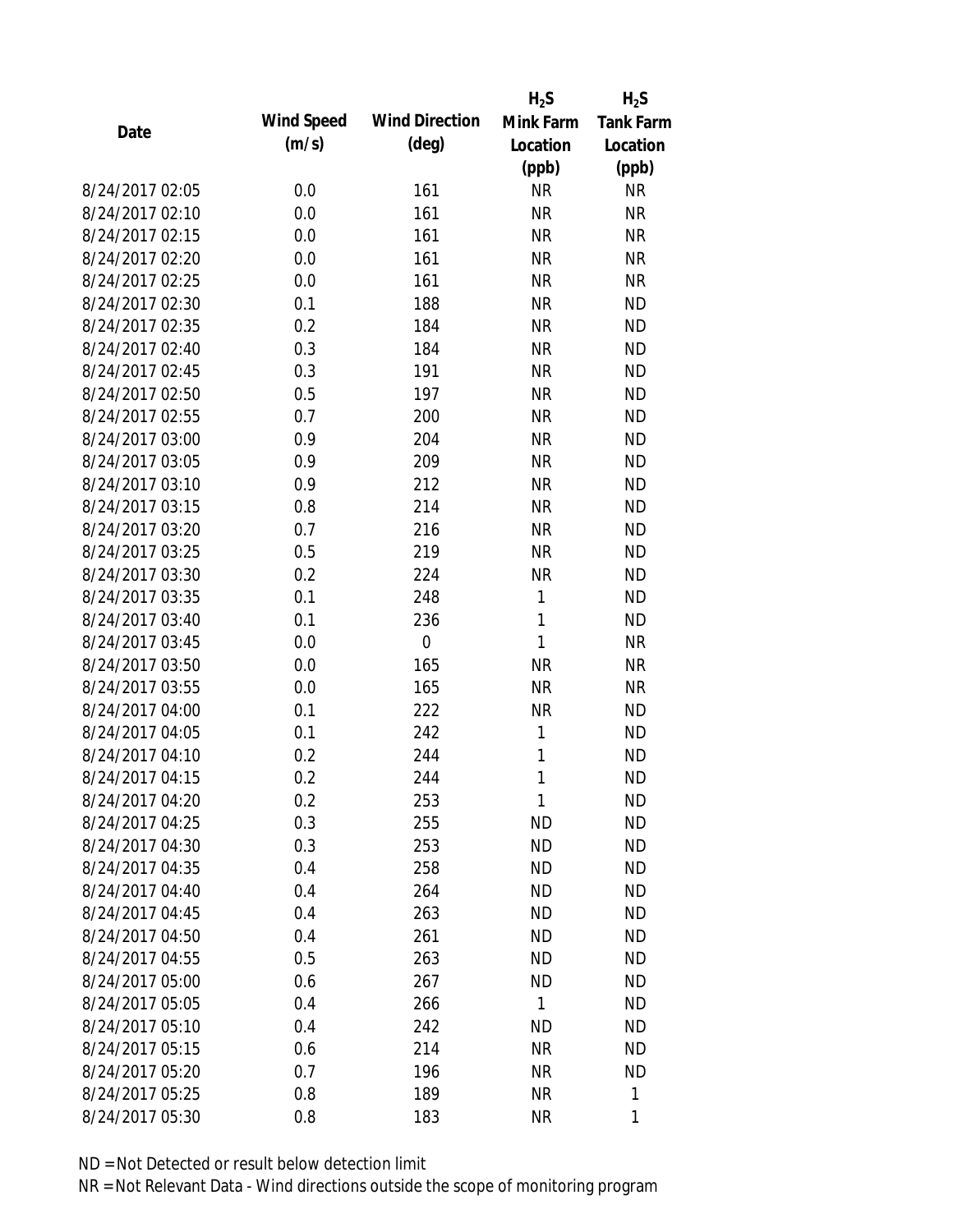| Date | Wind Speed (m/s) | Wind Direction (deg) | $H_2S$ Mink Farm Location (ppb) | $H_2S$ Tank Farm Location (ppb) |
|---|---|---|---|---|
| 8/24/2017 02:05 | 0.0 | 161 | NR | NR |
| 8/24/2017 02:10 | 0.0 | 161 | NR | NR |
| 8/24/2017 02:15 | 0.0 | 161 | NR | NR |
| 8/24/2017 02:20 | 0.0 | 161 | NR | NR |
| 8/24/2017 02:25 | 0.0 | 161 | NR | NR |
| 8/24/2017 02:30 | 0.1 | 188 | NR | ND |
| 8/24/2017 02:35 | 0.2 | 184 | NR | ND |
| 8/24/2017 02:40 | 0.3 | 184 | NR | ND |
| 8/24/2017 02:45 | 0.3 | 191 | NR | ND |
| 8/24/2017 02:50 | 0.5 | 197 | NR | ND |
| 8/24/2017 02:55 | 0.7 | 200 | NR | ND |
| 8/24/2017 03:00 | 0.9 | 204 | NR | ND |
| 8/24/2017 03:05 | 0.9 | 209 | NR | ND |
| 8/24/2017 03:10 | 0.9 | 212 | NR | ND |
| 8/24/2017 03:15 | 0.8 | 214 | NR | ND |
| 8/24/2017 03:20 | 0.7 | 216 | NR | ND |
| 8/24/2017 03:25 | 0.5 | 219 | NR | ND |
| 8/24/2017 03:30 | 0.2 | 224 | NR | ND |
| 8/24/2017 03:35 | 0.1 | 248 | 1 | ND |
| 8/24/2017 03:40 | 0.1 | 236 | 1 | ND |
| 8/24/2017 03:45 | 0.0 | 0 | 1 | NR |
| 8/24/2017 03:50 | 0.0 | 165 | NR | NR |
| 8/24/2017 03:55 | 0.0 | 165 | NR | NR |
| 8/24/2017 04:00 | 0.1 | 222 | NR | ND |
| 8/24/2017 04:05 | 0.1 | 242 | 1 | ND |
| 8/24/2017 04:10 | 0.2 | 244 | 1 | ND |
| 8/24/2017 04:15 | 0.2 | 244 | 1 | ND |
| 8/24/2017 04:20 | 0.2 | 253 | 1 | ND |
| 8/24/2017 04:25 | 0.3 | 255 | ND | ND |
| 8/24/2017 04:30 | 0.3 | 253 | ND | ND |
| 8/24/2017 04:35 | 0.4 | 258 | ND | ND |
| 8/24/2017 04:40 | 0.4 | 264 | ND | ND |
| 8/24/2017 04:45 | 0.4 | 263 | ND | ND |
| 8/24/2017 04:50 | 0.4 | 261 | ND | ND |
| 8/24/2017 04:55 | 0.5 | 263 | ND | ND |
| 8/24/2017 05:00 | 0.6 | 267 | ND | ND |
| 8/24/2017 05:05 | 0.4 | 266 | 1 | ND |
| 8/24/2017 05:10 | 0.4 | 242 | ND | ND |
| 8/24/2017 05:15 | 0.6 | 214 | NR | ND |
| 8/24/2017 05:20 | 0.7 | 196 | NR | ND |
| 8/24/2017 05:25 | 0.8 | 189 | NR | 1 |
| 8/24/2017 05:30 | 0.8 | 183 | NR | 1 |

ND = Not Detected or result below detection limit

NR = Not Relevant Data - Wind directions outside the scope of monitoring program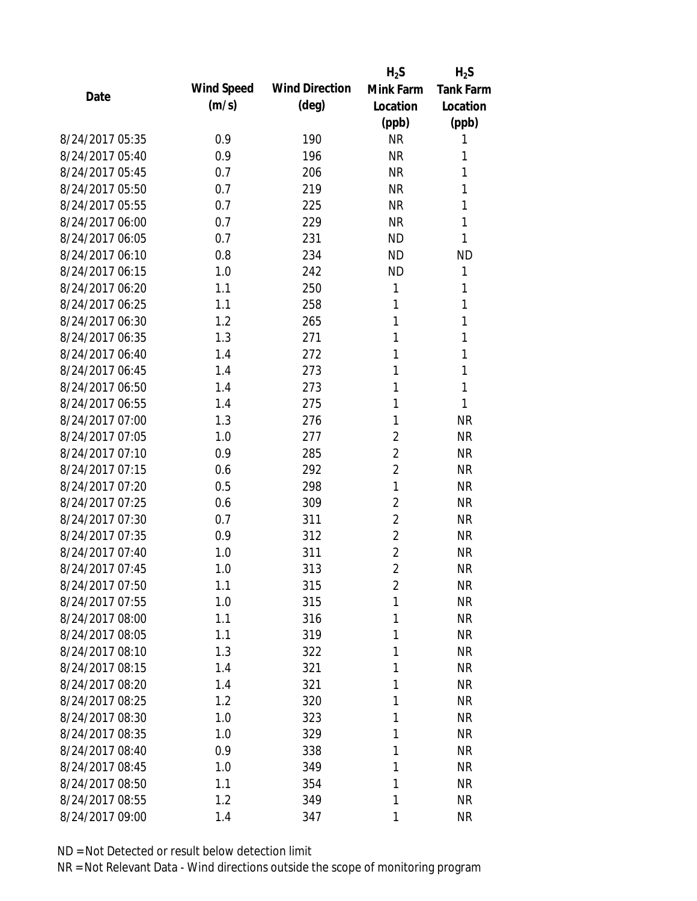| Date | Wind Speed (m/s) | Wind Direction (deg) | $H_2S$ Mink Farm Location (ppb) | $H_2S$ Tank Farm Location (ppb) |
| --- | --- | --- | --- | --- |
| 8/24/2017 05:35 | 0.9 | 190 | NR | 1 |
| 8/24/2017 05:40 | 0.9 | 196 | NR | 1 |
| 8/24/2017 05:45 | 0.7 | 206 | NR | 1 |
| 8/24/2017 05:50 | 0.7 | 219 | NR | 1 |
| 8/24/2017 05:55 | 0.7 | 225 | NR | 1 |
| 8/24/2017 06:00 | 0.7 | 229 | NR | 1 |
| 8/24/2017 06:05 | 0.7 | 231 | ND | 1 |
| 8/24/2017 06:10 | 0.8 | 234 | ND | ND |
| 8/24/2017 06:15 | 1.0 | 242 | ND | 1 |
| 8/24/2017 06:20 | 1.1 | 250 | 1 | 1 |
| 8/24/2017 06:25 | 1.1 | 258 | 1 | 1 |
| 8/24/2017 06:30 | 1.2 | 265 | 1 | 1 |
| 8/24/2017 06:35 | 1.3 | 271 | 1 | 1 |
| 8/24/2017 06:40 | 1.4 | 272 | 1 | 1 |
| 8/24/2017 06:45 | 1.4 | 273 | 1 | 1 |
| 8/24/2017 06:50 | 1.4 | 273 | 1 | 1 |
| 8/24/2017 06:55 | 1.4 | 275 | 1 | 1 |
| 8/24/2017 07:00 | 1.3 | 276 | 1 | NR |
| 8/24/2017 07:05 | 1.0 | 277 | 2 | NR |
| 8/24/2017 07:10 | 0.9 | 285 | 2 | NR |
| 8/24/2017 07:15 | 0.6 | 292 | 2 | NR |
| 8/24/2017 07:20 | 0.5 | 298 | 1 | NR |
| 8/24/2017 07:25 | 0.6 | 309 | 2 | NR |
| 8/24/2017 07:30 | 0.7 | 311 | 2 | NR |
| 8/24/2017 07:35 | 0.9 | 312 | 2 | NR |
| 8/24/2017 07:40 | 1.0 | 311 | 2 | NR |
| 8/24/2017 07:45 | 1.0 | 313 | 2 | NR |
| 8/24/2017 07:50 | 1.1 | 315 | 2 | NR |
| 8/24/2017 07:55 | 1.0 | 315 | 1 | NR |
| 8/24/2017 08:00 | 1.1 | 316 | 1 | NR |
| 8/24/2017 08:05 | 1.1 | 319 | 1 | NR |
| 8/24/2017 08:10 | 1.3 | 322 | 1 | NR |
| 8/24/2017 08:15 | 1.4 | 321 | 1 | NR |
| 8/24/2017 08:20 | 1.4 | 321 | 1 | NR |
| 8/24/2017 08:25 | 1.2 | 320 | 1 | NR |
| 8/24/2017 08:30 | 1.0 | 323 | 1 | NR |
| 8/24/2017 08:35 | 1.0 | 329 | 1 | NR |
| 8/24/2017 08:40 | 0.9 | 338 | 1 | NR |
| 8/24/2017 08:45 | 1.0 | 349 | 1 | NR |
| 8/24/2017 08:50 | 1.1 | 354 | 1 | NR |
| 8/24/2017 08:55 | 1.2 | 349 | 1 | NR |
| 8/24/2017 09:00 | 1.4 | 347 | 1 | NR |

ND = Not Detected or result below detection limit

NR = Not Relevant Data - Wind directions outside the scope of monitoring program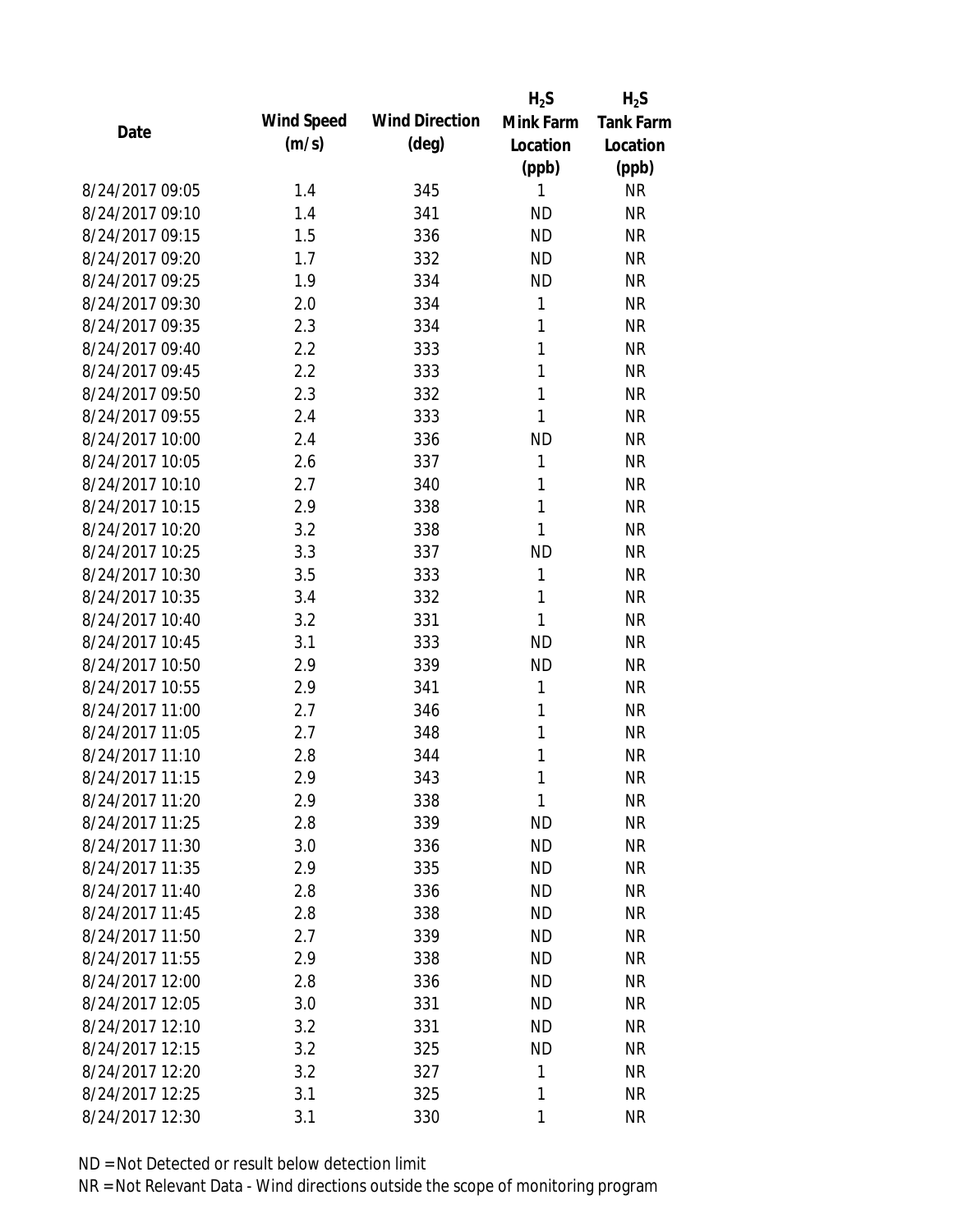| Date | Wind Speed (m/s) | Wind Direction (deg) | $H_2S$ Mink Farm Location (ppb) | $H_2S$ Tank Farm Location (ppb) |
|---|---|---|---|---|
| 8/24/2017 09:05 | 1.4 | 345 | 1 | NR |
| 8/24/2017 09:10 | 1.4 | 341 | ND | NR |
| 8/24/2017 09:15 | 1.5 | 336 | ND | NR |
| 8/24/2017 09:20 | 1.7 | 332 | ND | NR |
| 8/24/2017 09:25 | 1.9 | 334 | ND | NR |
| 8/24/2017 09:30 | 2.0 | 334 | 1 | NR |
| 8/24/2017 09:35 | 2.3 | 334 | 1 | NR |
| 8/24/2017 09:40 | 2.2 | 333 | 1 | NR |
| 8/24/2017 09:45 | 2.2 | 333 | 1 | NR |
| 8/24/2017 09:50 | 2.3 | 332 | 1 | NR |
| 8/24/2017 09:55 | 2.4 | 333 | 1 | NR |
| 8/24/2017 10:00 | 2.4 | 336 | ND | NR |
| 8/24/2017 10:05 | 2.6 | 337 | 1 | NR |
| 8/24/2017 10:10 | 2.7 | 340 | 1 | NR |
| 8/24/2017 10:15 | 2.9 | 338 | 1 | NR |
| 8/24/2017 10:20 | 3.2 | 338 | 1 | NR |
| 8/24/2017 10:25 | 3.3 | 337 | ND | NR |
| 8/24/2017 10:30 | 3.5 | 333 | 1 | NR |
| 8/24/2017 10:35 | 3.4 | 332 | 1 | NR |
| 8/24/2017 10:40 | 3.2 | 331 | 1 | NR |
| 8/24/2017 10:45 | 3.1 | 333 | ND | NR |
| 8/24/2017 10:50 | 2.9 | 339 | ND | NR |
| 8/24/2017 10:55 | 2.9 | 341 | 1 | NR |
| 8/24/2017 11:00 | 2.7 | 346 | 1 | NR |
| 8/24/2017 11:05 | 2.7 | 348 | 1 | NR |
| 8/24/2017 11:10 | 2.8 | 344 | 1 | NR |
| 8/24/2017 11:15 | 2.9 | 343 | 1 | NR |
| 8/24/2017 11:20 | 2.9 | 338 | 1 | NR |
| 8/24/2017 11:25 | 2.8 | 339 | ND | NR |
| 8/24/2017 11:30 | 3.0 | 336 | ND | NR |
| 8/24/2017 11:35 | 2.9 | 335 | ND | NR |
| 8/24/2017 11:40 | 2.8 | 336 | ND | NR |
| 8/24/2017 11:45 | 2.8 | 338 | ND | NR |
| 8/24/2017 11:50 | 2.7 | 339 | ND | NR |
| 8/24/2017 11:55 | 2.9 | 338 | ND | NR |
| 8/24/2017 12:00 | 2.8 | 336 | ND | NR |
| 8/24/2017 12:05 | 3.0 | 331 | ND | NR |
| 8/24/2017 12:10 | 3.2 | 331 | ND | NR |
| 8/24/2017 12:15 | 3.2 | 325 | ND | NR |
| 8/24/2017 12:20 | 3.2 | 327 | 1 | NR |
| 8/24/2017 12:25 | 3.1 | 325 | 1 | NR |
| 8/24/2017 12:30 | 3.1 | 330 | 1 | NR |

ND = Not Detected or result below detection limit

NR = Not Relevant Data - Wind directions outside the scope of monitoring program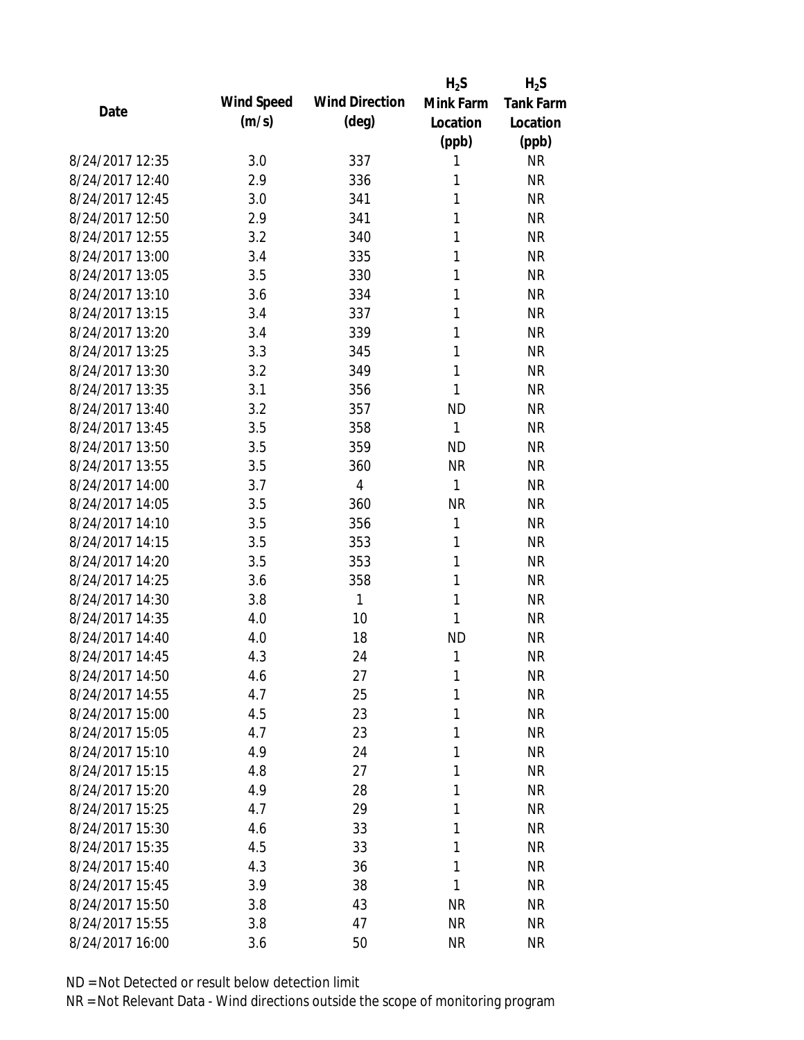| Date | Wind Speed (m/s) | Wind Direction (deg) | $H_2S$ Mink Farm Location (ppb) | $H_2S$ Tank Farm Location (ppb) |
|---|---|---|---|---|
| 8/24/2017 12:35 | 3.0 | 337 | 1 | NR |
| 8/24/2017 12:40 | 2.9 | 336 | 1 | NR |
| 8/24/2017 12:45 | 3.0 | 341 | 1 | NR |
| 8/24/2017 12:50 | 2.9 | 341 | 1 | NR |
| 8/24/2017 12:55 | 3.2 | 340 | 1 | NR |
| 8/24/2017 13:00 | 3.4 | 335 | 1 | NR |
| 8/24/2017 13:05 | 3.5 | 330 | 1 | NR |
| 8/24/2017 13:10 | 3.6 | 334 | 1 | NR |
| 8/24/2017 13:15 | 3.4 | 337 | 1 | NR |
| 8/24/2017 13:20 | 3.4 | 339 | 1 | NR |
| 8/24/2017 13:25 | 3.3 | 345 | 1 | NR |
| 8/24/2017 13:30 | 3.2 | 349 | 1 | NR |
| 8/24/2017 13:35 | 3.1 | 356 | 1 | NR |
| 8/24/2017 13:40 | 3.2 | 357 | ND | NR |
| 8/24/2017 13:45 | 3.5 | 358 | 1 | NR |
| 8/24/2017 13:50 | 3.5 | 359 | ND | NR |
| 8/24/2017 13:55 | 3.5 | 360 | NR | NR |
| 8/24/2017 14:00 | 3.7 | 4 | 1 | NR |
| 8/24/2017 14:05 | 3.5 | 360 | NR | NR |
| 8/24/2017 14:10 | 3.5 | 356 | 1 | NR |
| 8/24/2017 14:15 | 3.5 | 353 | 1 | NR |
| 8/24/2017 14:20 | 3.5 | 353 | 1 | NR |
| 8/24/2017 14:25 | 3.6 | 358 | 1 | NR |
| 8/24/2017 14:30 | 3.8 | 1 | 1 | NR |
| 8/24/2017 14:35 | 4.0 | 10 | 1 | NR |
| 8/24/2017 14:40 | 4.0 | 18 | ND | NR |
| 8/24/2017 14:45 | 4.3 | 24 | 1 | NR |
| 8/24/2017 14:50 | 4.6 | 27 | 1 | NR |
| 8/24/2017 14:55 | 4.7 | 25 | 1 | NR |
| 8/24/2017 15:00 | 4.5 | 23 | 1 | NR |
| 8/24/2017 15:05 | 4.7 | 23 | 1 | NR |
| 8/24/2017 15:10 | 4.9 | 24 | 1 | NR |
| 8/24/2017 15:15 | 4.8 | 27 | 1 | NR |
| 8/24/2017 15:20 | 4.9 | 28 | 1 | NR |
| 8/24/2017 15:25 | 4.7 | 29 | 1 | NR |
| 8/24/2017 15:30 | 4.6 | 33 | 1 | NR |
| 8/24/2017 15:35 | 4.5 | 33 | 1 | NR |
| 8/24/2017 15:40 | 4.3 | 36 | 1 | NR |
| 8/24/2017 15:45 | 3.9 | 38 | 1 | NR |
| 8/24/2017 15:50 | 3.8 | 43 | NR | NR |
| 8/24/2017 15:55 | 3.8 | 47 | NR | NR |
| 8/24/2017 16:00 | 3.6 | 50 | NR | NR |

ND = Not Detected or result below detection limit

NR = Not Relevant Data - Wind directions outside the scope of monitoring program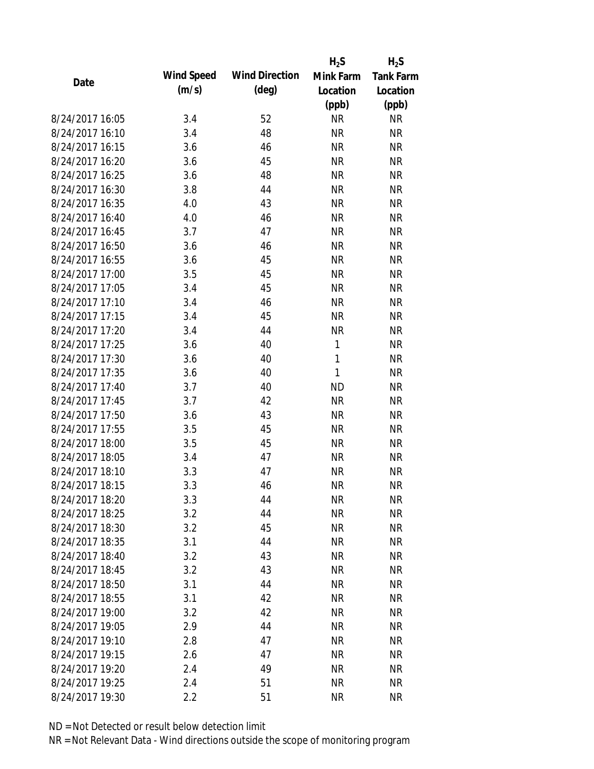| Date | Wind Speed (m/s) | Wind Direction (deg) | $H_2S$ Mink Farm Location (ppb) | $H_2S$ Tank Farm Location (ppb) |
|---|---|---|---|---|
| 8/24/2017 16:05 | 3.4 | 52 | NR | NR |
| 8/24/2017 16:10 | 3.4 | 48 | NR | NR |
| 8/24/2017 16:15 | 3.6 | 46 | NR | NR |
| 8/24/2017 16:20 | 3.6 | 45 | NR | NR |
| 8/24/2017 16:25 | 3.6 | 48 | NR | NR |
| 8/24/2017 16:30 | 3.8 | 44 | NR | NR |
| 8/24/2017 16:35 | 4.0 | 43 | NR | NR |
| 8/24/2017 16:40 | 4.0 | 46 | NR | NR |
| 8/24/2017 16:45 | 3.7 | 47 | NR | NR |
| 8/24/2017 16:50 | 3.6 | 46 | NR | NR |
| 8/24/2017 16:55 | 3.6 | 45 | NR | NR |
| 8/24/2017 17:00 | 3.5 | 45 | NR | NR |
| 8/24/2017 17:05 | 3.4 | 45 | NR | NR |
| 8/24/2017 17:10 | 3.4 | 46 | NR | NR |
| 8/24/2017 17:15 | 3.4 | 45 | NR | NR |
| 8/24/2017 17:20 | 3.4 | 44 | NR | NR |
| 8/24/2017 17:25 | 3.6 | 40 | 1 | NR |
| 8/24/2017 17:30 | 3.6 | 40 | 1 | NR |
| 8/24/2017 17:35 | 3.6 | 40 | 1 | NR |
| 8/24/2017 17:40 | 3.7 | 40 | ND | NR |
| 8/24/2017 17:45 | 3.7 | 42 | NR | NR |
| 8/24/2017 17:50 | 3.6 | 43 | NR | NR |
| 8/24/2017 17:55 | 3.5 | 45 | NR | NR |
| 8/24/2017 18:00 | 3.5 | 45 | NR | NR |
| 8/24/2017 18:05 | 3.4 | 47 | NR | NR |
| 8/24/2017 18:10 | 3.3 | 47 | NR | NR |
| 8/24/2017 18:15 | 3.3 | 46 | NR | NR |
| 8/24/2017 18:20 | 3.3 | 44 | NR | NR |
| 8/24/2017 18:25 | 3.2 | 44 | NR | NR |
| 8/24/2017 18:30 | 3.2 | 45 | NR | NR |
| 8/24/2017 18:35 | 3.1 | 44 | NR | NR |
| 8/24/2017 18:40 | 3.2 | 43 | NR | NR |
| 8/24/2017 18:45 | 3.2 | 43 | NR | NR |
| 8/24/2017 18:50 | 3.1 | 44 | NR | NR |
| 8/24/2017 18:55 | 3.1 | 42 | NR | NR |
| 8/24/2017 19:00 | 3.2 | 42 | NR | NR |
| 8/24/2017 19:05 | 2.9 | 44 | NR | NR |
| 8/24/2017 19:10 | 2.8 | 47 | NR | NR |
| 8/24/2017 19:15 | 2.6 | 47 | NR | NR |
| 8/24/2017 19:20 | 2.4 | 49 | NR | NR |
| 8/24/2017 19:25 | 2.4 | 51 | NR | NR |
| 8/24/2017 19:30 | 2.2 | 51 | NR | NR |

ND = Not Detected or result below detection limit

NR = Not Relevant Data - Wind directions outside the scope of monitoring program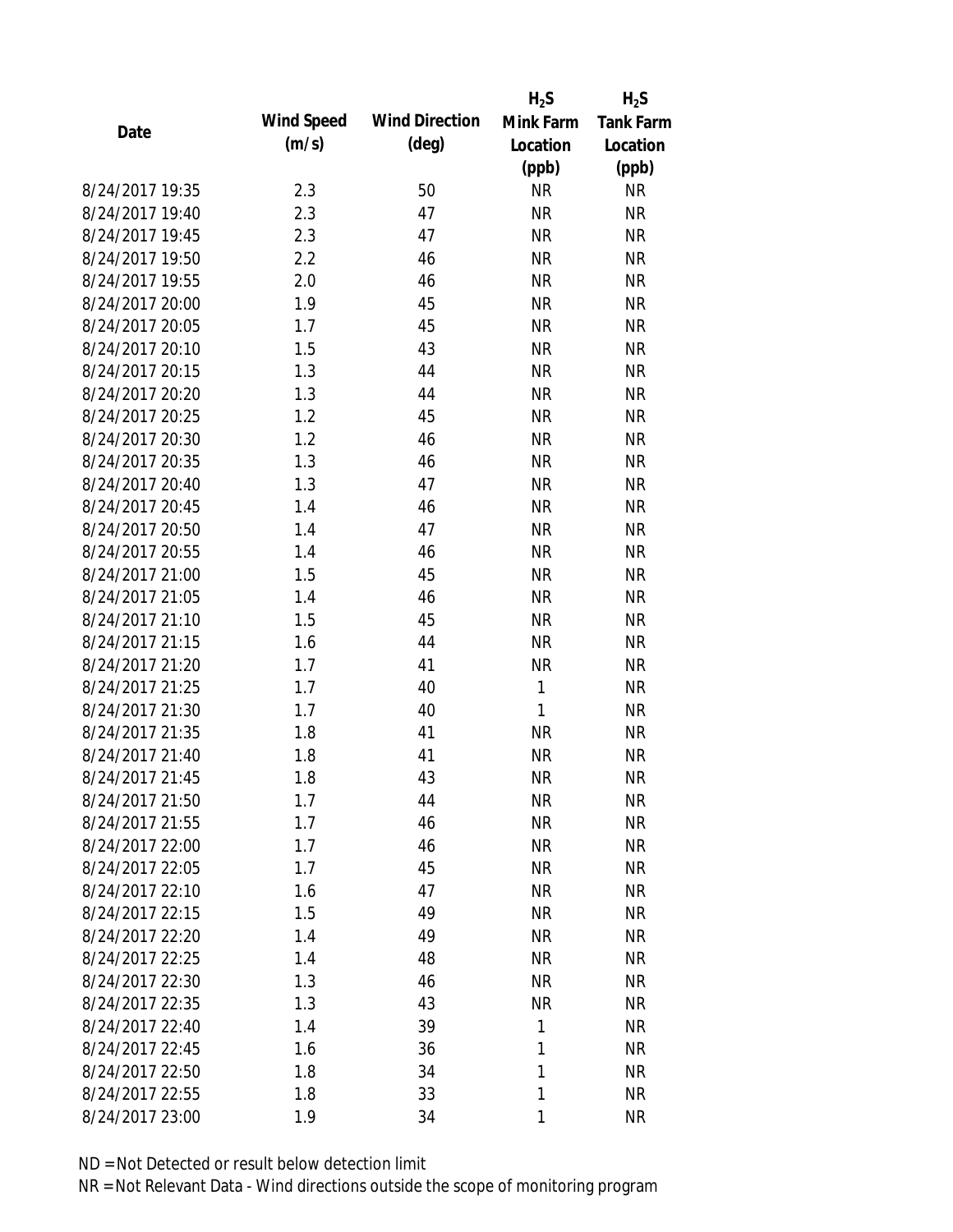| Date | Wind Speed (m/s) | Wind Direction (deg) | $H_2S$ Mink Farm Location (ppb) | $H_2S$ Tank Farm Location (ppb) |
|---|---|---|---|---|
| 8/24/2017 19:35 | 2.3 | 50 | NR | NR |
| 8/24/2017 19:40 | 2.3 | 47 | NR | NR |
| 8/24/2017 19:45 | 2.3 | 47 | NR | NR |
| 8/24/2017 19:50 | 2.2 | 46 | NR | NR |
| 8/24/2017 19:55 | 2.0 | 46 | NR | NR |
| 8/24/2017 20:00 | 1.9 | 45 | NR | NR |
| 8/24/2017 20:05 | 1.7 | 45 | NR | NR |
| 8/24/2017 20:10 | 1.5 | 43 | NR | NR |
| 8/24/2017 20:15 | 1.3 | 44 | NR | NR |
| 8/24/2017 20:20 | 1.3 | 44 | NR | NR |
| 8/24/2017 20:25 | 1.2 | 45 | NR | NR |
| 8/24/2017 20:30 | 1.2 | 46 | NR | NR |
| 8/24/2017 20:35 | 1.3 | 46 | NR | NR |
| 8/24/2017 20:40 | 1.3 | 47 | NR | NR |
| 8/24/2017 20:45 | 1.4 | 46 | NR | NR |
| 8/24/2017 20:50 | 1.4 | 47 | NR | NR |
| 8/24/2017 20:55 | 1.4 | 46 | NR | NR |
| 8/24/2017 21:00 | 1.5 | 45 | NR | NR |
| 8/24/2017 21:05 | 1.4 | 46 | NR | NR |
| 8/24/2017 21:10 | 1.5 | 45 | NR | NR |
| 8/24/2017 21:15 | 1.6 | 44 | NR | NR |
| 8/24/2017 21:20 | 1.7 | 41 | NR | NR |
| 8/24/2017 21:25 | 1.7 | 40 | 1 | NR |
| 8/24/2017 21:30 | 1.7 | 40 | 1 | NR |
| 8/24/2017 21:35 | 1.8 | 41 | NR | NR |
| 8/24/2017 21:40 | 1.8 | 41 | NR | NR |
| 8/24/2017 21:45 | 1.8 | 43 | NR | NR |
| 8/24/2017 21:50 | 1.7 | 44 | NR | NR |
| 8/24/2017 21:55 | 1.7 | 46 | NR | NR |
| 8/24/2017 22:00 | 1.7 | 46 | NR | NR |
| 8/24/2017 22:05 | 1.7 | 45 | NR | NR |
| 8/24/2017 22:10 | 1.6 | 47 | NR | NR |
| 8/24/2017 22:15 | 1.5 | 49 | NR | NR |
| 8/24/2017 22:20 | 1.4 | 49 | NR | NR |
| 8/24/2017 22:25 | 1.4 | 48 | NR | NR |
| 8/24/2017 22:30 | 1.3 | 46 | NR | NR |
| 8/24/2017 22:35 | 1.3 | 43 | NR | NR |
| 8/24/2017 22:40 | 1.4 | 39 | 1 | NR |
| 8/24/2017 22:45 | 1.6 | 36 | 1 | NR |
| 8/24/2017 22:50 | 1.8 | 34 | 1 | NR |
| 8/24/2017 22:55 | 1.8 | 33 | 1 | NR |
| 8/24/2017 23:00 | 1.9 | 34 | 1 | NR |

ND = Not Detected or result below detection limit

NR = Not Relevant Data - Wind directions outside the scope of monitoring program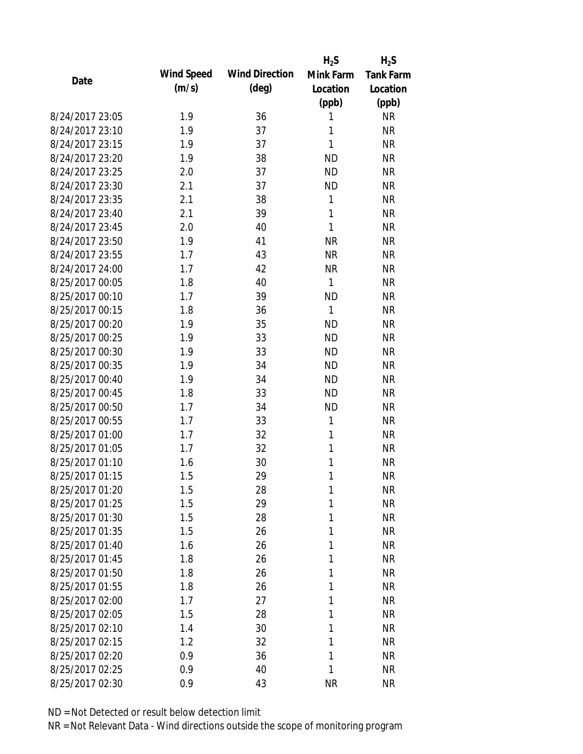| Date | Wind Speed (m/s) | Wind Direction (deg) | $H_2S$ Mink Farm Location (ppb) | $H_2S$ Tank Farm Location (ppb) |
|---|---|---|---|---|
| 8/24/2017 23:05 | 1.9 | 36 | 1 | NR |
| 8/24/2017 23:10 | 1.9 | 37 | 1 | NR |
| 8/24/2017 23:15 | 1.9 | 37 | 1 | NR |
| 8/24/2017 23:20 | 1.9 | 38 | ND | NR |
| 8/24/2017 23:25 | 2.0 | 37 | ND | NR |
| 8/24/2017 23:30 | 2.1 | 37 | ND | NR |
| 8/24/2017 23:35 | 2.1 | 38 | 1 | NR |
| 8/24/2017 23:40 | 2.1 | 39 | 1 | NR |
| 8/24/2017 23:45 | 2.0 | 40 | 1 | NR |
| 8/24/2017 23:50 | 1.9 | 41 | NR | NR |
| 8/24/2017 23:55 | 1.7 | 43 | NR | NR |
| 8/24/2017 24:00 | 1.7 | 42 | NR | NR |
| 8/25/2017 00:05 | 1.8 | 40 | 1 | NR |
| 8/25/2017 00:10 | 1.7 | 39 | ND | NR |
| 8/25/2017 00:15 | 1.8 | 36 | 1 | NR |
| 8/25/2017 00:20 | 1.9 | 35 | ND | NR |
| 8/25/2017 00:25 | 1.9 | 33 | ND | NR |
| 8/25/2017 00:30 | 1.9 | 33 | ND | NR |
| 8/25/2017 00:35 | 1.9 | 34 | ND | NR |
| 8/25/2017 00:40 | 1.9 | 34 | ND | NR |
| 8/25/2017 00:45 | 1.8 | 33 | ND | NR |
| 8/25/2017 00:50 | 1.7 | 34 | ND | NR |
| 8/25/2017 00:55 | 1.7 | 33 | 1 | NR |
| 8/25/2017 01:00 | 1.7 | 32 | 1 | NR |
| 8/25/2017 01:05 | 1.7 | 32 | 1 | NR |
| 8/25/2017 01:10 | 1.6 | 30 | 1 | NR |
| 8/25/2017 01:15 | 1.5 | 29 | 1 | NR |
| 8/25/2017 01:20 | 1.5 | 28 | 1 | NR |
| 8/25/2017 01:25 | 1.5 | 29 | 1 | NR |
| 8/25/2017 01:30 | 1.5 | 28 | 1 | NR |
| 8/25/2017 01:35 | 1.5 | 26 | 1 | NR |
| 8/25/2017 01:40 | 1.6 | 26 | 1 | NR |
| 8/25/2017 01:45 | 1.8 | 26 | 1 | NR |
| 8/25/2017 01:50 | 1.8 | 26 | 1 | NR |
| 8/25/2017 01:55 | 1.8 | 26 | 1 | NR |
| 8/25/2017 02:00 | 1.7 | 27 | 1 | NR |
| 8/25/2017 02:05 | 1.5 | 28 | 1 | NR |
| 8/25/2017 02:10 | 1.4 | 30 | 1 | NR |
| 8/25/2017 02:15 | 1.2 | 32 | 1 | NR |
| 8/25/2017 02:20 | 0.9 | 36 | 1 | NR |
| 8/25/2017 02:25 | 0.9 | 40 | 1 | NR |
| 8/25/2017 02:30 | 0.9 | 43 | NR | NR |

ND = Not Detected or result below detection limit

NR = Not Relevant Data - Wind directions outside the scope of monitoring program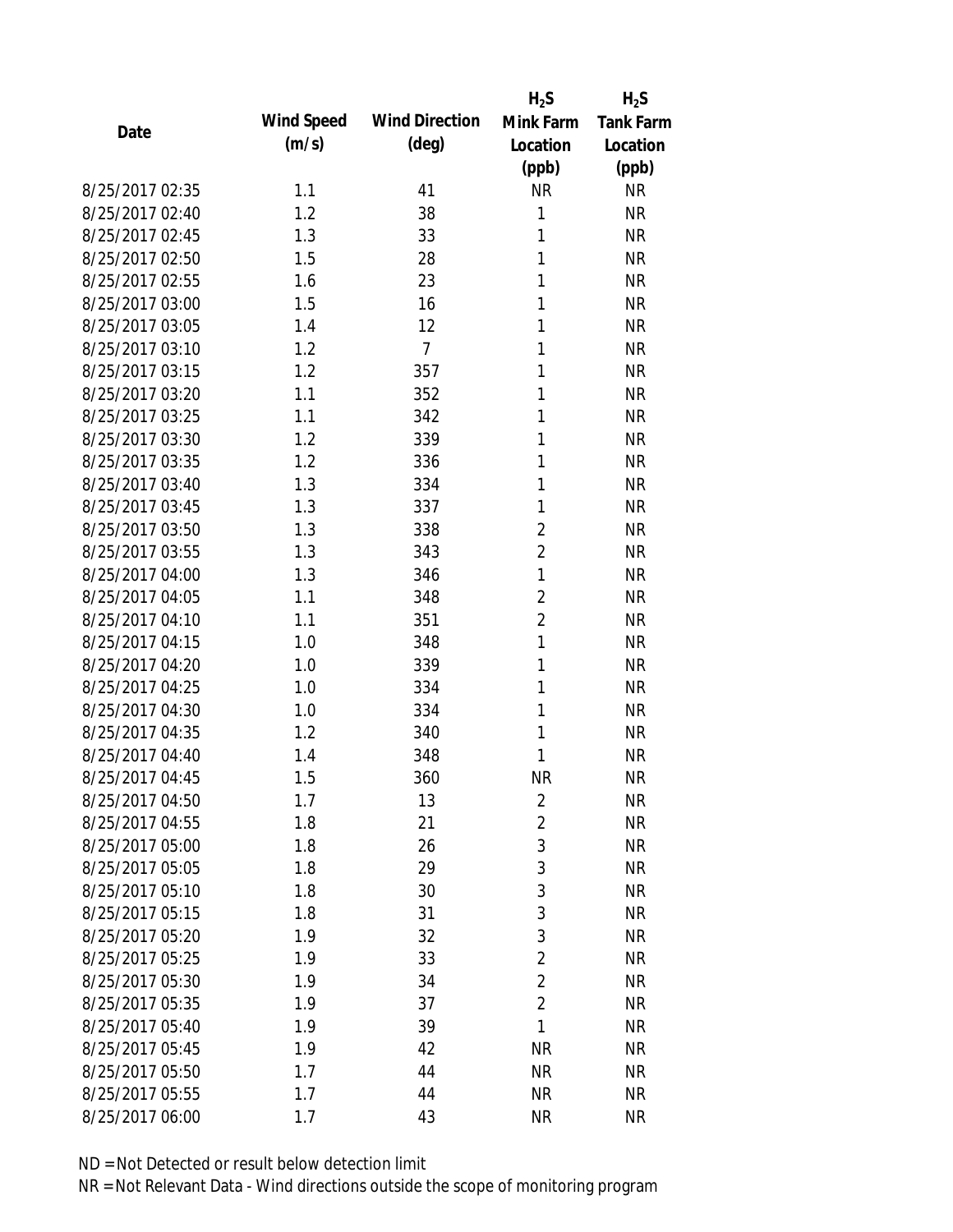| Date | Wind Speed (m/s) | Wind Direction (deg) | $H_2S$ Mink Farm Location (ppb) | $H_2S$ Tank Farm Location (ppb) |
|---|---|---|---|---|
| 8/25/2017 02:35 | 1.1 | 41 | NR | NR |
| 8/25/2017 02:40 | 1.2 | 38 | 1 | NR |
| 8/25/2017 02:45 | 1.3 | 33 | 1 | NR |
| 8/25/2017 02:50 | 1.5 | 28 | 1 | NR |
| 8/25/2017 02:55 | 1.6 | 23 | 1 | NR |
| 8/25/2017 03:00 | 1.5 | 16 | 1 | NR |
| 8/25/2017 03:05 | 1.4 | 12 | 1 | NR |
| 8/25/2017 03:10 | 1.2 | 7 | 1 | NR |
| 8/25/2017 03:15 | 1.2 | 357 | 1 | NR |
| 8/25/2017 03:20 | 1.1 | 352 | 1 | NR |
| 8/25/2017 03:25 | 1.1 | 342 | 1 | NR |
| 8/25/2017 03:30 | 1.2 | 339 | 1 | NR |
| 8/25/2017 03:35 | 1.2 | 336 | 1 | NR |
| 8/25/2017 03:40 | 1.3 | 334 | 1 | NR |
| 8/25/2017 03:45 | 1.3 | 337 | 1 | NR |
| 8/25/2017 03:50 | 1.3 | 338 | 2 | NR |
| 8/25/2017 03:55 | 1.3 | 343 | 2 | NR |
| 8/25/2017 04:00 | 1.3 | 346 | 1 | NR |
| 8/25/2017 04:05 | 1.1 | 348 | 2 | NR |
| 8/25/2017 04:10 | 1.1 | 351 | 2 | NR |
| 8/25/2017 04:15 | 1.0 | 348 | 1 | NR |
| 8/25/2017 04:20 | 1.0 | 339 | 1 | NR |
| 8/25/2017 04:25 | 1.0 | 334 | 1 | NR |
| 8/25/2017 04:30 | 1.0 | 334 | 1 | NR |
| 8/25/2017 04:35 | 1.2 | 340 | 1 | NR |
| 8/25/2017 04:40 | 1.4 | 348 | 1 | NR |
| 8/25/2017 04:45 | 1.5 | 360 | NR | NR |
| 8/25/2017 04:50 | 1.7 | 13 | 2 | NR |
| 8/25/2017 04:55 | 1.8 | 21 | 2 | NR |
| 8/25/2017 05:00 | 1.8 | 26 | 3 | NR |
| 8/25/2017 05:05 | 1.8 | 29 | 3 | NR |
| 8/25/2017 05:10 | 1.8 | 30 | 3 | NR |
| 8/25/2017 05:15 | 1.8 | 31 | 3 | NR |
| 8/25/2017 05:20 | 1.9 | 32 | 3 | NR |
| 8/25/2017 05:25 | 1.9 | 33 | 2 | NR |
| 8/25/2017 05:30 | 1.9 | 34 | 2 | NR |
| 8/25/2017 05:35 | 1.9 | 37 | 2 | NR |
| 8/25/2017 05:40 | 1.9 | 39 | 1 | NR |
| 8/25/2017 05:45 | 1.9 | 42 | NR | NR |
| 8/25/2017 05:50 | 1.7 | 44 | NR | NR |
| 8/25/2017 05:55 | 1.7 | 44 | NR | NR |
| 8/25/2017 06:00 | 1.7 | 43 | NR | NR |

ND = Not Detected or result below detection limit

NR = Not Relevant Data - Wind directions outside the scope of monitoring program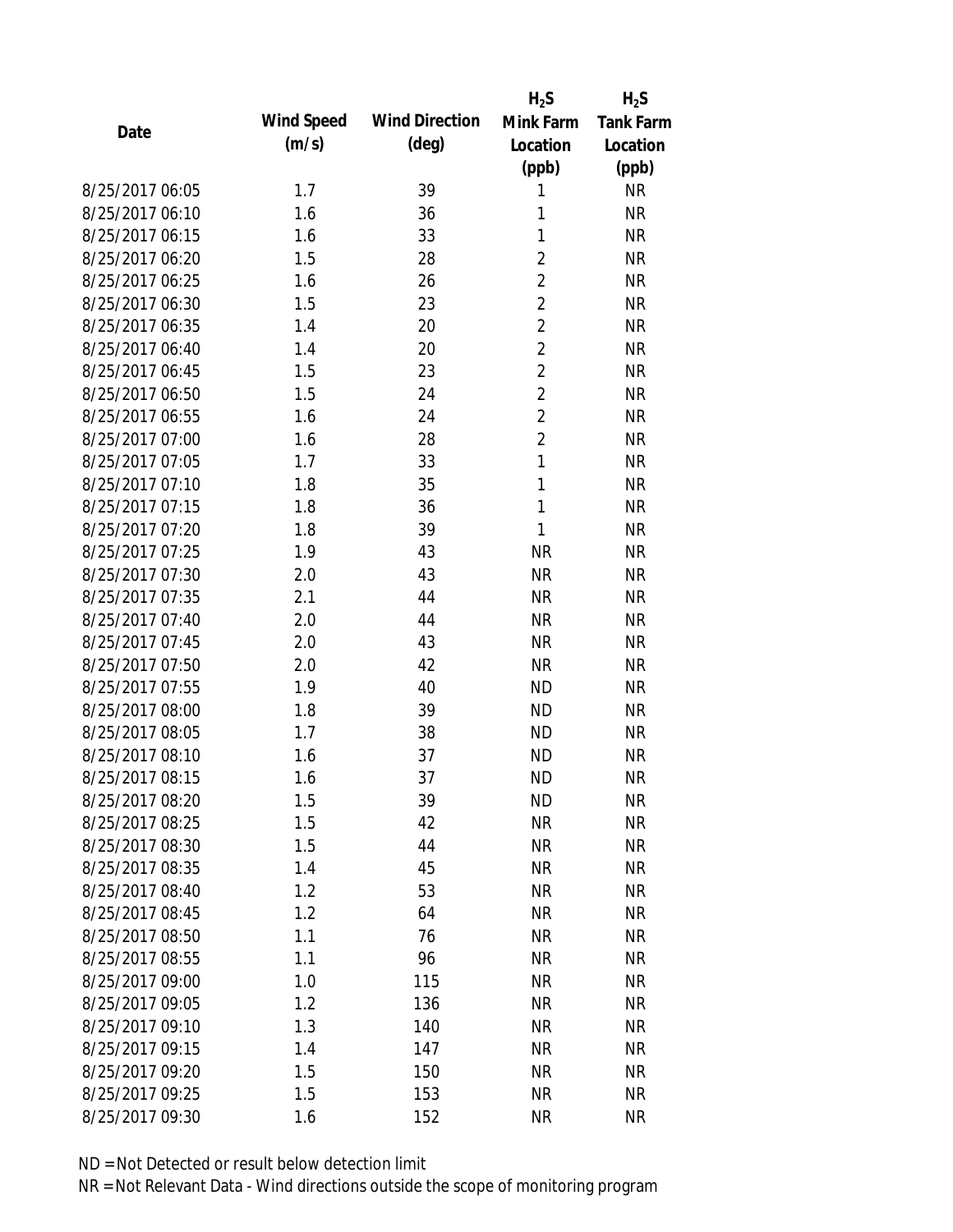| Date | Wind Speed (m/s) | Wind Direction (deg) | $H_2S$ Mink Farm Location (ppb) | $H_2S$ Tank Farm Location (ppb) |
|---|---|---|---|---|
| 8/25/2017 06:05 | 1.7 | 39 | 1 | NR |
| 8/25/2017 06:10 | 1.6 | 36 | 1 | NR |
| 8/25/2017 06:15 | 1.6 | 33 | 1 | NR |
| 8/25/2017 06:20 | 1.5 | 28 | 2 | NR |
| 8/25/2017 06:25 | 1.6 | 26 | 2 | NR |
| 8/25/2017 06:30 | 1.5 | 23 | 2 | NR |
| 8/25/2017 06:35 | 1.4 | 20 | 2 | NR |
| 8/25/2017 06:40 | 1.4 | 20 | 2 | NR |
| 8/25/2017 06:45 | 1.5 | 23 | 2 | NR |
| 8/25/2017 06:50 | 1.5 | 24 | 2 | NR |
| 8/25/2017 06:55 | 1.6 | 24 | 2 | NR |
| 8/25/2017 07:00 | 1.6 | 28 | 2 | NR |
| 8/25/2017 07:05 | 1.7 | 33 | 1 | NR |
| 8/25/2017 07:10 | 1.8 | 35 | 1 | NR |
| 8/25/2017 07:15 | 1.8 | 36 | 1 | NR |
| 8/25/2017 07:20 | 1.8 | 39 | 1 | NR |
| 8/25/2017 07:25 | 1.9 | 43 | NR | NR |
| 8/25/2017 07:30 | 2.0 | 43 | NR | NR |
| 8/25/2017 07:35 | 2.1 | 44 | NR | NR |
| 8/25/2017 07:40 | 2.0 | 44 | NR | NR |
| 8/25/2017 07:45 | 2.0 | 43 | NR | NR |
| 8/25/2017 07:50 | 2.0 | 42 | NR | NR |
| 8/25/2017 07:55 | 1.9 | 40 | ND | NR |
| 8/25/2017 08:00 | 1.8 | 39 | ND | NR |
| 8/25/2017 08:05 | 1.7 | 38 | ND | NR |
| 8/25/2017 08:10 | 1.6 | 37 | ND | NR |
| 8/25/2017 08:15 | 1.6 | 37 | ND | NR |
| 8/25/2017 08:20 | 1.5 | 39 | ND | NR |
| 8/25/2017 08:25 | 1.5 | 42 | NR | NR |
| 8/25/2017 08:30 | 1.5 | 44 | NR | NR |
| 8/25/2017 08:35 | 1.4 | 45 | NR | NR |
| 8/25/2017 08:40 | 1.2 | 53 | NR | NR |
| 8/25/2017 08:45 | 1.2 | 64 | NR | NR |
| 8/25/2017 08:50 | 1.1 | 76 | NR | NR |
| 8/25/2017 08:55 | 1.1 | 96 | NR | NR |
| 8/25/2017 09:00 | 1.0 | 115 | NR | NR |
| 8/25/2017 09:05 | 1.2 | 136 | NR | NR |
| 8/25/2017 09:10 | 1.3 | 140 | NR | NR |
| 8/25/2017 09:15 | 1.4 | 147 | NR | NR |
| 8/25/2017 09:20 | 1.5 | 150 | NR | NR |
| 8/25/2017 09:25 | 1.5 | 153 | NR | NR |
| 8/25/2017 09:30 | 1.6 | 152 | NR | NR |

ND = Not Detected or result below detection limit

NR = Not Relevant Data - Wind directions outside the scope of monitoring program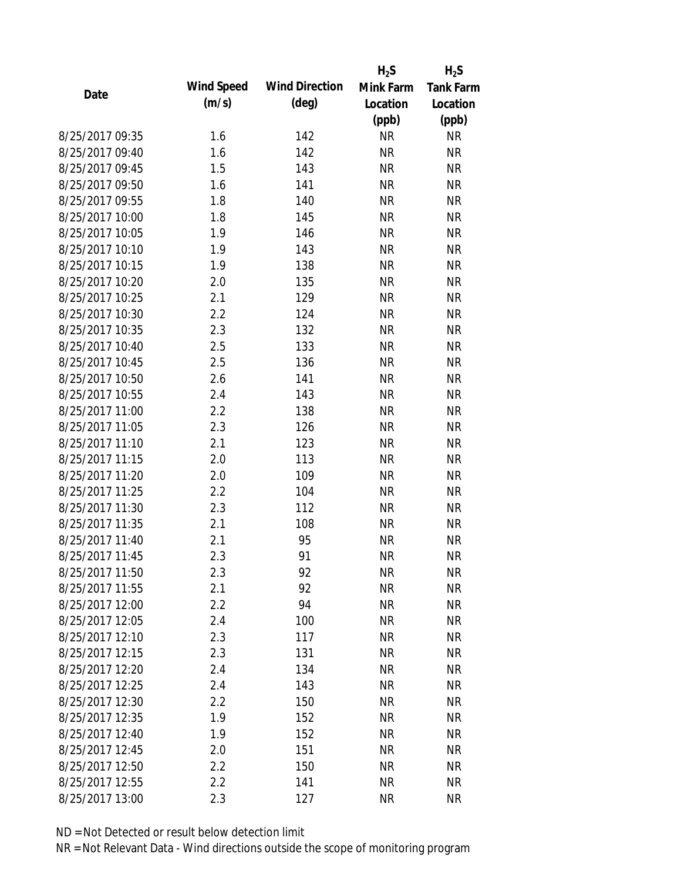| Date | Wind Speed (m/s) | Wind Direction (deg) | $H_2S$ Mink Farm Location (ppb) | $H_2S$ Tank Farm Location (ppb) |
|---|---|---|---|---|
| 8/25/2017 09:35 | 1.6 | 142 | NR | NR |
| 8/25/2017 09:40 | 1.6 | 142 | NR | NR |
| 8/25/2017 09:45 | 1.5 | 143 | NR | NR |
| 8/25/2017 09:50 | 1.6 | 141 | NR | NR |
| 8/25/2017 09:55 | 1.8 | 140 | NR | NR |
| 8/25/2017 10:00 | 1.8 | 145 | NR | NR |
| 8/25/2017 10:05 | 1.9 | 146 | NR | NR |
| 8/25/2017 10:10 | 1.9 | 143 | NR | NR |
| 8/25/2017 10:15 | 1.9 | 138 | NR | NR |
| 8/25/2017 10:20 | 2.0 | 135 | NR | NR |
| 8/25/2017 10:25 | 2.1 | 129 | NR | NR |
| 8/25/2017 10:30 | 2.2 | 124 | NR | NR |
| 8/25/2017 10:35 | 2.3 | 132 | NR | NR |
| 8/25/2017 10:40 | 2.5 | 133 | NR | NR |
| 8/25/2017 10:45 | 2.5 | 136 | NR | NR |
| 8/25/2017 10:50 | 2.6 | 141 | NR | NR |
| 8/25/2017 10:55 | 2.4 | 143 | NR | NR |
| 8/25/2017 11:00 | 2.2 | 138 | NR | NR |
| 8/25/2017 11:05 | 2.3 | 126 | NR | NR |
| 8/25/2017 11:10 | 2.1 | 123 | NR | NR |
| 8/25/2017 11:15 | 2.0 | 113 | NR | NR |
| 8/25/2017 11:20 | 2.0 | 109 | NR | NR |
| 8/25/2017 11:25 | 2.2 | 104 | NR | NR |
| 8/25/2017 11:30 | 2.3 | 112 | NR | NR |
| 8/25/2017 11:35 | 2.1 | 108 | NR | NR |
| 8/25/2017 11:40 | 2.1 | 95 | NR | NR |
| 8/25/2017 11:45 | 2.3 | 91 | NR | NR |
| 8/25/2017 11:50 | 2.3 | 92 | NR | NR |
| 8/25/2017 11:55 | 2.1 | 92 | NR | NR |
| 8/25/2017 12:00 | 2.2 | 94 | NR | NR |
| 8/25/2017 12:05 | 2.4 | 100 | NR | NR |
| 8/25/2017 12:10 | 2.3 | 117 | NR | NR |
| 8/25/2017 12:15 | 2.3 | 131 | NR | NR |
| 8/25/2017 12:20 | 2.4 | 134 | NR | NR |
| 8/25/2017 12:25 | 2.4 | 143 | NR | NR |
| 8/25/2017 12:30 | 2.2 | 150 | NR | NR |
| 8/25/2017 12:35 | 1.9 | 152 | NR | NR |
| 8/25/2017 12:40 | 1.9 | 152 | NR | NR |
| 8/25/2017 12:45 | 2.0 | 151 | NR | NR |
| 8/25/2017 12:50 | 2.2 | 150 | NR | NR |
| 8/25/2017 12:55 | 2.2 | 141 | NR | NR |
| 8/25/2017 13:00 | 2.3 | 127 | NR | NR |

ND = Not Detected or result below detection limit

NR = Not Relevant Data - Wind directions outside the scope of monitoring program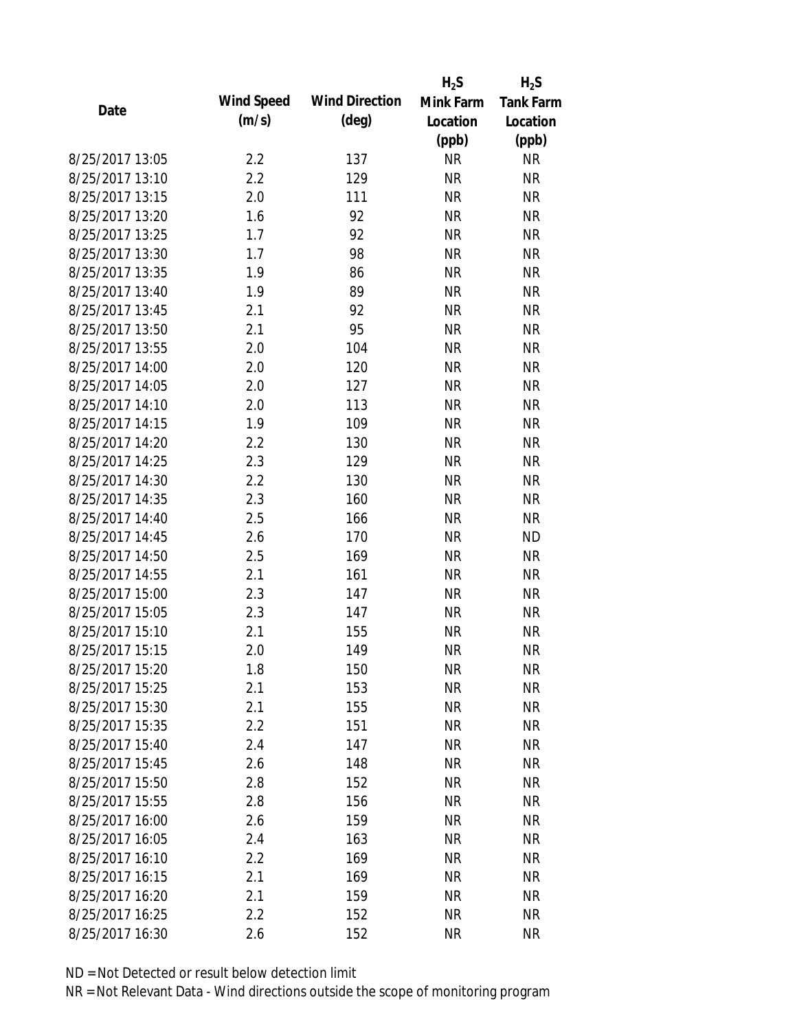| Date | Wind Speed (m/s) | Wind Direction (deg) | $H_2S$ Mink Farm Location (ppb) | $H_2S$ Tank Farm Location (ppb) |
|---|---|---|---|---|
| 8/25/2017 13:05 | 2.2 | 137 | NR | NR |
| 8/25/2017 13:10 | 2.2 | 129 | NR | NR |
| 8/25/2017 13:15 | 2.0 | 111 | NR | NR |
| 8/25/2017 13:20 | 1.6 | 92 | NR | NR |
| 8/25/2017 13:25 | 1.7 | 92 | NR | NR |
| 8/25/2017 13:30 | 1.7 | 98 | NR | NR |
| 8/25/2017 13:35 | 1.9 | 86 | NR | NR |
| 8/25/2017 13:40 | 1.9 | 89 | NR | NR |
| 8/25/2017 13:45 | 2.1 | 92 | NR | NR |
| 8/25/2017 13:50 | 2.1 | 95 | NR | NR |
| 8/25/2017 13:55 | 2.0 | 104 | NR | NR |
| 8/25/2017 14:00 | 2.0 | 120 | NR | NR |
| 8/25/2017 14:05 | 2.0 | 127 | NR | NR |
| 8/25/2017 14:10 | 2.0 | 113 | NR | NR |
| 8/25/2017 14:15 | 1.9 | 109 | NR | NR |
| 8/25/2017 14:20 | 2.2 | 130 | NR | NR |
| 8/25/2017 14:25 | 2.3 | 129 | NR | NR |
| 8/25/2017 14:30 | 2.2 | 130 | NR | NR |
| 8/25/2017 14:35 | 2.3 | 160 | NR | NR |
| 8/25/2017 14:40 | 2.5 | 166 | NR | NR |
| 8/25/2017 14:45 | 2.6 | 170 | NR | ND |
| 8/25/2017 14:50 | 2.5 | 169 | NR | NR |
| 8/25/2017 14:55 | 2.1 | 161 | NR | NR |
| 8/25/2017 15:00 | 2.3 | 147 | NR | NR |
| 8/25/2017 15:05 | 2.3 | 147 | NR | NR |
| 8/25/2017 15:10 | 2.1 | 155 | NR | NR |
| 8/25/2017 15:15 | 2.0 | 149 | NR | NR |
| 8/25/2017 15:20 | 1.8 | 150 | NR | NR |
| 8/25/2017 15:25 | 2.1 | 153 | NR | NR |
| 8/25/2017 15:30 | 2.1 | 155 | NR | NR |
| 8/25/2017 15:35 | 2.2 | 151 | NR | NR |
| 8/25/2017 15:40 | 2.4 | 147 | NR | NR |
| 8/25/2017 15:45 | 2.6 | 148 | NR | NR |
| 8/25/2017 15:50 | 2.8 | 152 | NR | NR |
| 8/25/2017 15:55 | 2.8 | 156 | NR | NR |
| 8/25/2017 16:00 | 2.6 | 159 | NR | NR |
| 8/25/2017 16:05 | 2.4 | 163 | NR | NR |
| 8/25/2017 16:10 | 2.2 | 169 | NR | NR |
| 8/25/2017 16:15 | 2.1 | 169 | NR | NR |
| 8/25/2017 16:20 | 2.1 | 159 | NR | NR |
| 8/25/2017 16:25 | 2.2 | 152 | NR | NR |
| 8/25/2017 16:30 | 2.6 | 152 | NR | NR |

ND = Not Detected or result below detection limit

NR = Not Relevant Data - Wind directions outside the scope of monitoring program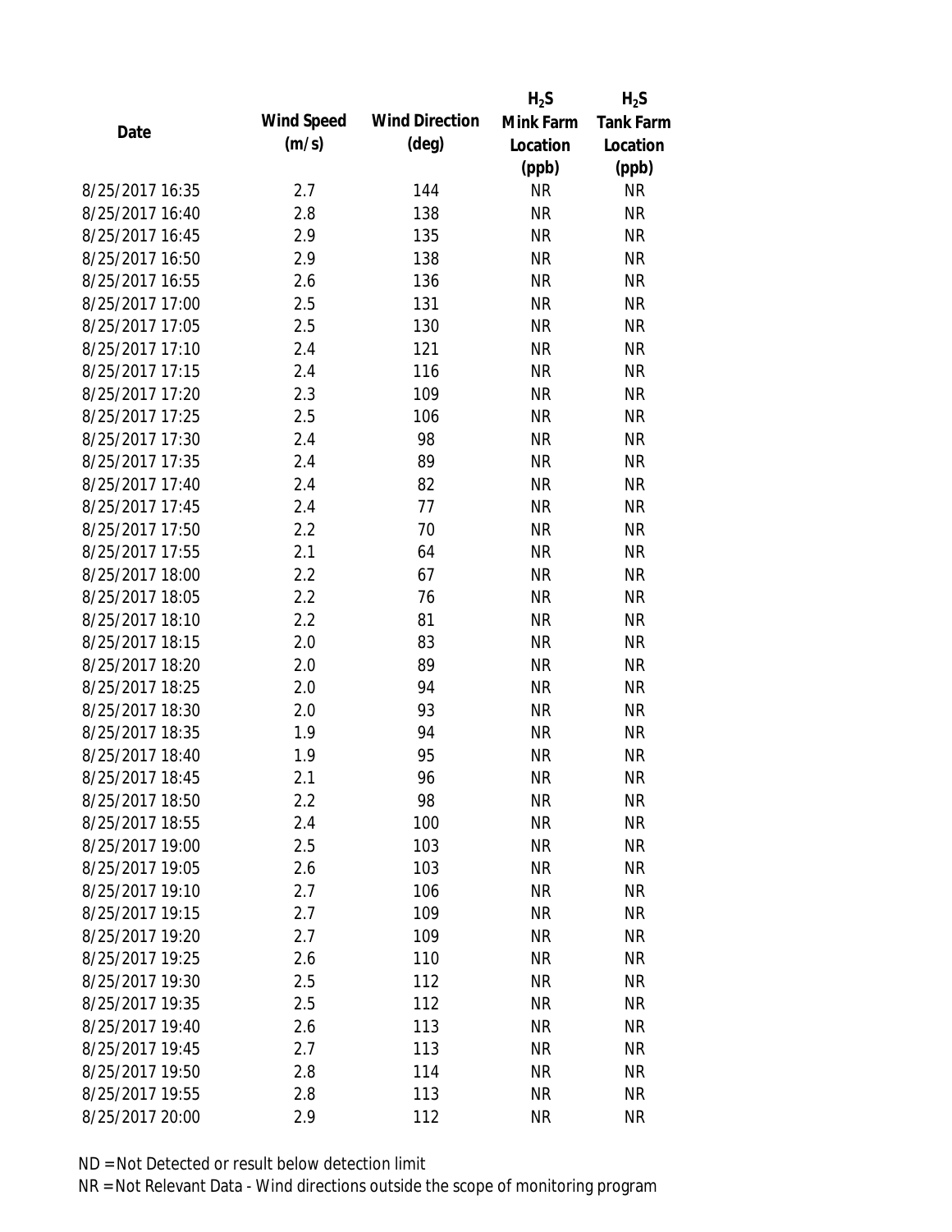| Date | Wind Speed (m/s) | Wind Direction (deg) | $H_2S$ Mink Farm Location (ppb) | $H_2S$ Tank Farm Location (ppb) |
|---|---|---|---|---|
| 8/25/2017 16:35 | 2.7 | 144 | NR | NR |
| 8/25/2017 16:40 | 2.8 | 138 | NR | NR |
| 8/25/2017 16:45 | 2.9 | 135 | NR | NR |
| 8/25/2017 16:50 | 2.9 | 138 | NR | NR |
| 8/25/2017 16:55 | 2.6 | 136 | NR | NR |
| 8/25/2017 17:00 | 2.5 | 131 | NR | NR |
| 8/25/2017 17:05 | 2.5 | 130 | NR | NR |
| 8/25/2017 17:10 | 2.4 | 121 | NR | NR |
| 8/25/2017 17:15 | 2.4 | 116 | NR | NR |
| 8/25/2017 17:20 | 2.3 | 109 | NR | NR |
| 8/25/2017 17:25 | 2.5 | 106 | NR | NR |
| 8/25/2017 17:30 | 2.4 | 98 | NR | NR |
| 8/25/2017 17:35 | 2.4 | 89 | NR | NR |
| 8/25/2017 17:40 | 2.4 | 82 | NR | NR |
| 8/25/2017 17:45 | 2.4 | 77 | NR | NR |
| 8/25/2017 17:50 | 2.2 | 70 | NR | NR |
| 8/25/2017 17:55 | 2.1 | 64 | NR | NR |
| 8/25/2017 18:00 | 2.2 | 67 | NR | NR |
| 8/25/2017 18:05 | 2.2 | 76 | NR | NR |
| 8/25/2017 18:10 | 2.2 | 81 | NR | NR |
| 8/25/2017 18:15 | 2.0 | 83 | NR | NR |
| 8/25/2017 18:20 | 2.0 | 89 | NR | NR |
| 8/25/2017 18:25 | 2.0 | 94 | NR | NR |
| 8/25/2017 18:30 | 2.0 | 93 | NR | NR |
| 8/25/2017 18:35 | 1.9 | 94 | NR | NR |
| 8/25/2017 18:40 | 1.9 | 95 | NR | NR |
| 8/25/2017 18:45 | 2.1 | 96 | NR | NR |
| 8/25/2017 18:50 | 2.2 | 98 | NR | NR |
| 8/25/2017 18:55 | 2.4 | 100 | NR | NR |
| 8/25/2017 19:00 | 2.5 | 103 | NR | NR |
| 8/25/2017 19:05 | 2.6 | 103 | NR | NR |
| 8/25/2017 19:10 | 2.7 | 106 | NR | NR |
| 8/25/2017 19:15 | 2.7 | 109 | NR | NR |
| 8/25/2017 19:20 | 2.7 | 109 | NR | NR |
| 8/25/2017 19:25 | 2.6 | 110 | NR | NR |
| 8/25/2017 19:30 | 2.5 | 112 | NR | NR |
| 8/25/2017 19:35 | 2.5 | 112 | NR | NR |
| 8/25/2017 19:40 | 2.6 | 113 | NR | NR |
| 8/25/2017 19:45 | 2.7 | 113 | NR | NR |
| 8/25/2017 19:50 | 2.8 | 114 | NR | NR |
| 8/25/2017 19:55 | 2.8 | 113 | NR | NR |
| 8/25/2017 20:00 | 2.9 | 112 | NR | NR |

ND = Not Detected or result below detection limit

NR = Not Relevant Data - Wind directions outside the scope of monitoring program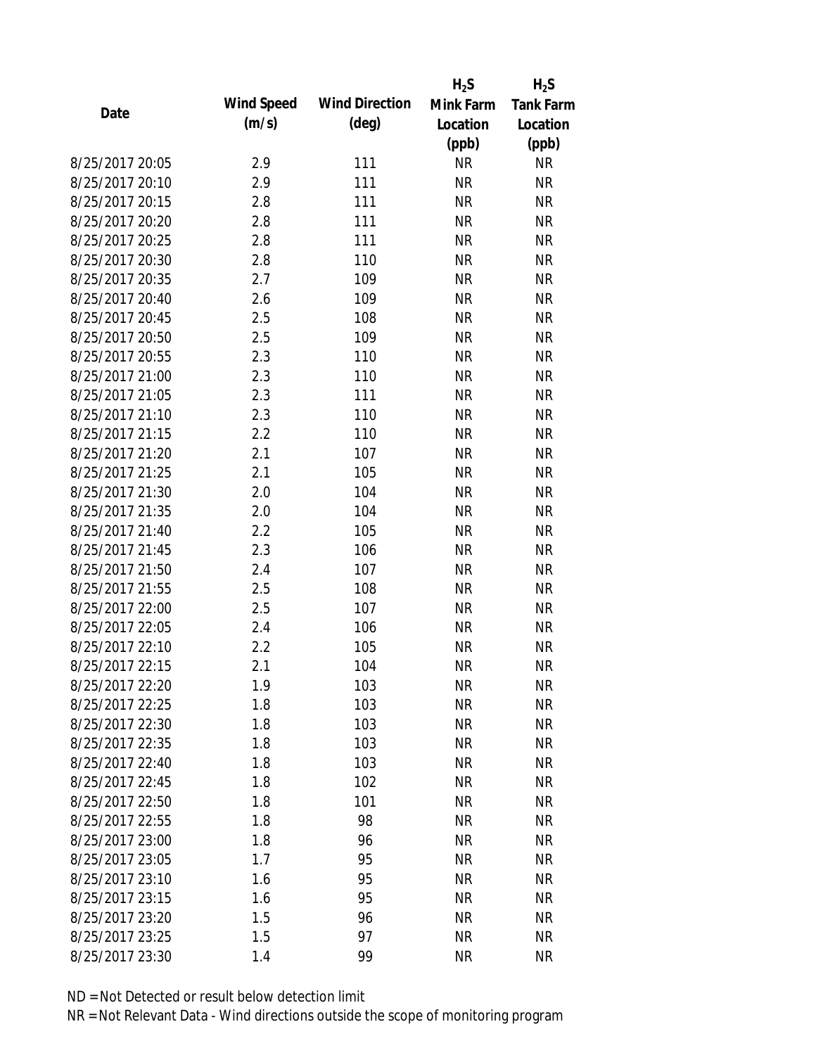| Date | Wind Speed (m/s) | Wind Direction (deg) | $H_2S$ Mink Farm Location (ppb) | $H_2S$ Tank Farm Location (ppb) |
|---|---|---|---|---|
| 8/25/2017 20:05 | 2.9 | 111 | NR | NR |
| 8/25/2017 20:10 | 2.9 | 111 | NR | NR |
| 8/25/2017 20:15 | 2.8 | 111 | NR | NR |
| 8/25/2017 20:20 | 2.8 | 111 | NR | NR |
| 8/25/2017 20:25 | 2.8 | 111 | NR | NR |
| 8/25/2017 20:30 | 2.8 | 110 | NR | NR |
| 8/25/2017 20:35 | 2.7 | 109 | NR | NR |
| 8/25/2017 20:40 | 2.6 | 109 | NR | NR |
| 8/25/2017 20:45 | 2.5 | 108 | NR | NR |
| 8/25/2017 20:50 | 2.5 | 109 | NR | NR |
| 8/25/2017 20:55 | 2.3 | 110 | NR | NR |
| 8/25/2017 21:00 | 2.3 | 110 | NR | NR |
| 8/25/2017 21:05 | 2.3 | 111 | NR | NR |
| 8/25/2017 21:10 | 2.3 | 110 | NR | NR |
| 8/25/2017 21:15 | 2.2 | 110 | NR | NR |
| 8/25/2017 21:20 | 2.1 | 107 | NR | NR |
| 8/25/2017 21:25 | 2.1 | 105 | NR | NR |
| 8/25/2017 21:30 | 2.0 | 104 | NR | NR |
| 8/25/2017 21:35 | 2.0 | 104 | NR | NR |
| 8/25/2017 21:40 | 2.2 | 105 | NR | NR |
| 8/25/2017 21:45 | 2.3 | 106 | NR | NR |
| 8/25/2017 21:50 | 2.4 | 107 | NR | NR |
| 8/25/2017 21:55 | 2.5 | 108 | NR | NR |
| 8/25/2017 22:00 | 2.5 | 107 | NR | NR |
| 8/25/2017 22:05 | 2.4 | 106 | NR | NR |
| 8/25/2017 22:10 | 2.2 | 105 | NR | NR |
| 8/25/2017 22:15 | 2.1 | 104 | NR | NR |
| 8/25/2017 22:20 | 1.9 | 103 | NR | NR |
| 8/25/2017 22:25 | 1.8 | 103 | NR | NR |
| 8/25/2017 22:30 | 1.8 | 103 | NR | NR |
| 8/25/2017 22:35 | 1.8 | 103 | NR | NR |
| 8/25/2017 22:40 | 1.8 | 103 | NR | NR |
| 8/25/2017 22:45 | 1.8 | 102 | NR | NR |
| 8/25/2017 22:50 | 1.8 | 101 | NR | NR |
| 8/25/2017 22:55 | 1.8 | 98 | NR | NR |
| 8/25/2017 23:00 | 1.8 | 96 | NR | NR |
| 8/25/2017 23:05 | 1.7 | 95 | NR | NR |
| 8/25/2017 23:10 | 1.6 | 95 | NR | NR |
| 8/25/2017 23:15 | 1.6 | 95 | NR | NR |
| 8/25/2017 23:20 | 1.5 | 96 | NR | NR |
| 8/25/2017 23:25 | 1.5 | 97 | NR | NR |
| 8/25/2017 23:30 | 1.4 | 99 | NR | NR |

ND = Not Detected or result below detection limit

NR = Not Relevant Data - Wind directions outside the scope of monitoring program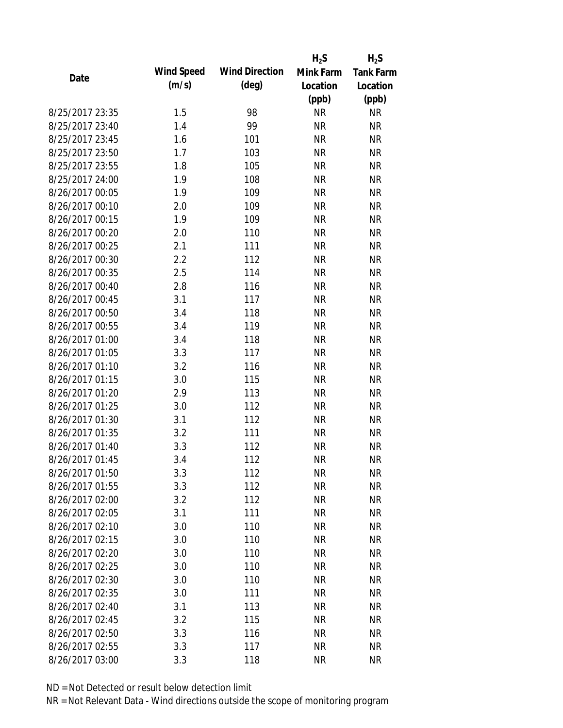| Date | Wind Speed (m/s) | Wind Direction (deg) | $H_2S$ Mink Farm Location (ppb) | $H_2S$ Tank Farm Location (ppb) |
|---|---|---|---|---|
| 8/25/2017 23:35 | 1.5 | 98 | NR | NR |
| 8/25/2017 23:40 | 1.4 | 99 | NR | NR |
| 8/25/2017 23:45 | 1.6 | 101 | NR | NR |
| 8/25/2017 23:50 | 1.7 | 103 | NR | NR |
| 8/25/2017 23:55 | 1.8 | 105 | NR | NR |
| 8/25/2017 24:00 | 1.9 | 108 | NR | NR |
| 8/26/2017 00:05 | 1.9 | 109 | NR | NR |
| 8/26/2017 00:10 | 2.0 | 109 | NR | NR |
| 8/26/2017 00:15 | 1.9 | 109 | NR | NR |
| 8/26/2017 00:20 | 2.0 | 110 | NR | NR |
| 8/26/2017 00:25 | 2.1 | 111 | NR | NR |
| 8/26/2017 00:30 | 2.2 | 112 | NR | NR |
| 8/26/2017 00:35 | 2.5 | 114 | NR | NR |
| 8/26/2017 00:40 | 2.8 | 116 | NR | NR |
| 8/26/2017 00:45 | 3.1 | 117 | NR | NR |
| 8/26/2017 00:50 | 3.4 | 118 | NR | NR |
| 8/26/2017 00:55 | 3.4 | 119 | NR | NR |
| 8/26/2017 01:00 | 3.4 | 118 | NR | NR |
| 8/26/2017 01:05 | 3.3 | 117 | NR | NR |
| 8/26/2017 01:10 | 3.2 | 116 | NR | NR |
| 8/26/2017 01:15 | 3.0 | 115 | NR | NR |
| 8/26/2017 01:20 | 2.9 | 113 | NR | NR |
| 8/26/2017 01:25 | 3.0 | 112 | NR | NR |
| 8/26/2017 01:30 | 3.1 | 112 | NR | NR |
| 8/26/2017 01:35 | 3.2 | 111 | NR | NR |
| 8/26/2017 01:40 | 3.3 | 112 | NR | NR |
| 8/26/2017 01:45 | 3.4 | 112 | NR | NR |
| 8/26/2017 01:50 | 3.3 | 112 | NR | NR |
| 8/26/2017 01:55 | 3.3 | 112 | NR | NR |
| 8/26/2017 02:00 | 3.2 | 112 | NR | NR |
| 8/26/2017 02:05 | 3.1 | 111 | NR | NR |
| 8/26/2017 02:10 | 3.0 | 110 | NR | NR |
| 8/26/2017 02:15 | 3.0 | 110 | NR | NR |
| 8/26/2017 02:20 | 3.0 | 110 | NR | NR |
| 8/26/2017 02:25 | 3.0 | 110 | NR | NR |
| 8/26/2017 02:30 | 3.0 | 110 | NR | NR |
| 8/26/2017 02:35 | 3.0 | 111 | NR | NR |
| 8/26/2017 02:40 | 3.1 | 113 | NR | NR |
| 8/26/2017 02:45 | 3.2 | 115 | NR | NR |
| 8/26/2017 02:50 | 3.3 | 116 | NR | NR |
| 8/26/2017 02:55 | 3.3 | 117 | NR | NR |
| 8/26/2017 03:00 | 3.3 | 118 | NR | NR |

ND = Not Detected or result below detection limit

NR = Not Relevant Data - Wind directions outside the scope of monitoring program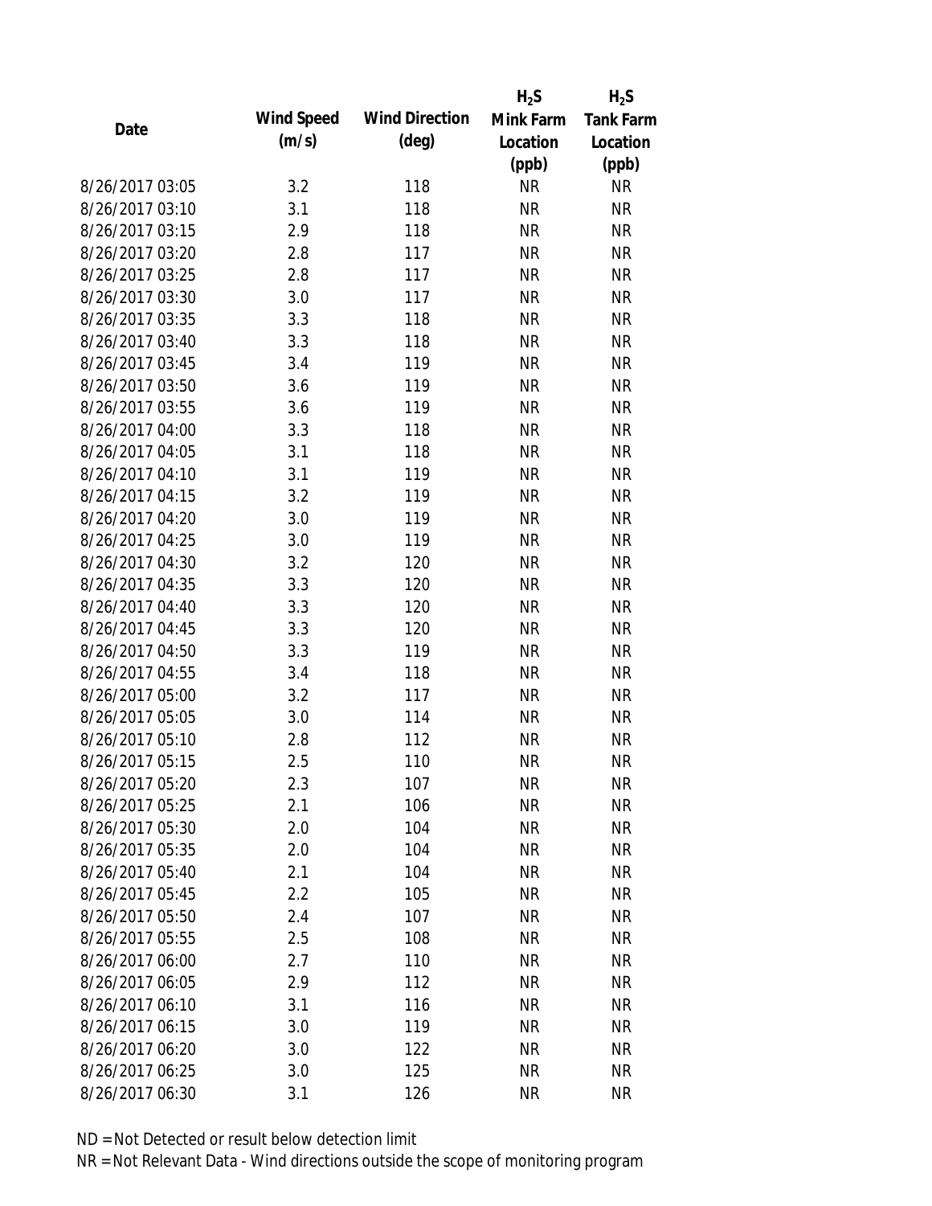| Date | Wind Speed (m/s) | Wind Direction (deg) | $H_2S$ Mink Farm Location (ppb) | $H_2S$ Tank Farm Location (ppb) |
|---|---|---|---|---|
| 8/26/2017 03:05 | 3.2 | 118 | NR | NR |
| 8/26/2017 03:10 | 3.1 | 118 | NR | NR |
| 8/26/2017 03:15 | 2.9 | 118 | NR | NR |
| 8/26/2017 03:20 | 2.8 | 117 | NR | NR |
| 8/26/2017 03:25 | 2.8 | 117 | NR | NR |
| 8/26/2017 03:30 | 3.0 | 117 | NR | NR |
| 8/26/2017 03:35 | 3.3 | 118 | NR | NR |
| 8/26/2017 03:40 | 3.3 | 118 | NR | NR |
| 8/26/2017 03:45 | 3.4 | 119 | NR | NR |
| 8/26/2017 03:50 | 3.6 | 119 | NR | NR |
| 8/26/2017 03:55 | 3.6 | 119 | NR | NR |
| 8/26/2017 04:00 | 3.3 | 118 | NR | NR |
| 8/26/2017 04:05 | 3.1 | 118 | NR | NR |
| 8/26/2017 04:10 | 3.1 | 119 | NR | NR |
| 8/26/2017 04:15 | 3.2 | 119 | NR | NR |
| 8/26/2017 04:20 | 3.0 | 119 | NR | NR |
| 8/26/2017 04:25 | 3.0 | 119 | NR | NR |
| 8/26/2017 04:30 | 3.2 | 120 | NR | NR |
| 8/26/2017 04:35 | 3.3 | 120 | NR | NR |
| 8/26/2017 04:40 | 3.3 | 120 | NR | NR |
| 8/26/2017 04:45 | 3.3 | 120 | NR | NR |
| 8/26/2017 04:50 | 3.3 | 119 | NR | NR |
| 8/26/2017 04:55 | 3.4 | 118 | NR | NR |
| 8/26/2017 05:00 | 3.2 | 117 | NR | NR |
| 8/26/2017 05:05 | 3.0 | 114 | NR | NR |
| 8/26/2017 05:10 | 2.8 | 112 | NR | NR |
| 8/26/2017 05:15 | 2.5 | 110 | NR | NR |
| 8/26/2017 05:20 | 2.3 | 107 | NR | NR |
| 8/26/2017 05:25 | 2.1 | 106 | NR | NR |
| 8/26/2017 05:30 | 2.0 | 104 | NR | NR |
| 8/26/2017 05:35 | 2.0 | 104 | NR | NR |
| 8/26/2017 05:40 | 2.1 | 104 | NR | NR |
| 8/26/2017 05:45 | 2.2 | 105 | NR | NR |
| 8/26/2017 05:50 | 2.4 | 107 | NR | NR |
| 8/26/2017 05:55 | 2.5 | 108 | NR | NR |
| 8/26/2017 06:00 | 2.7 | 110 | NR | NR |
| 8/26/2017 06:05 | 2.9 | 112 | NR | NR |
| 8/26/2017 06:10 | 3.1 | 116 | NR | NR |
| 8/26/2017 06:15 | 3.0 | 119 | NR | NR |
| 8/26/2017 06:20 | 3.0 | 122 | NR | NR |
| 8/26/2017 06:25 | 3.0 | 125 | NR | NR |
| 8/26/2017 06:30 | 3.1 | 126 | NR | NR |

ND = Not Detected or result below detection limit

NR = Not Relevant Data - Wind directions outside the scope of monitoring program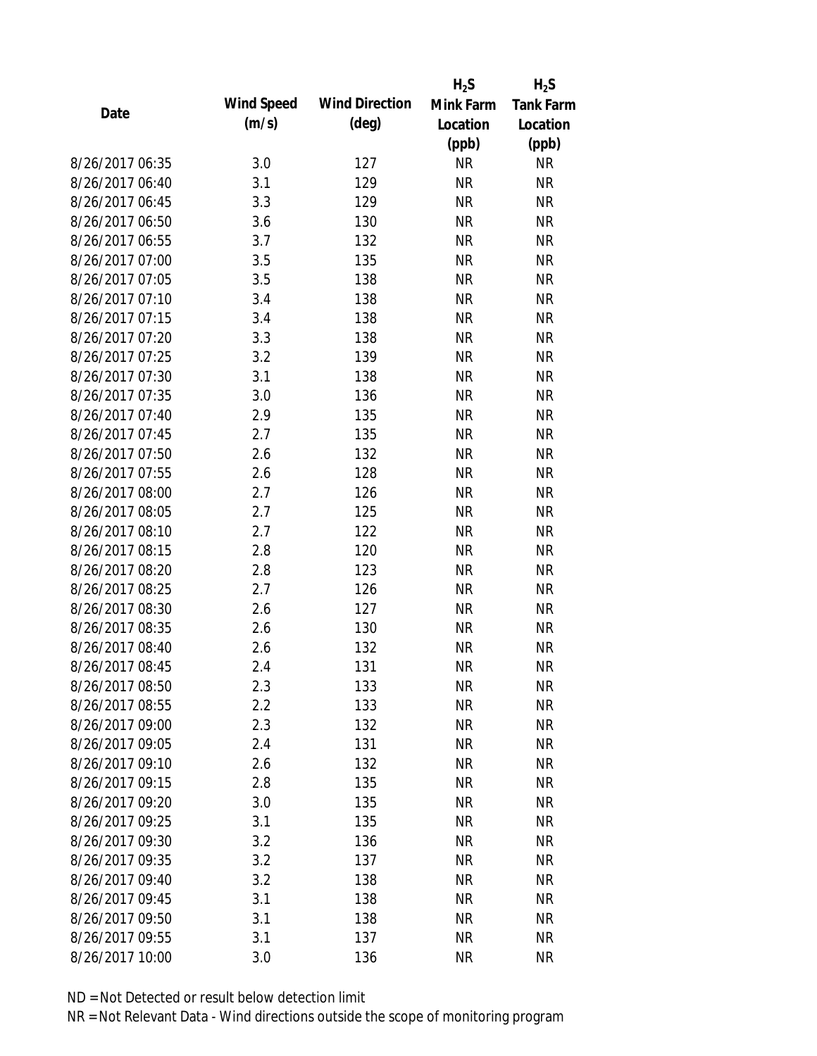| Date | Wind Speed (m/s) | Wind Direction (deg) | $H_2S$ Mink Farm Location (ppb) | $H_2S$ Tank Farm Location (ppb) |
|---|---|---|---|---|
| 8/26/2017 06:35 | 3.0 | 127 | NR | NR |
| 8/26/2017 06:40 | 3.1 | 129 | NR | NR |
| 8/26/2017 06:45 | 3.3 | 129 | NR | NR |
| 8/26/2017 06:50 | 3.6 | 130 | NR | NR |
| 8/26/2017 06:55 | 3.7 | 132 | NR | NR |
| 8/26/2017 07:00 | 3.5 | 135 | NR | NR |
| 8/26/2017 07:05 | 3.5 | 138 | NR | NR |
| 8/26/2017 07:10 | 3.4 | 138 | NR | NR |
| 8/26/2017 07:15 | 3.4 | 138 | NR | NR |
| 8/26/2017 07:20 | 3.3 | 138 | NR | NR |
| 8/26/2017 07:25 | 3.2 | 139 | NR | NR |
| 8/26/2017 07:30 | 3.1 | 138 | NR | NR |
| 8/26/2017 07:35 | 3.0 | 136 | NR | NR |
| 8/26/2017 07:40 | 2.9 | 135 | NR | NR |
| 8/26/2017 07:45 | 2.7 | 135 | NR | NR |
| 8/26/2017 07:50 | 2.6 | 132 | NR | NR |
| 8/26/2017 07:55 | 2.6 | 128 | NR | NR |
| 8/26/2017 08:00 | 2.7 | 126 | NR | NR |
| 8/26/2017 08:05 | 2.7 | 125 | NR | NR |
| 8/26/2017 08:10 | 2.7 | 122 | NR | NR |
| 8/26/2017 08:15 | 2.8 | 120 | NR | NR |
| 8/26/2017 08:20 | 2.8 | 123 | NR | NR |
| 8/26/2017 08:25 | 2.7 | 126 | NR | NR |
| 8/26/2017 08:30 | 2.6 | 127 | NR | NR |
| 8/26/2017 08:35 | 2.6 | 130 | NR | NR |
| 8/26/2017 08:40 | 2.6 | 132 | NR | NR |
| 8/26/2017 08:45 | 2.4 | 131 | NR | NR |
| 8/26/2017 08:50 | 2.3 | 133 | NR | NR |
| 8/26/2017 08:55 | 2.2 | 133 | NR | NR |
| 8/26/2017 09:00 | 2.3 | 132 | NR | NR |
| 8/26/2017 09:05 | 2.4 | 131 | NR | NR |
| 8/26/2017 09:10 | 2.6 | 132 | NR | NR |
| 8/26/2017 09:15 | 2.8 | 135 | NR | NR |
| 8/26/2017 09:20 | 3.0 | 135 | NR | NR |
| 8/26/2017 09:25 | 3.1 | 135 | NR | NR |
| 8/26/2017 09:30 | 3.2 | 136 | NR | NR |
| 8/26/2017 09:35 | 3.2 | 137 | NR | NR |
| 8/26/2017 09:40 | 3.2 | 138 | NR | NR |
| 8/26/2017 09:45 | 3.1 | 138 | NR | NR |
| 8/26/2017 09:50 | 3.1 | 138 | NR | NR |
| 8/26/2017 09:55 | 3.1 | 137 | NR | NR |
| 8/26/2017 10:00 | 3.0 | 136 | NR | NR |

ND = Not Detected or result below detection limit

NR = Not Relevant Data - Wind directions outside the scope of monitoring program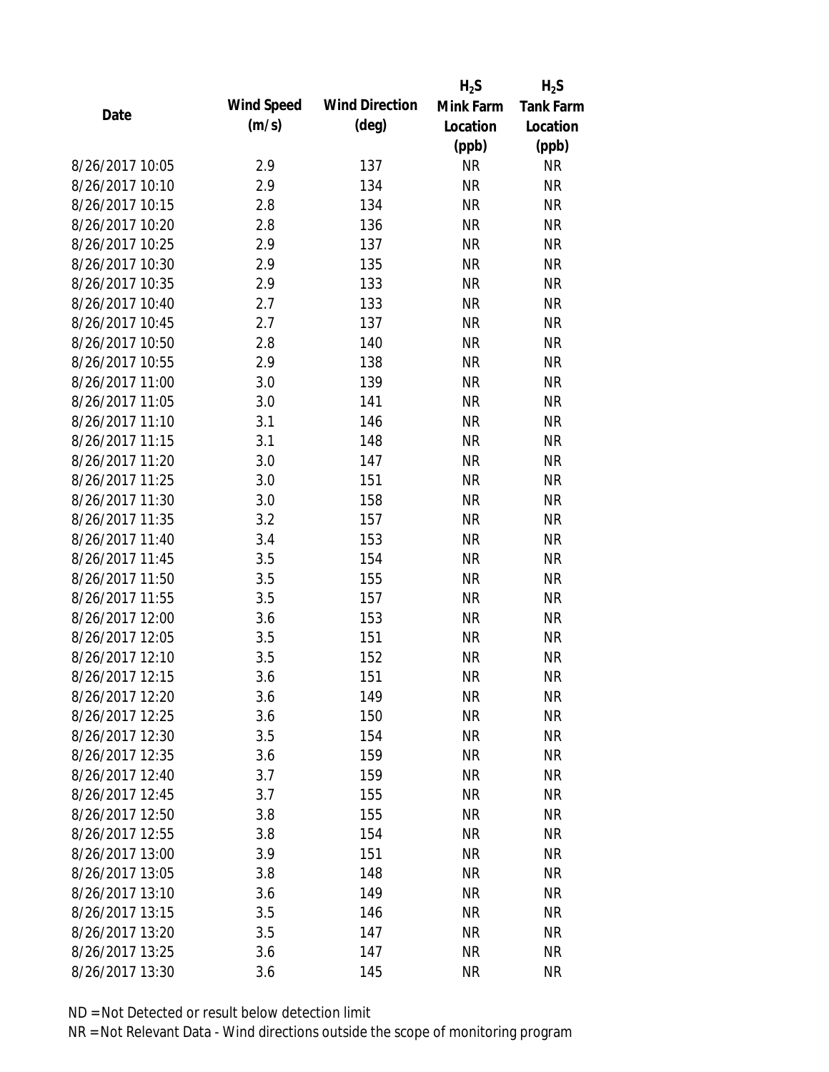| Date | Wind Speed (m/s) | Wind Direction (deg) | $H_2S$ Mink Farm Location (ppb) | $H_2S$ Tank Farm Location (ppb) |
|---|---|---|---|---|
| 8/26/2017 10:05 | 2.9 | 137 | NR | NR |
| 8/26/2017 10:10 | 2.9 | 134 | NR | NR |
| 8/26/2017 10:15 | 2.8 | 134 | NR | NR |
| 8/26/2017 10:20 | 2.8 | 136 | NR | NR |
| 8/26/2017 10:25 | 2.9 | 137 | NR | NR |
| 8/26/2017 10:30 | 2.9 | 135 | NR | NR |
| 8/26/2017 10:35 | 2.9 | 133 | NR | NR |
| 8/26/2017 10:40 | 2.7 | 133 | NR | NR |
| 8/26/2017 10:45 | 2.7 | 137 | NR | NR |
| 8/26/2017 10:50 | 2.8 | 140 | NR | NR |
| 8/26/2017 10:55 | 2.9 | 138 | NR | NR |
| 8/26/2017 11:00 | 3.0 | 139 | NR | NR |
| 8/26/2017 11:05 | 3.0 | 141 | NR | NR |
| 8/26/2017 11:10 | 3.1 | 146 | NR | NR |
| 8/26/2017 11:15 | 3.1 | 148 | NR | NR |
| 8/26/2017 11:20 | 3.0 | 147 | NR | NR |
| 8/26/2017 11:25 | 3.0 | 151 | NR | NR |
| 8/26/2017 11:30 | 3.0 | 158 | NR | NR |
| 8/26/2017 11:35 | 3.2 | 157 | NR | NR |
| 8/26/2017 11:40 | 3.4 | 153 | NR | NR |
| 8/26/2017 11:45 | 3.5 | 154 | NR | NR |
| 8/26/2017 11:50 | 3.5 | 155 | NR | NR |
| 8/26/2017 11:55 | 3.5 | 157 | NR | NR |
| 8/26/2017 12:00 | 3.6 | 153 | NR | NR |
| 8/26/2017 12:05 | 3.5 | 151 | NR | NR |
| 8/26/2017 12:10 | 3.5 | 152 | NR | NR |
| 8/26/2017 12:15 | 3.6 | 151 | NR | NR |
| 8/26/2017 12:20 | 3.6 | 149 | NR | NR |
| 8/26/2017 12:25 | 3.6 | 150 | NR | NR |
| 8/26/2017 12:30 | 3.5 | 154 | NR | NR |
| 8/26/2017 12:35 | 3.6 | 159 | NR | NR |
| 8/26/2017 12:40 | 3.7 | 159 | NR | NR |
| 8/26/2017 12:45 | 3.7 | 155 | NR | NR |
| 8/26/2017 12:50 | 3.8 | 155 | NR | NR |
| 8/26/2017 12:55 | 3.8 | 154 | NR | NR |
| 8/26/2017 13:00 | 3.9 | 151 | NR | NR |
| 8/26/2017 13:05 | 3.8 | 148 | NR | NR |
| 8/26/2017 13:10 | 3.6 | 149 | NR | NR |
| 8/26/2017 13:15 | 3.5 | 146 | NR | NR |
| 8/26/2017 13:20 | 3.5 | 147 | NR | NR |
| 8/26/2017 13:25 | 3.6 | 147 | NR | NR |
| 8/26/2017 13:30 | 3.6 | 145 | NR | NR |

ND = Not Detected or result below detection limit

NR = Not Relevant Data - Wind directions outside the scope of monitoring program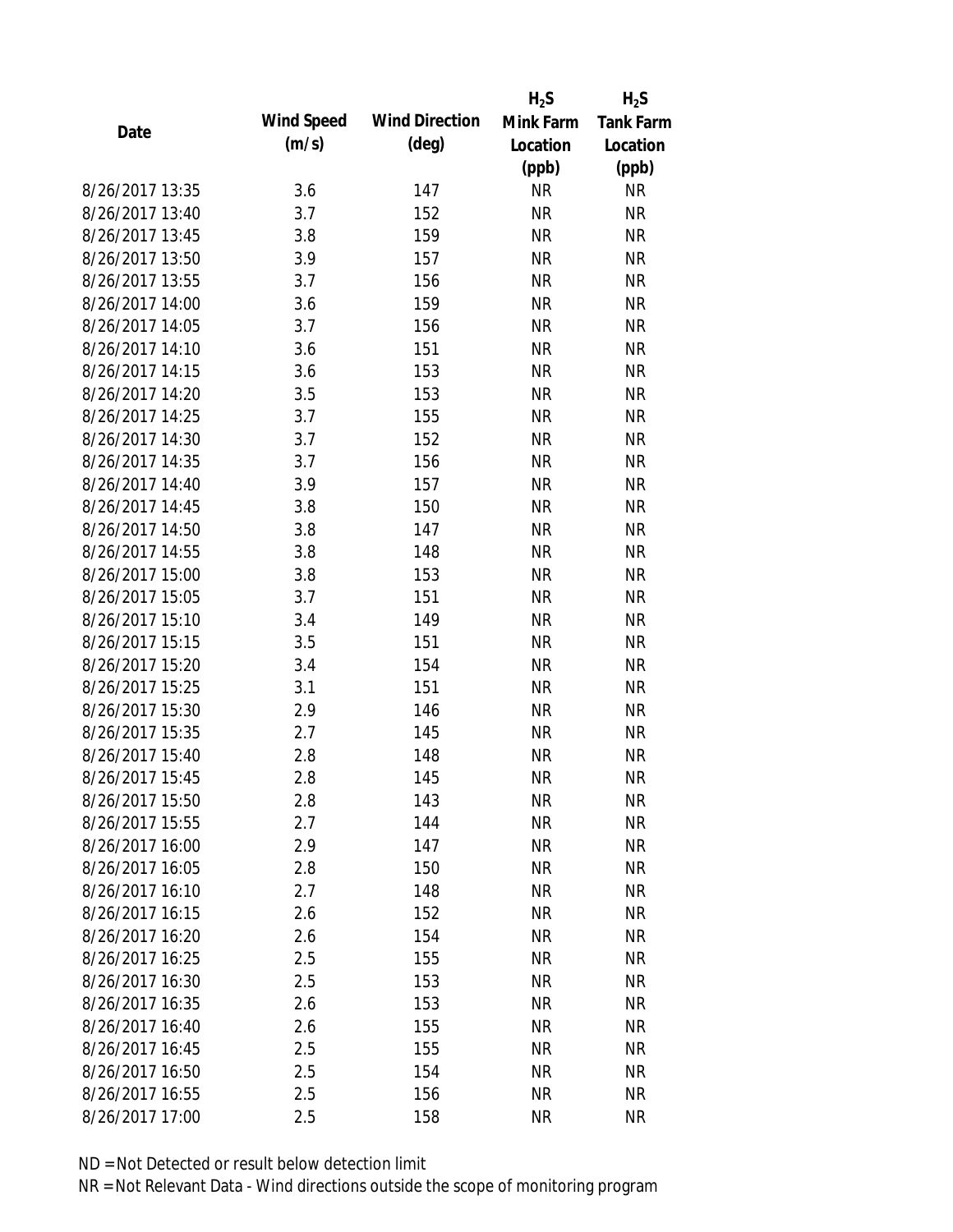| Date | Wind Speed (m/s) | Wind Direction (deg) | $H_2S$ Mink Farm Location (ppb) | $H_2S$ Tank Farm Location (ppb) |
| --- | --- | --- | --- | --- |
| 8/26/2017 13:35 | 3.6 | 147 | NR | NR |
| 8/26/2017 13:40 | 3.7 | 152 | NR | NR |
| 8/26/2017 13:45 | 3.8 | 159 | NR | NR |
| 8/26/2017 13:50 | 3.9 | 157 | NR | NR |
| 8/26/2017 13:55 | 3.7 | 156 | NR | NR |
| 8/26/2017 14:00 | 3.6 | 159 | NR | NR |
| 8/26/2017 14:05 | 3.7 | 156 | NR | NR |
| 8/26/2017 14:10 | 3.6 | 151 | NR | NR |
| 8/26/2017 14:15 | 3.6 | 153 | NR | NR |
| 8/26/2017 14:20 | 3.5 | 153 | NR | NR |
| 8/26/2017 14:25 | 3.7 | 155 | NR | NR |
| 8/26/2017 14:30 | 3.7 | 152 | NR | NR |
| 8/26/2017 14:35 | 3.7 | 156 | NR | NR |
| 8/26/2017 14:40 | 3.9 | 157 | NR | NR |
| 8/26/2017 14:45 | 3.8 | 150 | NR | NR |
| 8/26/2017 14:50 | 3.8 | 147 | NR | NR |
| 8/26/2017 14:55 | 3.8 | 148 | NR | NR |
| 8/26/2017 15:00 | 3.8 | 153 | NR | NR |
| 8/26/2017 15:05 | 3.7 | 151 | NR | NR |
| 8/26/2017 15:10 | 3.4 | 149 | NR | NR |
| 8/26/2017 15:15 | 3.5 | 151 | NR | NR |
| 8/26/2017 15:20 | 3.4 | 154 | NR | NR |
| 8/26/2017 15:25 | 3.1 | 151 | NR | NR |
| 8/26/2017 15:30 | 2.9 | 146 | NR | NR |
| 8/26/2017 15:35 | 2.7 | 145 | NR | NR |
| 8/26/2017 15:40 | 2.8 | 148 | NR | NR |
| 8/26/2017 15:45 | 2.8 | 145 | NR | NR |
| 8/26/2017 15:50 | 2.8 | 143 | NR | NR |
| 8/26/2017 15:55 | 2.7 | 144 | NR | NR |
| 8/26/2017 16:00 | 2.9 | 147 | NR | NR |
| 8/26/2017 16:05 | 2.8 | 150 | NR | NR |
| 8/26/2017 16:10 | 2.7 | 148 | NR | NR |
| 8/26/2017 16:15 | 2.6 | 152 | NR | NR |
| 8/26/2017 16:20 | 2.6 | 154 | NR | NR |
| 8/26/2017 16:25 | 2.5 | 155 | NR | NR |
| 8/26/2017 16:30 | 2.5 | 153 | NR | NR |
| 8/26/2017 16:35 | 2.6 | 153 | NR | NR |
| 8/26/2017 16:40 | 2.6 | 155 | NR | NR |
| 8/26/2017 16:45 | 2.5 | 155 | NR | NR |
| 8/26/2017 16:50 | 2.5 | 154 | NR | NR |
| 8/26/2017 16:55 | 2.5 | 156 | NR | NR |
| 8/26/2017 17:00 | 2.5 | 158 | NR | NR |

ND = Not Detected or result below detection limit

NR = Not Relevant Data - Wind directions outside the scope of monitoring program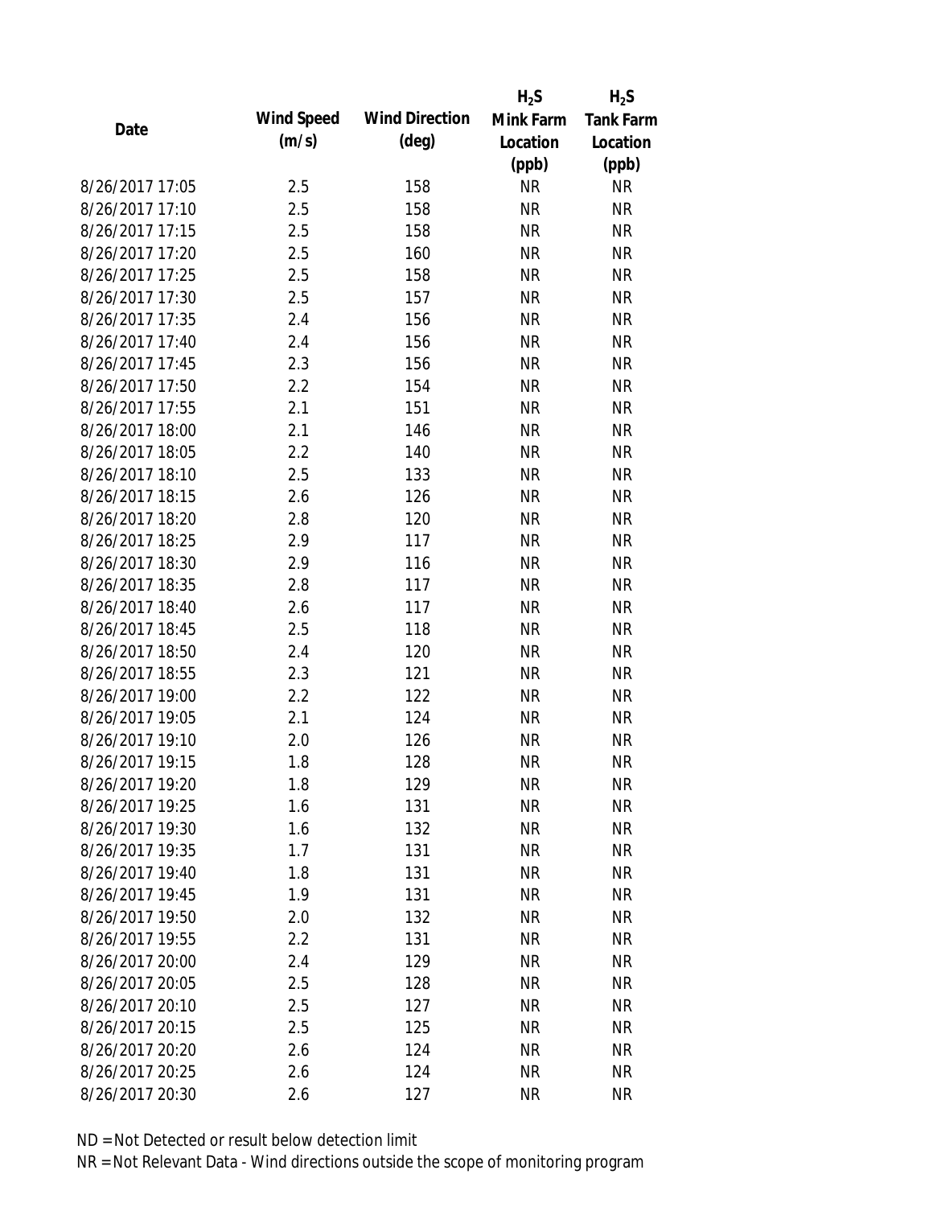| Date | Wind Speed (m/s) | Wind Direction (deg) | $H_2S$ Mink Farm Location (ppb) | $H_2S$ Tank Farm Location (ppb) |
|---|---|---|---|---|
| 8/26/2017 17:05 | 2.5 | 158 | NR | NR |
| 8/26/2017 17:10 | 2.5 | 158 | NR | NR |
| 8/26/2017 17:15 | 2.5 | 158 | NR | NR |
| 8/26/2017 17:20 | 2.5 | 160 | NR | NR |
| 8/26/2017 17:25 | 2.5 | 158 | NR | NR |
| 8/26/2017 17:30 | 2.5 | 157 | NR | NR |
| 8/26/2017 17:35 | 2.4 | 156 | NR | NR |
| 8/26/2017 17:40 | 2.4 | 156 | NR | NR |
| 8/26/2017 17:45 | 2.3 | 156 | NR | NR |
| 8/26/2017 17:50 | 2.2 | 154 | NR | NR |
| 8/26/2017 17:55 | 2.1 | 151 | NR | NR |
| 8/26/2017 18:00 | 2.1 | 146 | NR | NR |
| 8/26/2017 18:05 | 2.2 | 140 | NR | NR |
| 8/26/2017 18:10 | 2.5 | 133 | NR | NR |
| 8/26/2017 18:15 | 2.6 | 126 | NR | NR |
| 8/26/2017 18:20 | 2.8 | 120 | NR | NR |
| 8/26/2017 18:25 | 2.9 | 117 | NR | NR |
| 8/26/2017 18:30 | 2.9 | 116 | NR | NR |
| 8/26/2017 18:35 | 2.8 | 117 | NR | NR |
| 8/26/2017 18:40 | 2.6 | 117 | NR | NR |
| 8/26/2017 18:45 | 2.5 | 118 | NR | NR |
| 8/26/2017 18:50 | 2.4 | 120 | NR | NR |
| 8/26/2017 18:55 | 2.3 | 121 | NR | NR |
| 8/26/2017 19:00 | 2.2 | 122 | NR | NR |
| 8/26/2017 19:05 | 2.1 | 124 | NR | NR |
| 8/26/2017 19:10 | 2.0 | 126 | NR | NR |
| 8/26/2017 19:15 | 1.8 | 128 | NR | NR |
| 8/26/2017 19:20 | 1.8 | 129 | NR | NR |
| 8/26/2017 19:25 | 1.6 | 131 | NR | NR |
| 8/26/2017 19:30 | 1.6 | 132 | NR | NR |
| 8/26/2017 19:35 | 1.7 | 131 | NR | NR |
| 8/26/2017 19:40 | 1.8 | 131 | NR | NR |
| 8/26/2017 19:45 | 1.9 | 131 | NR | NR |
| 8/26/2017 19:50 | 2.0 | 132 | NR | NR |
| 8/26/2017 19:55 | 2.2 | 131 | NR | NR |
| 8/26/2017 20:00 | 2.4 | 129 | NR | NR |
| 8/26/2017 20:05 | 2.5 | 128 | NR | NR |
| 8/26/2017 20:10 | 2.5 | 127 | NR | NR |
| 8/26/2017 20:15 | 2.5 | 125 | NR | NR |
| 8/26/2017 20:20 | 2.6 | 124 | NR | NR |
| 8/26/2017 20:25 | 2.6 | 124 | NR | NR |
| 8/26/2017 20:30 | 2.6 | 127 | NR | NR |

ND = Not Detected or result below detection limit

NR = Not Relevant Data - Wind directions outside the scope of monitoring program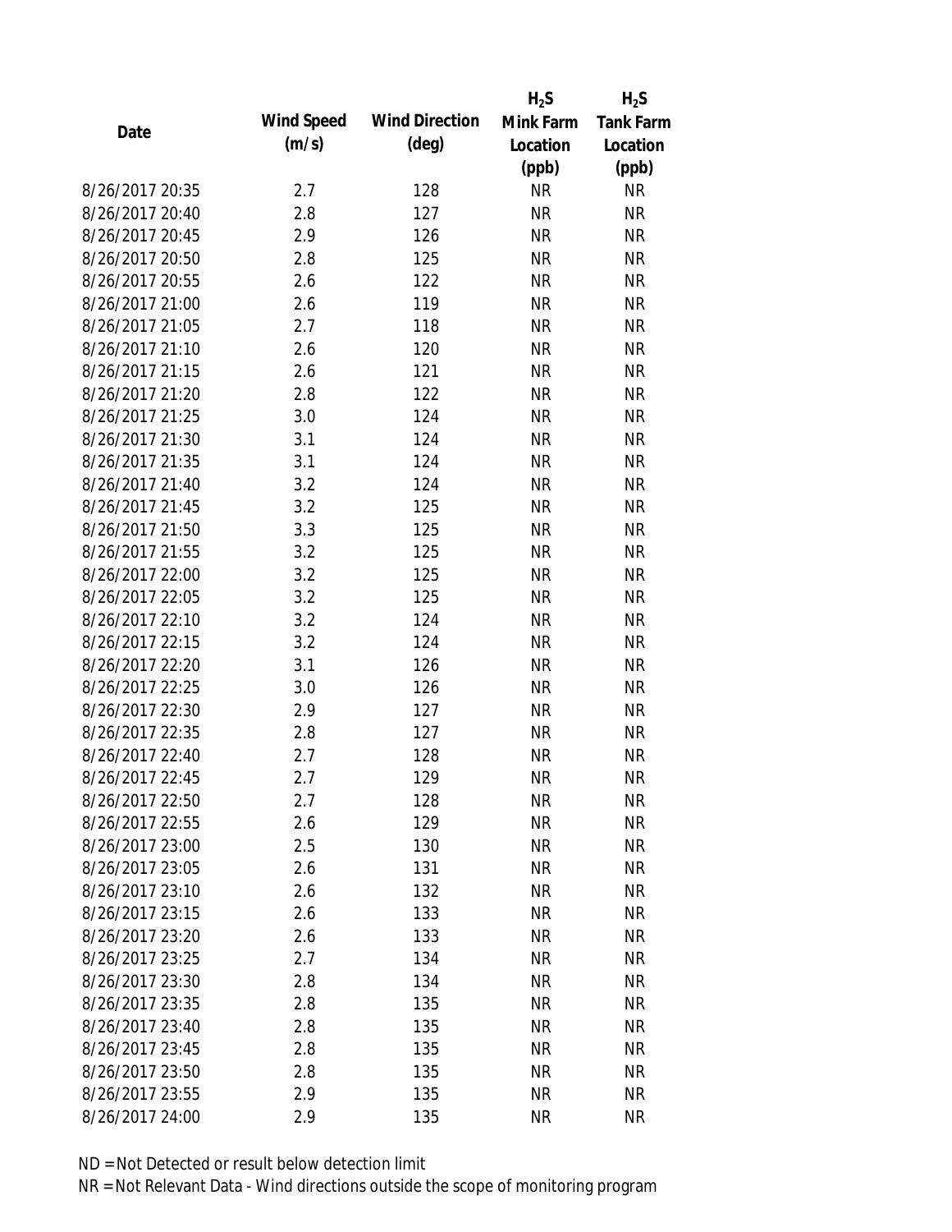| Date | Wind Speed (m/s) | Wind Direction (deg) | $H_2S$ Mink Farm Location (ppb) | $H_2S$ Tank Farm Location (ppb) |
|---|---|---|---|---|
| 8/26/2017 20:35 | 2.7 | 128 | NR | NR |
| 8/26/2017 20:40 | 2.8 | 127 | NR | NR |
| 8/26/2017 20:45 | 2.9 | 126 | NR | NR |
| 8/26/2017 20:50 | 2.8 | 125 | NR | NR |
| 8/26/2017 20:55 | 2.6 | 122 | NR | NR |
| 8/26/2017 21:00 | 2.6 | 119 | NR | NR |
| 8/26/2017 21:05 | 2.7 | 118 | NR | NR |
| 8/26/2017 21:10 | 2.6 | 120 | NR | NR |
| 8/26/2017 21:15 | 2.6 | 121 | NR | NR |
| 8/26/2017 21:20 | 2.8 | 122 | NR | NR |
| 8/26/2017 21:25 | 3.0 | 124 | NR | NR |
| 8/26/2017 21:30 | 3.1 | 124 | NR | NR |
| 8/26/2017 21:35 | 3.1 | 124 | NR | NR |
| 8/26/2017 21:40 | 3.2 | 124 | NR | NR |
| 8/26/2017 21:45 | 3.2 | 125 | NR | NR |
| 8/26/2017 21:50 | 3.3 | 125 | NR | NR |
| 8/26/2017 21:55 | 3.2 | 125 | NR | NR |
| 8/26/2017 22:00 | 3.2 | 125 | NR | NR |
| 8/26/2017 22:05 | 3.2 | 125 | NR | NR |
| 8/26/2017 22:10 | 3.2 | 124 | NR | NR |
| 8/26/2017 22:15 | 3.2 | 124 | NR | NR |
| 8/26/2017 22:20 | 3.1 | 126 | NR | NR |
| 8/26/2017 22:25 | 3.0 | 126 | NR | NR |
| 8/26/2017 22:30 | 2.9 | 127 | NR | NR |
| 8/26/2017 22:35 | 2.8 | 127 | NR | NR |
| 8/26/2017 22:40 | 2.7 | 128 | NR | NR |
| 8/26/2017 22:45 | 2.7 | 129 | NR | NR |
| 8/26/2017 22:50 | 2.7 | 128 | NR | NR |
| 8/26/2017 22:55 | 2.6 | 129 | NR | NR |
| 8/26/2017 23:00 | 2.5 | 130 | NR | NR |
| 8/26/2017 23:05 | 2.6 | 131 | NR | NR |
| 8/26/2017 23:10 | 2.6 | 132 | NR | NR |
| 8/26/2017 23:15 | 2.6 | 133 | NR | NR |
| 8/26/2017 23:20 | 2.6 | 133 | NR | NR |
| 8/26/2017 23:25 | 2.7 | 134 | NR | NR |
| 8/26/2017 23:30 | 2.8 | 134 | NR | NR |
| 8/26/2017 23:35 | 2.8 | 135 | NR | NR |
| 8/26/2017 23:40 | 2.8 | 135 | NR | NR |
| 8/26/2017 23:45 | 2.8 | 135 | NR | NR |
| 8/26/2017 23:50 | 2.8 | 135 | NR | NR |
| 8/26/2017 23:55 | 2.9 | 135 | NR | NR |
| 8/26/2017 24:00 | 2.9 | 135 | NR | NR |

ND = Not Detected or result below detection limit

NR = Not Relevant Data - Wind directions outside the scope of monitoring program